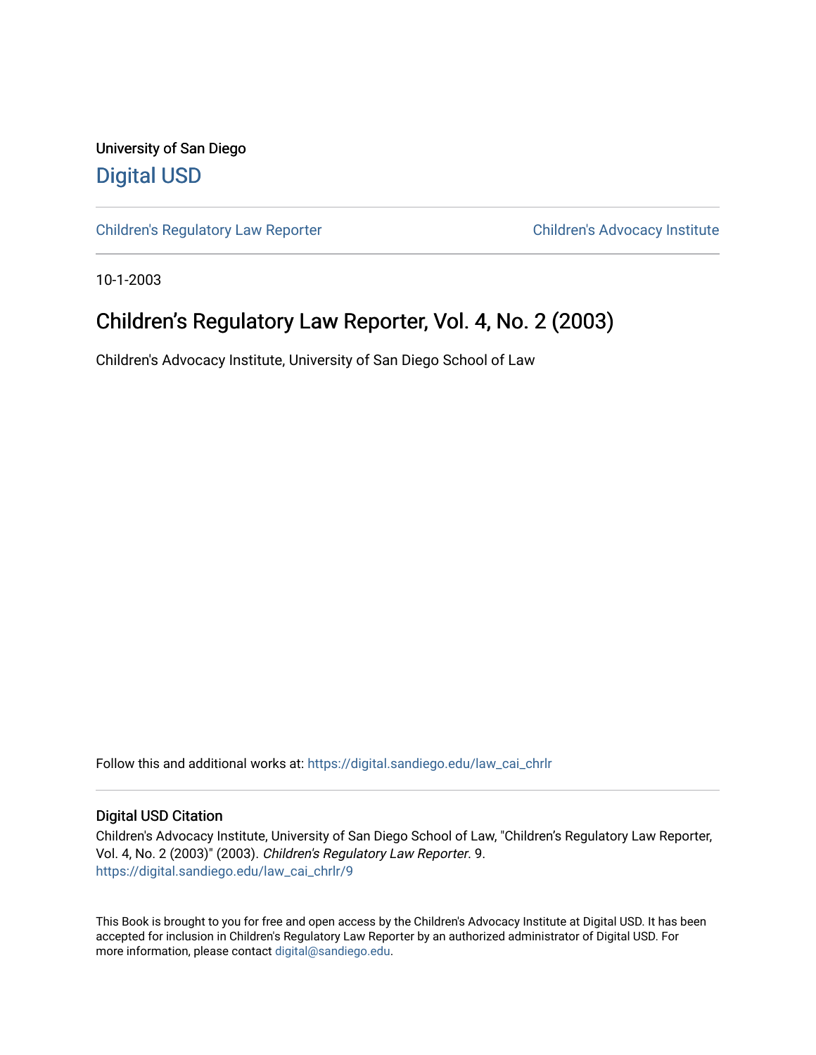University of San Diego

# Digital USD

Children's Regulatory Law Reporter | Children's Advocacy Institute

10-1-2003

## Children’s Regulatory Law Reporter, Vol. 4, No. 2 (2003)

Children's Advocacy Institute, University of San Diego School of Law

Follow this and additional works at: https://digital.sandiego.edu/law_cai_chrlr

### Digital USD Citation

Children's Advocacy Institute, University of San Diego School of Law, "Children’s Regulatory Law Reporter, Vol. 4, No. 2 (2003)" (2003). *Children's Regulatory Law Reporter*. 9.
https://digital.sandiego.edu/law_cai_chrlr/9

This Book is brought to you for free and open access by the Children's Advocacy Institute at Digital USD. It has been accepted for inclusion in Children's Regulatory Law Reporter by an authorized administrator of Digital USD. For more information, please contact digital@sandiego.edu.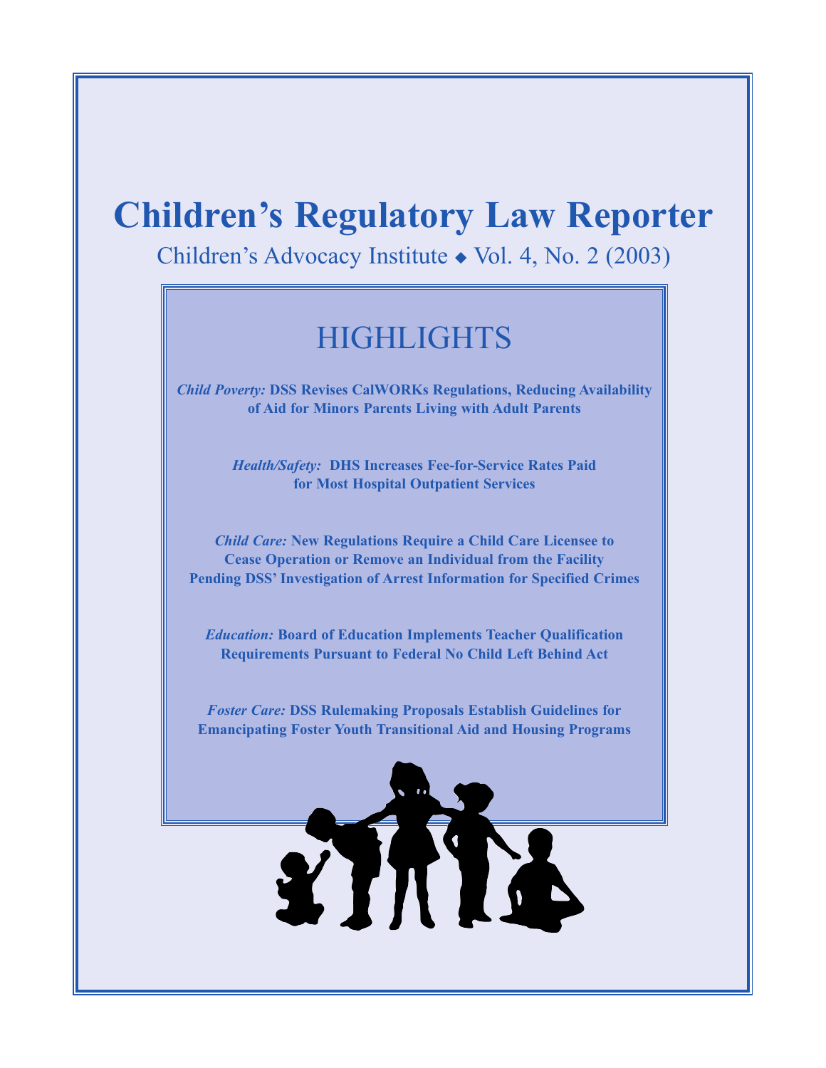# Children's Regulatory Law Reporter

Children's Advocacy Institute ◆ Vol. 4, No. 2 (2003)

## HIGHLIGHTS

***Child Poverty:* DSS Revises CalWORKs Regulations, Reducing Availability of Aid for Minors Parents Living with Adult Parents**

***Health/Safety:* DHS Increases Fee-for-Service Rates Paid for Most Hospital Outpatient Services**

***Child Care:* New Regulations Require a Child Care Licensee to Cease Operation or Remove an Individual from the Facility Pending DSS' Investigation of Arrest Information for Specified Crimes**

***Education:* Board of Education Implements Teacher Qualification Requirements Pursuant to Federal No Child Left Behind Act**

***Foster Care:* DSS Rulemaking Proposals Establish Guidelines for Emancipating Foster Youth Transitional Aid and Housing Programs**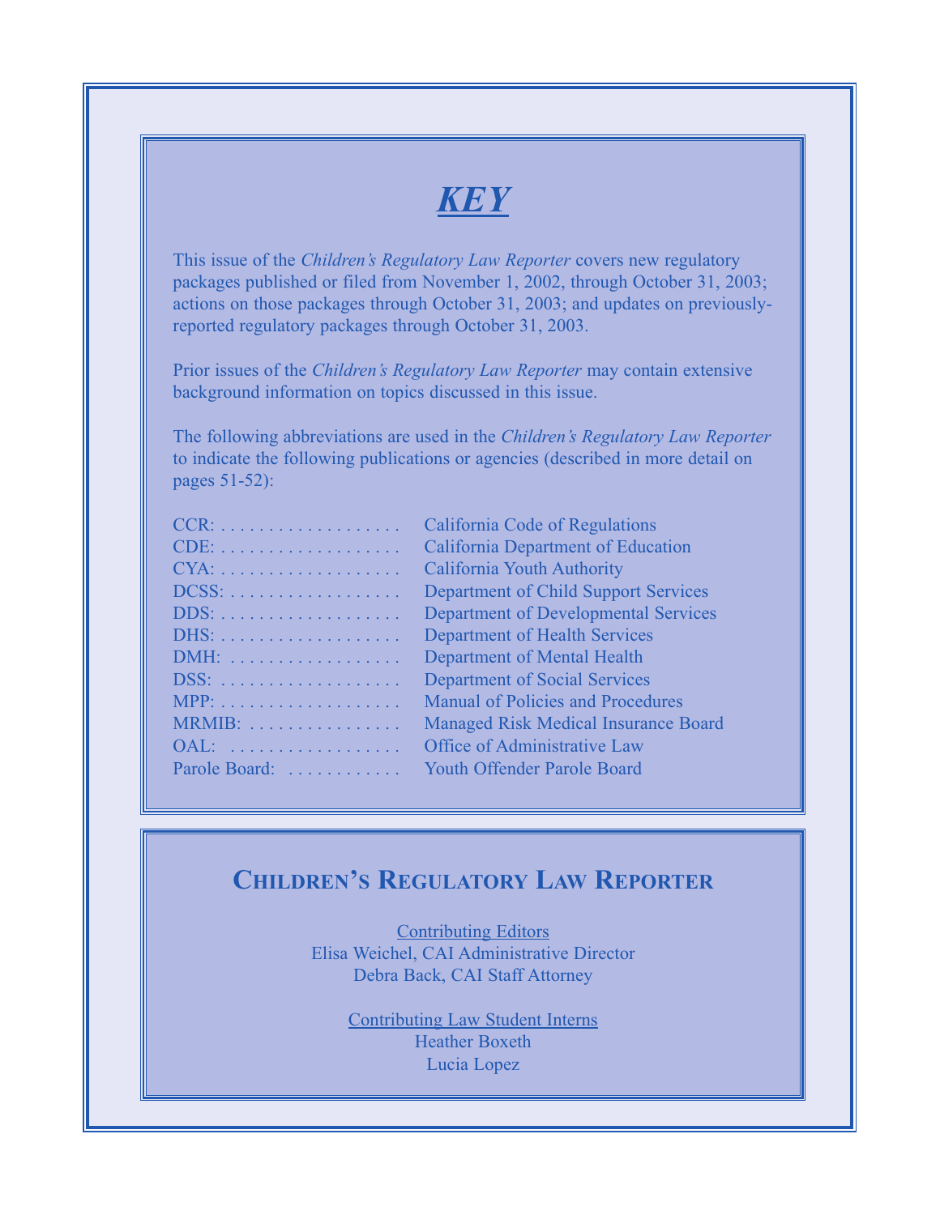# ***KEY***

This issue of the *Children's Regulatory Law Reporter* covers new regulatory packages published or filed from November 1, 2002, through October 31, 2003; actions on those packages through October 31, 2003; and updates on previously-reported regulatory packages through October 31, 2003.

Prior issues of the *Children's Regulatory Law Reporter* may contain extensive background information on topics discussed in this issue.

The following abbreviations are used in the *Children's Regulatory Law Reporter* to indicate the following publications or agencies (described in more detail on pages 51-52):

| | |
|---|---|
| CCR: | California Code of Regulations |
| CDE: | California Department of Education |
| CYA: | California Youth Authority |
| DCSS: | Department of Child Support Services |
| DDS: | Department of Developmental Services |
| DHS: | Department of Health Services |
| DMH: | Department of Mental Health |
| DSS: | Department of Social Services |
| MPP: | Manual of Policies and Procedures |
| MRMIB: | Managed Risk Medical Insurance Board |
| OAL: | Office of Administrative Law |
| Parole Board: | Youth Offender Parole Board |

## CHILDREN'S REGULATORY LAW REPORTER

Contributing Editors

Elisa Weichel, CAI Administrative Director

Debra Back, CAI Staff Attorney

Contributing Law Student Interns

Heather Boxeth

Lucia Lopez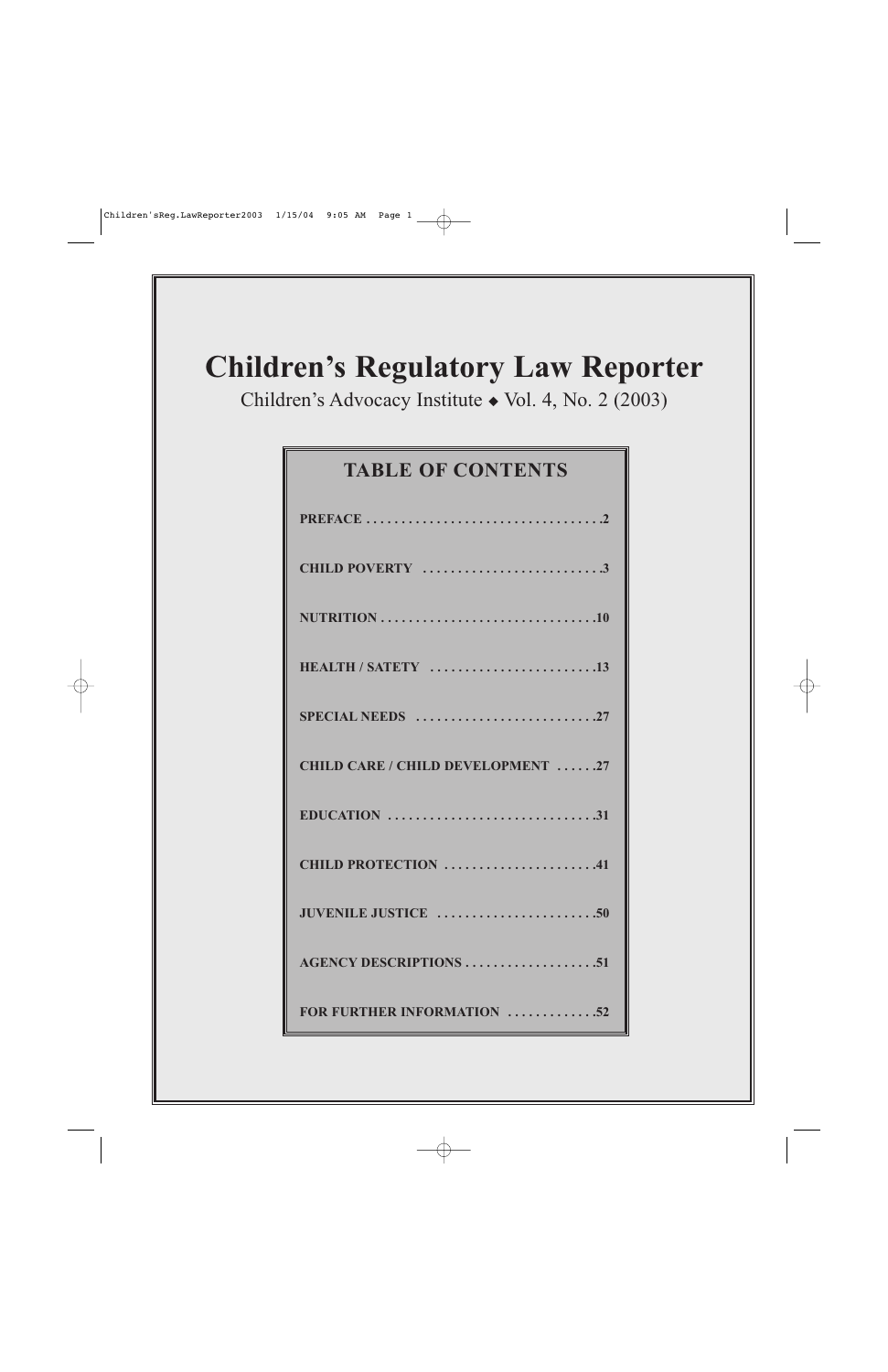# Children's Regulatory Law Reporter

Children's Advocacy Institute ◆ Vol. 4, No. 2 (2003)

## TABLE OF CONTENTS

| Section | Page |
| --- | --- |
| PREFACE | 2 |
| CHILD POVERTY | 3 |
| NUTRITION | 10 |
| HEALTH / SATETY | 13 |
| SPECIAL NEEDS | 27 |
| CHILD CARE / CHILD DEVELOPMENT | 27 |
| EDUCATION | 31 |
| CHILD PROTECTION | 41 |
| JUVENILE JUSTICE | 50 |
| AGENCY DESCRIPTIONS | 51 |
| FOR FURTHER INFORMATION | 52 |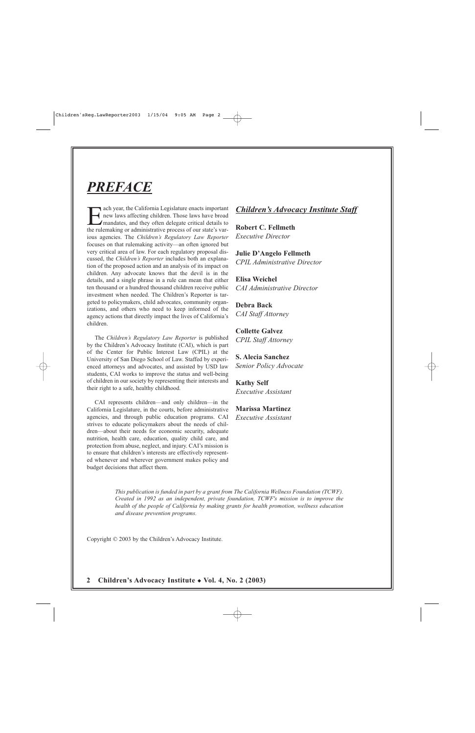# *PREFACE*

Each year, the California Legislature enacts important new laws affecting children. Those laws have broad mandates, and they often delegate critical details to the rulemaking or administrative process of our state's various agencies. The *Children's Regulatory Law Reporter* focuses on that rulemaking activity—an often ignored but very critical area of law. For each regulatory proposal discussed, the *Children's Reporter* includes both an explanation of the proposed action and an analysis of its impact on children. Any advocate knows that the devil is in the details, and a single phrase in a rule can mean that either ten thousand or a hundred thousand children receive public investment when needed. The Children's Reporter is targeted to policymakers, child advocates, community organizations, and others who need to keep informed of the agency actions that directly impact the lives of California's children.

The *Children's Regulatory Law Reporter* is published by the Children's Advocacy Institute (CAI), which is part of the Center for Public Interest Law (CPIL) at the University of San Diego School of Law. Staffed by experienced attorneys and advocates, and assisted by USD law students, CAI works to improve the status and well-being of children in our society by representing their interests and their right to a safe, healthy childhood.

CAI represents children—and only children—in the California Legislature, in the courts, before administrative agencies, and through public education programs. CAI strives to educate policymakers about the needs of children—about their needs for economic security, adequate nutrition, health care, education, quality child care, and protection from abuse, neglect, and injury. CAI's mission is to ensure that children's interests are effectively represented whenever and wherever government makes policy and budget decisions that affect them.

## *Children's Advocacy Institute Staff*

**Robert C. Fellmeth**
*Executive Director*

**Julie D'Angelo Fellmeth**
*CPIL Administrative Director*

**Elisa Weichel**
*CAI Administrative Director*

**Debra Back**
*CAI Staff Attorney*

**Collette Galvez**
*CPIL Staff Attorney*

**S. Alecia Sanchez**
*Senior Policy Advocate*

**Kathy Self**
*Executive Assistant*

**Marissa Martinez**
*Executive Assistant*

*This publication is funded in part by a grant from The California Wellness Foundation (TCWF). Created in 1992 as an independent, private foundation, TCWF's mission is to improve the health of the people of California by making grants for health promotion, wellness education and disease prevention programs.*

Copyright © 2003 by the Children's Advocacy Institute.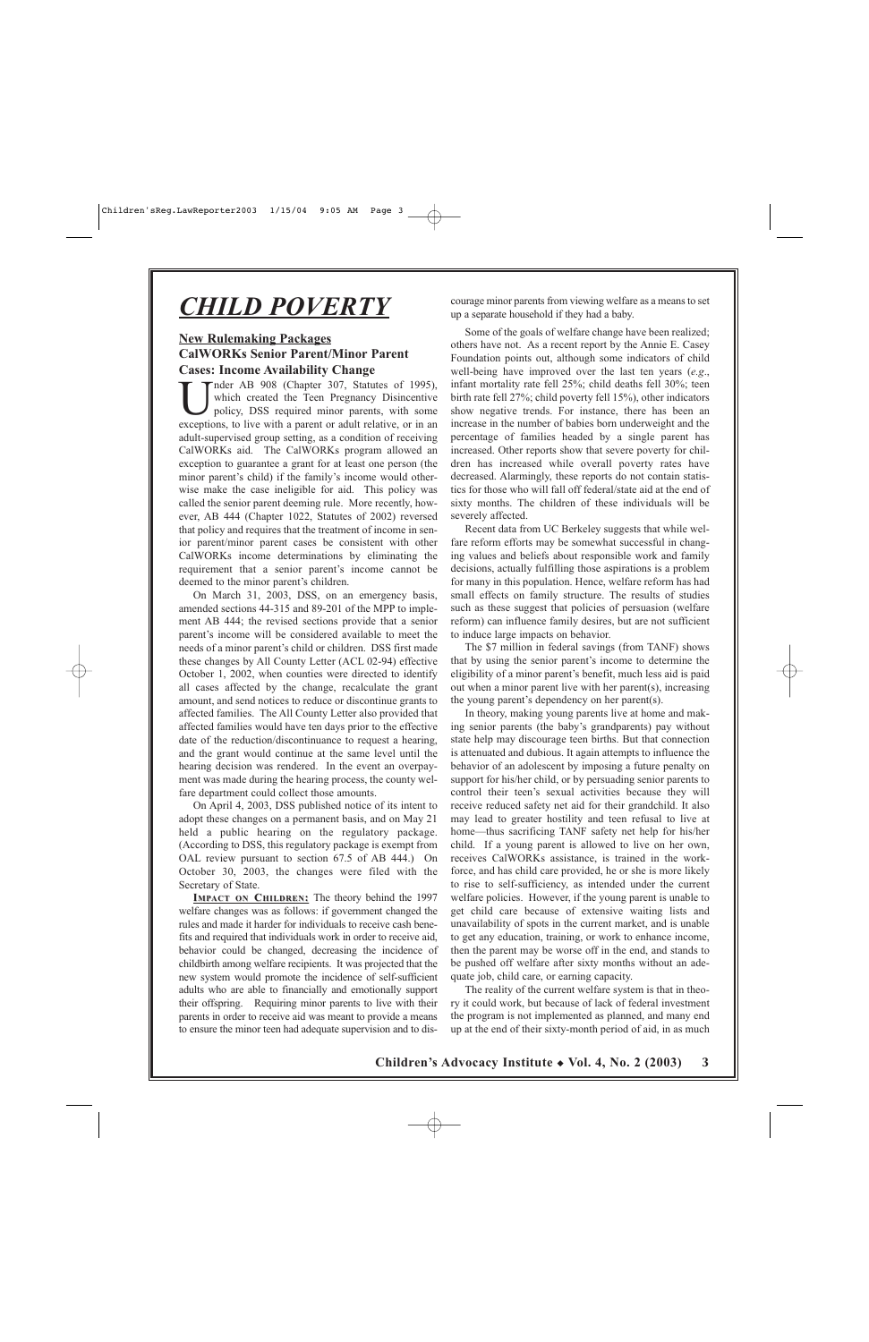# *CHILD POVERTY*

## New Rulemaking Packages

### CalWORKs Senior Parent/Minor Parent Cases: Income Availability Change

Under AB 908 (Chapter 307, Statutes of 1995), which created the Teen Pregnancy Disincentive policy, DSS required minor parents, with some exceptions, to live with a parent or adult relative, or in an adult-supervised group setting, as a condition of receiving CalWORKs aid. The CalWORKs program allowed an exception to guarantee a grant for at least one person (the minor parent's child) if the family's income would otherwise make the case ineligible for aid. This policy was called the senior parent deeming rule. More recently, however, AB 444 (Chapter 1022, Statutes of 2002) reversed that policy and requires that the treatment of income in senior parent/minor parent cases be consistent with other CalWORKs income determinations by eliminating the requirement that a senior parent's income cannot be deemed to the minor parent's children.

On March 31, 2003, DSS, on an emergency basis, amended sections 44-315 and 89-201 of the MPP to implement AB 444; the revised sections provide that a senior parent's income will be considered available to meet the needs of a minor parent's child or children. DSS first made these changes by All County Letter (ACL 02-94) effective October 1, 2002, when counties were directed to identify all cases affected by the change, recalculate the grant amount, and send notices to reduce or discontinue grants to affected families. The All County Letter also provided that affected families would have ten days prior to the effective date of the reduction/discontinuance to request a hearing, and the grant would continue at the same level until the hearing decision was rendered. In the event an overpayment was made during the hearing process, the county welfare department could collect those amounts.

On April 4, 2003, DSS published notice of its intent to adopt these changes on a permanent basis, and on May 21 held a public hearing on the regulatory package. (According to DSS, this regulatory package is exempt from OAL review pursuant to section 67.5 of AB 444.) On October 30, 2003, the changes were filed with the Secretary of State.

**IMPACT ON CHILDREN:** The theory behind the 1997 welfare changes was as follows: if government changed the rules and made it harder for individuals to receive cash benefits and required that individuals work in order to receive aid, behavior could be changed, decreasing the incidence of childbirth among welfare recipients. It was projected that the new system would promote the incidence of self-sufficient adults who are able to financially and emotionally support their offspring. Requiring minor parents to live with their parents in order to receive aid was meant to provide a means to ensure the minor teen had adequate supervision and to discourage minor parents from viewing welfare as a means to set up a separate household if they had a baby.

Some of the goals of welfare change have been realized; others have not. As a recent report by the Annie E. Casey Foundation points out, although some indicators of child well-being have improved over the last ten years (*e.g.*, infant mortality rate fell 25%; child deaths fell 30%; teen birth rate fell 27%; child poverty fell 15%), other indicators show negative trends. For instance, there has been an increase in the number of babies born underweight and the percentage of families headed by a single parent has increased. Other reports show that severe poverty for children has increased while overall poverty rates have decreased. Alarmingly, these reports do not contain statistics for those who will fall off federal/state aid at the end of sixty months. The children of these individuals will be severely affected.

Recent data from UC Berkeley suggests that while welfare reform efforts may be somewhat successful in changing values and beliefs about responsible work and family decisions, actually fulfilling those aspirations is a problem for many in this population. Hence, welfare reform has had small effects on family structure. The results of studies such as these suggest that policies of persuasion (welfare reform) can influence family desires, but are not sufficient to induce large impacts on behavior.

The $7 million in federal savings (from TANF) shows that by using the senior parent's income to determine the eligibility of a minor parent's benefit, much less aid is paid out when a minor parent live with her parent(s), increasing the young parent's dependency on her parent(s).

In theory, making young parents live at home and making senior parents (the baby's grandparents) pay without state help may discourage teen births. But that connection is attenuated and dubious. It again attempts to influence the behavior of an adolescent by imposing a future penalty on support for his/her child, or by persuading senior parents to control their teen's sexual activities because they will receive reduced safety net aid for their grandchild. It also may lead to greater hostility and teen refusal to live at home—thus sacrificing TANF safety net help for his/her child. If a young parent is allowed to live on her own, receives CalWORKs assistance, is trained in the workforce, and has child care provided, he or she is more likely to rise to self-sufficiency, as intended under the current welfare policies. However, if the young parent is unable to get child care because of extensive waiting lists and unavailability of spots in the current market, and is unable to get any education, training, or work to enhance income, then the parent may be worse off in the end, and stands to be pushed off welfare after sixty months without an adequate job, child care, or earning capacity.

The reality of the current welfare system is that in theory it could work, but because of lack of federal investment the program is not implemented as planned, and many end up at the end of their sixty-month period of aid, in as much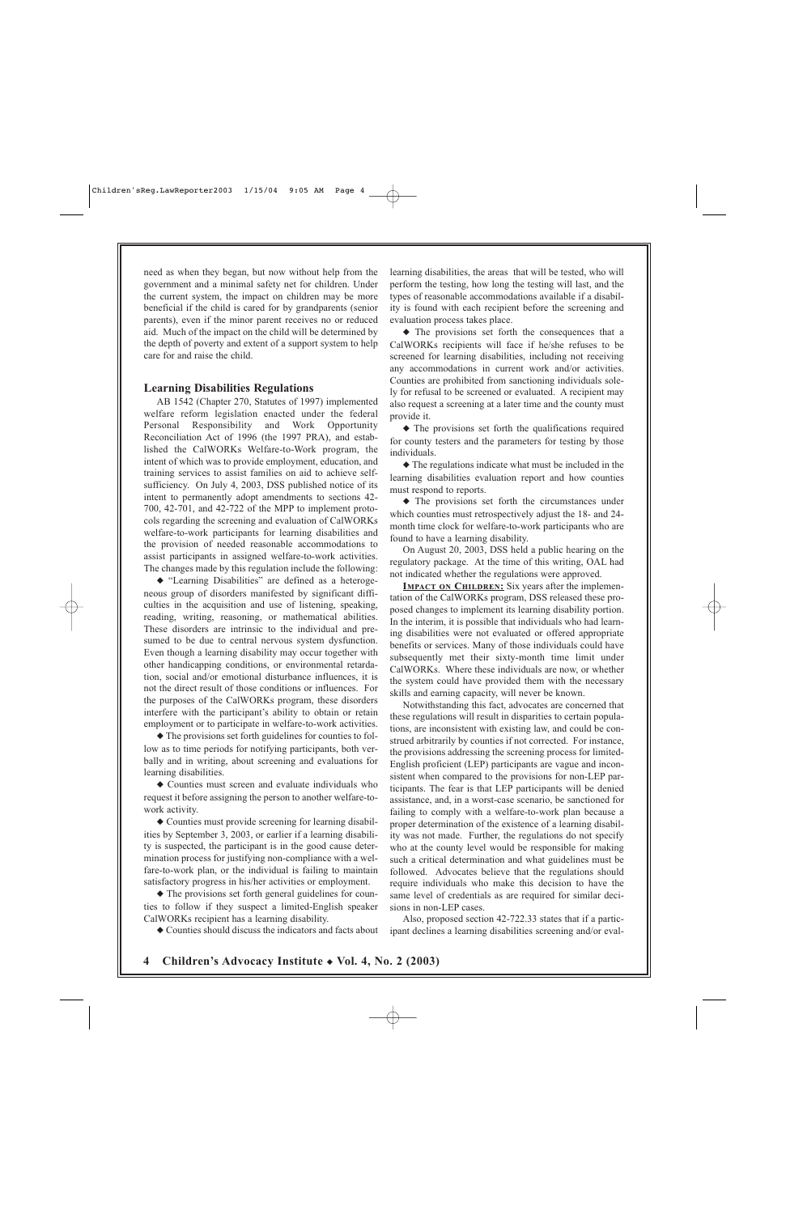need as when they began, but now without help from the government and a minimal safety net for children. Under the current system, the impact on children may be more beneficial if the child is cared for by grandparents (senior parents), even if the minor parent receives no or reduced aid. Much of the impact on the child will be determined by the depth of poverty and extent of a support system to help care for and raise the child.

### Learning Disabilities Regulations

AB 1542 (Chapter 270, Statutes of 1997) implemented welfare reform legislation enacted under the federal Personal Responsibility and Work Opportunity Reconciliation Act of 1996 (the 1997 PRA), and established the CalWORKs Welfare-to-Work program, the intent of which was to provide employment, education, and training services to assist families on aid to achieve self-sufficiency. On July 4, 2003, DSS published notice of its intent to permanently adopt amendments to sections 42-700, 42-701, and 42-722 of the MPP to implement protocols regarding the screening and evaluation of CalWORKs welfare-to-work participants for learning disabilities and the provision of needed reasonable accommodations to assist participants in assigned welfare-to-work activities. The changes made by this regulation include the following:

◆ "Learning Disabilities" are defined as a heterogeneous group of disorders manifested by significant difficulties in the acquisition and use of listening, speaking, reading, writing, reasoning, or mathematical abilities. These disorders are intrinsic to the individual and presumed to be due to central nervous system dysfunction. Even though a learning disability may occur together with other handicapping conditions, or environmental retardation, social and/or emotional disturbance influences, it is not the direct result of those conditions or influences. For the purposes of the CalWORKs program, these disorders interfere with the participant's ability to obtain or retain employment or to participate in welfare-to-work activities.

◆ The provisions set forth guidelines for counties to follow as to time periods for notifying participants, both verbally and in writing, about screening and evaluations for learning disabilities.

◆ Counties must screen and evaluate individuals who request it before assigning the person to another welfare-to-work activity.

◆ Counties must provide screening for learning disabilities by September 3, 2003, or earlier if a learning disability is suspected, the participant is in the good cause determination process for justifying non-compliance with a welfare-to-work plan, or the individual is failing to maintain satisfactory progress in his/her activities or employment.

◆ The provisions set forth general guidelines for counties to follow if they suspect a limited-English speaker CalWORKs recipient has a learning disability.

◆ Counties should discuss the indicators and facts about learning disabilities, the areas that will be tested, who will perform the testing, how long the testing will last, and the types of reasonable accommodations available if a disability is found with each recipient before the screening and evaluation process takes place.

◆ The provisions set forth the consequences that a CalWORKs recipients will face if he/she refuses to be screened for learning disabilities, including not receiving any accommodations in current work and/or activities. Counties are prohibited from sanctioning individuals solely for refusal to be screened or evaluated. A recipient may also request a screening at a later time and the county must provide it.

◆ The provisions set forth the qualifications required for county testers and the parameters for testing by those individuals.

◆ The regulations indicate what must be included in the learning disabilities evaluation report and how counties must respond to reports.

◆ The provisions set forth the circumstances under which counties must retrospectively adjust the 18- and 24-month time clock for welfare-to-work participants who are found to have a learning disability.

On August 20, 2003, DSS held a public hearing on the regulatory package. At the time of this writing, OAL had not indicated whether the regulations were approved.

**IMPACT ON CHILDREN:** Six years after the implementation of the CalWORKs program, DSS released these proposed changes to implement its learning disability portion. In the interim, it is possible that individuals who had learning disabilities were not evaluated or offered appropriate benefits or services. Many of those individuals could have subsequently met their sixty-month time limit under CalWORKs. Where these individuals are now, or whether the system could have provided them with the necessary skills and earning capacity, will never be known.

Notwithstanding this fact, advocates are concerned that these regulations will result in disparities to certain populations, are inconsistent with existing law, and could be construed arbitrarily by counties if not corrected. For instance, the provisions addressing the screening process for limited-English proficient (LEP) participants are vague and inconsistent when compared to the provisions for non-LEP participants. The fear is that LEP participants will be denied assistance, and, in a worst-case scenario, be sanctioned for failing to comply with a welfare-to-work plan because a proper determination of the existence of a learning disability was not made. Further, the regulations do not specify who at the county level would be responsible for making such a critical determination and what guidelines must be followed. Advocates believe that the regulations should require individuals who make this decision to have the same level of credentials as are required for similar decisions in non-LEP cases.

Also, proposed section 42-722.33 states that if a participant declines a learning disabilities screening and/or eval-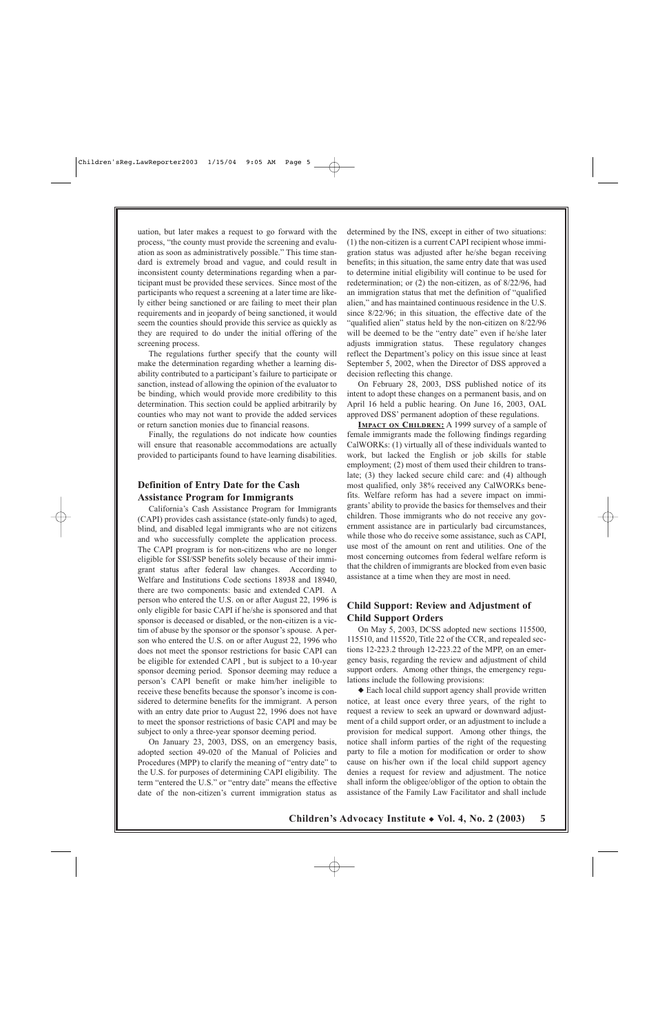uation, but later makes a request to go forward with the process, "the county must provide the screening and evaluation as soon as administratively possible." This time standard is extremely broad and vague, and could result in inconsistent county determinations regarding when a participant must be provided these services. Since most of the participants who request a screening at a later time are likely either being sanctioned or are failing to meet their plan requirements and in jeopardy of being sanctioned, it would seem the counties should provide this service as quickly as they are required to do under the initial offering of the screening process.

The regulations further specify that the county will make the determination regarding whether a learning disability contributed to a participant's failure to participate or sanction, instead of allowing the opinion of the evaluator to be binding, which would provide more credibility to this determination. This section could be applied arbitrarily by counties who may not want to provide the added services or return sanction monies due to financial reasons.

Finally, the regulations do not indicate how counties will ensure that reasonable accommodations are actually provided to participants found to have learning disabilities.

### Definition of Entry Date for the Cash Assistance Program for Immigrants

California's Cash Assistance Program for Immigrants (CAPI) provides cash assistance (state-only funds) to aged, blind, and disabled legal immigrants who are not citizens and who successfully complete the application process. The CAPI program is for non-citizens who are no longer eligible for SSI/SSP benefits solely because of their immigrant status after federal law changes. According to Welfare and Institutions Code sections 18938 and 18940, there are two components: basic and extended CAPI. A person who entered the U.S. on or after August 22, 1996 is only eligible for basic CAPI if he/she is sponsored and that sponsor is deceased or disabled, or the non-citizen is a victim of abuse by the sponsor or the sponsor's spouse. A person who entered the U.S. on or after August 22, 1996 who does not meet the sponsor restrictions for basic CAPI can be eligible for extended CAPI , but is subject to a 10-year sponsor deeming period. Sponsor deeming may reduce a person's CAPI benefit or make him/her ineligible to receive these benefits because the sponsor's income is considered to determine benefits for the immigrant. A person with an entry date prior to August 22, 1996 does not have to meet the sponsor restrictions of basic CAPI and may be subject to only a three-year sponsor deeming period.

On January 23, 2003, DSS, on an emergency basis, adopted section 49-020 of the Manual of Policies and Procedures (MPP) to clarify the meaning of "entry date" to the U.S. for purposes of determining CAPI eligibility. The term "entered the U.S." or "entry date" means the effective date of the non-citizen's current immigration status as determined by the INS, except in either of two situations: (1) the non-citizen is a current CAPI recipient whose immigration status was adjusted after he/she began receiving benefits; in this situation, the same entry date that was used to determine initial eligibility will continue to be used for redetermination; or (2) the non-citizen, as of 8/22/96, had an immigration status that met the definition of "qualified alien," and has maintained continuous residence in the U.S. since 8/22/96; in this situation, the effective date of the "qualified alien" status held by the non-citizen on 8/22/96 will be deemed to be the "entry date" even if he/she later adjusts immigration status. These regulatory changes reflect the Department's policy on this issue since at least September 5, 2002, when the Director of DSS approved a decision reflecting this change.

On February 28, 2003, DSS published notice of its intent to adopt these changes on a permanent basis, and on April 16 held a public hearing. On June 16, 2003, OAL approved DSS' permanent adoption of these regulations.

**IMPACT ON CHILDREN:** A 1999 survey of a sample of female immigrants made the following findings regarding CalWORKs: (1) virtually all of these individuals wanted to work, but lacked the English or job skills for stable employment; (2) most of them used their children to translate; (3) they lacked secure child care: and (4) although most qualified, only 38% received any CalWORKs benefits. Welfare reform has had a severe impact on immigrants' ability to provide the basics for themselves and their children. Those immigrants who do not receive any government assistance are in particularly bad circumstances, while those who do receive some assistance, such as CAPI, use most of the amount on rent and utilities. One of the most concerning outcomes from federal welfare reform is that the children of immigrants are blocked from even basic assistance at a time when they are most in need.

### Child Support: Review and Adjustment of Child Support Orders

On May 5, 2003, DCSS adopted new sections 115500, 115510, and 115520, Title 22 of the CCR, and repealed sections 12-223.2 through 12-223.22 of the MPP, on an emergency basis, regarding the review and adjustment of child support orders. Among other things, the emergency regulations include the following provisions:

◆ Each local child support agency shall provide written notice, at least once every three years, of the right to request a review to seek an upward or downward adjustment of a child support order, or an adjustment to include a provision for medical support. Among other things, the notice shall inform parties of the right of the requesting party to file a motion for modification or order to show cause on his/her own if the local child support agency denies a request for review and adjustment. The notice shall inform the obligee/obligor of the option to obtain the assistance of the Family Law Facilitator and shall include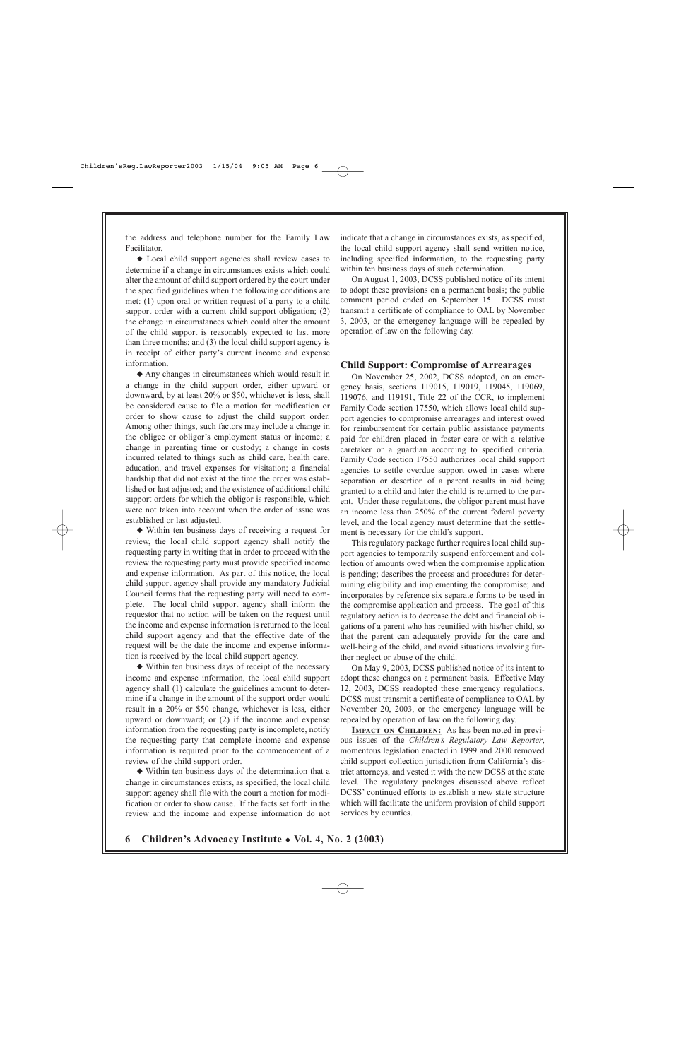the address and telephone number for the Family Law Facilitator.

◆ Local child support agencies shall review cases to determine if a change in circumstances exists which could alter the amount of child support ordered by the court under the specified guidelines when the following conditions are met: (1) upon oral or written request of a party to a child support order with a current child support obligation; (2) the change in circumstances which could alter the amount of the child support is reasonably expected to last more than three months; and (3) the local child support agency is in receipt of either party's current income and expense information.

◆ Any changes in circumstances which would result in a change in the child support order, either upward or downward, by at least 20% or $50, whichever is less, shall be considered cause to file a motion for modification or order to show cause to adjust the child support order. Among other things, such factors may include a change in the obligee or obligor's employment status or income; a change in parenting time or custody; a change in costs incurred related to things such as child care, health care, education, and travel expenses for visitation; a financial hardship that did not exist at the time the order was established or last adjusted; and the existence of additional child support orders for which the obligor is responsible, which were not taken into account when the order of issue was established or last adjusted.

◆ Within ten business days of receiving a request for review, the local child support agency shall notify the requesting party in writing that in order to proceed with the review the requesting party must provide specified income and expense information. As part of this notice, the local child support agency shall provide any mandatory Judicial Council forms that the requesting party will need to complete. The local child support agency shall inform the requestor that no action will be taken on the request until the income and expense information is returned to the local child support agency and that the effective date of the request will be the date the income and expense information is received by the local child support agency.

◆ Within ten business days of receipt of the necessary income and expense information, the local child support agency shall (1) calculate the guidelines amount to determine if a change in the amount of the support order would result in a 20% or $50 change, whichever is less, either upward or downward; or (2) if the income and expense information from the requesting party is incomplete, notify the requesting party that complete income and expense information is required prior to the commencement of a review of the child support order.

◆ Within ten business days of the determination that a change in circumstances exists, as specified, the local child support agency shall file with the court a motion for modification or order to show cause. If the facts set forth in the review and the income and expense information do not indicate that a change in circumstances exists, as specified, the local child support agency shall send written notice, including specified information, to the requesting party within ten business days of such determination.

On August 1, 2003, DCSS published notice of its intent to adopt these provisions on a permanent basis; the public comment period ended on September 15. DCSS must transmit a certificate of compliance to OAL by November 3, 2003, or the emergency language will be repealed by operation of law on the following day.

### Child Support: Compromise of Arrearages

On November 25, 2002, DCSS adopted, on an emergency basis, sections 119015, 119019, 119045, 119069, 119076, and 119191, Title 22 of the CCR, to implement Family Code section 17550, which allows local child support agencies to compromise arrearages and interest owed for reimbursement for certain public assistance payments paid for children placed in foster care or with a relative caretaker or a guardian according to specified criteria. Family Code section 17550 authorizes local child support agencies to settle overdue support owed in cases where separation or desertion of a parent results in aid being granted to a child and later the child is returned to the parent. Under these regulations, the obligor parent must have an income less than 250% of the current federal poverty level, and the local agency must determine that the settlement is necessary for the child's support.

This regulatory package further requires local child support agencies to temporarily suspend enforcement and collection of amounts owed when the compromise application is pending; describes the process and procedures for determining eligibility and implementing the compromise; and incorporates by reference six separate forms to be used in the compromise application and process. The goal of this regulatory action is to decrease the debt and financial obligations of a parent who has reunified with his/her child, so that the parent can adequately provide for the care and well-being of the child, and avoid situations involving further neglect or abuse of the child.

On May 9, 2003, DCSS published notice of its intent to adopt these changes on a permanent basis. Effective May 12, 2003, DCSS readopted these emergency regulations. DCSS must transmit a certificate of compliance to OAL by November 20, 2003, or the emergency language will be repealed by operation of law on the following day.

**IMPACT ON CHILDREN:** As has been noted in previous issues of the *Children's Regulatory Law Reporter*, momentous legislation enacted in 1999 and 2000 removed child support collection jurisdiction from California's district attorneys, and vested it with the new DCSS at the state level. The regulatory packages discussed above reflect DCSS' continued efforts to establish a new state structure which will facilitate the uniform provision of child support services by counties.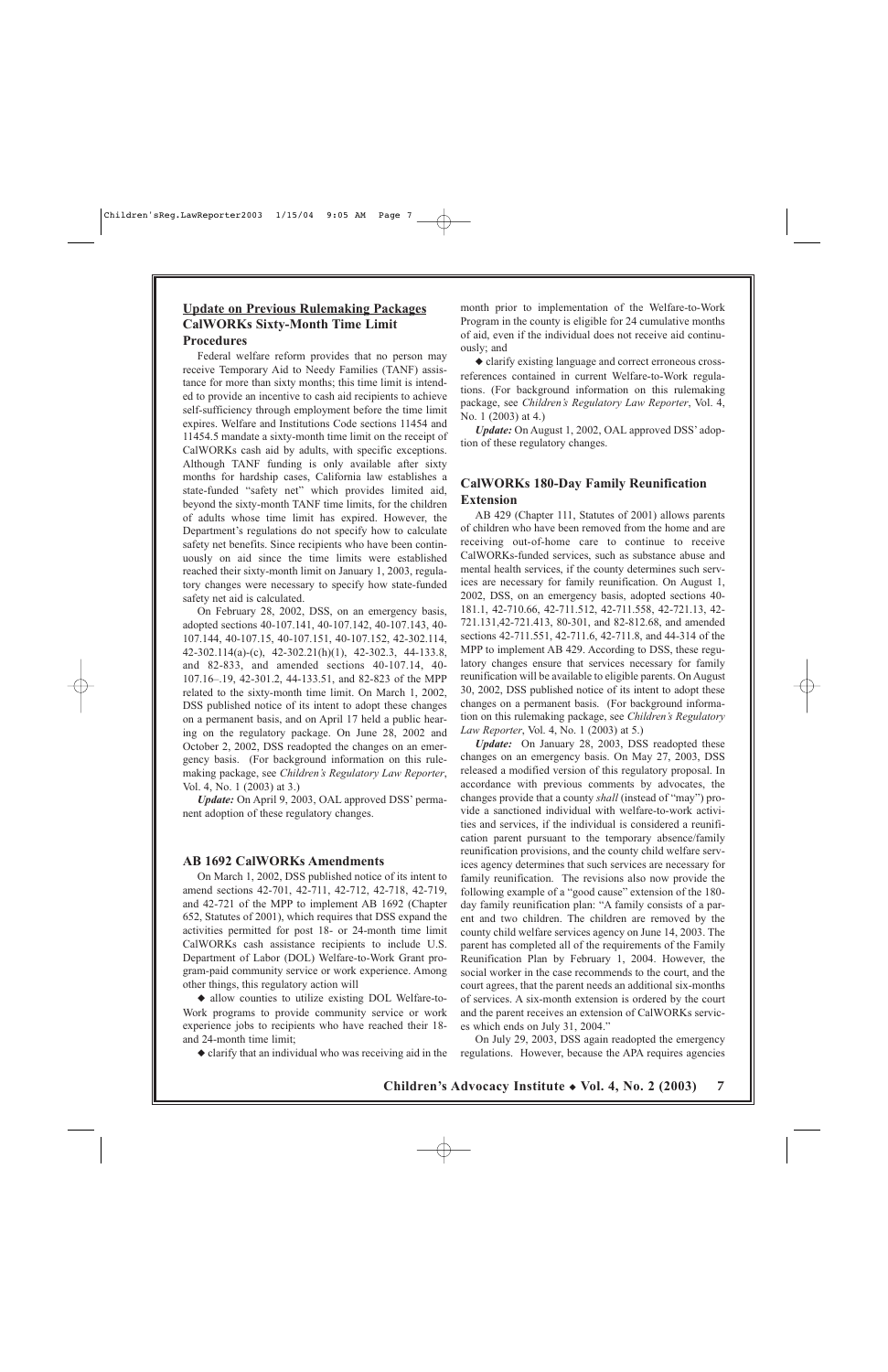## Update on Previous Rulemaking Packages

### CalWORKs Sixty-Month Time Limit Procedures

Federal welfare reform provides that no person may receive Temporary Aid to Needy Families (TANF) assistance for more than sixty months; this time limit is intended to provide an incentive to cash aid recipients to achieve self-sufficiency through employment before the time limit expires. Welfare and Institutions Code sections 11454 and 11454.5 mandate a sixty-month time limit on the receipt of CalWORKs cash aid by adults, with specific exceptions. Although TANF funding is only available after sixty months for hardship cases, California law establishes a state-funded "safety net" which provides limited aid, beyond the sixty-month TANF time limits, for the children of adults whose time limit has expired. However, the Department's regulations do not specify how to calculate safety net benefits. Since recipients who have been continuously on aid since the time limits were established reached their sixty-month limit on January 1, 2003, regulatory changes were necessary to specify how state-funded safety net aid is calculated.

On February 28, 2002, DSS, on an emergency basis, adopted sections 40-107.141, 40-107.142, 40-107.143, 40-107.144, 40-107.15, 40-107.151, 40-107.152, 42-302.114, 42-302.114(a)-(c), 42-302.21(h)(1), 42-302.3, 44-133.8, and 82-833, and amended sections 40-107.14, 40-107.16–.19, 42-301.2, 44-133.51, and 82-823 of the MPP related to the sixty-month time limit. On March 1, 2002, DSS published notice of its intent to adopt these changes on a permanent basis, and on April 17 held a public hearing on the regulatory package. On June 28, 2002 and October 2, 2002, DSS readopted the changes on an emergency basis. (For background information on this rulemaking package, see *Children's Regulatory Law Reporter*, Vol. 4, No. 1 (2003) at 3.)

***Update:*** On April 9, 2003, OAL approved DSS' permanent adoption of these regulatory changes.

### AB 1692 CalWORKs Amendments

On March 1, 2002, DSS published notice of its intent to amend sections 42-701, 42-711, 42-712, 42-718, 42-719, and 42-721 of the MPP to implement AB 1692 (Chapter 652, Statutes of 2001), which requires that DSS expand the activities permitted for post 18- or 24-month time limit CalWORKs cash assistance recipients to include U.S. Department of Labor (DOL) Welfare-to-Work Grant program-paid community service or work experience. Among other things, this regulatory action will

◆ allow counties to utilize existing DOL Welfare-to-Work programs to provide community service or work experience jobs to recipients who have reached their 18- and 24-month time limit;

◆ clarify that an individual who was receiving aid in the month prior to implementation of the Welfare-to-Work Program in the county is eligible for 24 cumulative months of aid, even if the individual does not receive aid continuously; and

◆ clarify existing language and correct erroneous cross-references contained in current Welfare-to-Work regulations. (For background information on this rulemaking package, see *Children's Regulatory Law Reporter*, Vol. 4, No. 1 (2003) at 4.)

***Update:*** On August 1, 2002, OAL approved DSS' adoption of these regulatory changes.

### CalWORKs 180-Day Family Reunification Extension

AB 429 (Chapter 111, Statutes of 2001) allows parents of children who have been removed from the home and are receiving out-of-home care to continue to receive CalWORKs-funded services, such as substance abuse and mental health services, if the county determines such services are necessary for family reunification. On August 1, 2002, DSS, on an emergency basis, adopted sections 40-181.1, 42-710.66, 42-711.512, 42-711.558, 42-721.13, 42-721.131,42-721.413, 80-301, and 82-812.68, and amended sections 42-711.551, 42-711.6, 42-711.8, and 44-314 of the MPP to implement AB 429. According to DSS, these regulatory changes ensure that services necessary for family reunification will be available to eligible parents. On August 30, 2002, DSS published notice of its intent to adopt these changes on a permanent basis. (For background information on this rulemaking package, see *Children's Regulatory Law Reporter*, Vol. 4, No. 1 (2003) at 5.)

***Update:*** On January 28, 2003, DSS readopted these changes on an emergency basis. On May 27, 2003, DSS released a modified version of this regulatory proposal. In accordance with previous comments by advocates, the changes provide that a county *shall* (instead of "may") provide a sanctioned individual with welfare-to-work activities and services, if the individual is considered a reunification parent pursuant to the temporary absence/family reunification provisions, and the county child welfare services agency determines that such services are necessary for family reunification. The revisions also now provide the following example of a "good cause" extension of the 180-day family reunification plan: "A family consists of a parent and two children. The children are removed by the county child welfare services agency on June 14, 2003. The parent has completed all of the requirements of the Family Reunification Plan by February 1, 2004. However, the social worker in the case recommends to the court, and the court agrees, that the parent needs an additional six-months of services. A six-month extension is ordered by the court and the parent receives an extension of CalWORKs services which ends on July 31, 2004."

On July 29, 2003, DSS again readopted the emergency regulations. However, because the APA requires agencies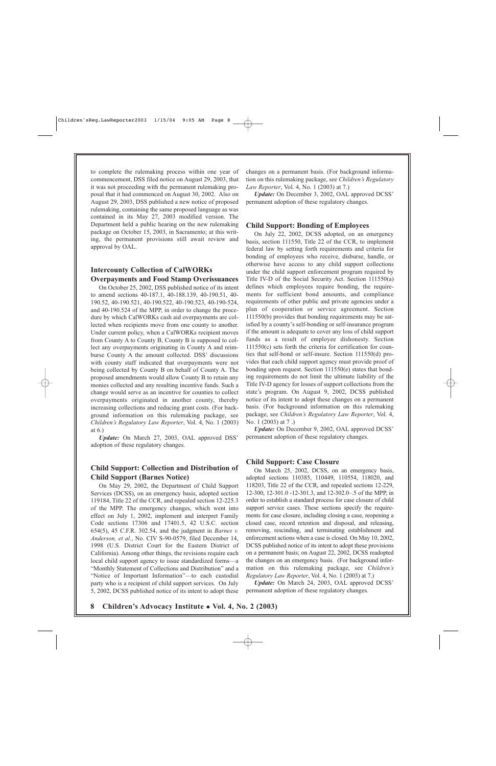to complete the rulemaking process within one year of commencement, DSS filed notice on August 29, 2003, that it was not proceeding with the permanent rulemaking proposal that it had commenced on August 30, 2002. Also on August 29, 2003, DSS published a new notice of proposed rulemaking, containing the same proposed language as was contained in its May 27, 2003 modified version. The Department held a public hearing on the new rulemaking package on October 15, 2003, in Sacramento; at this writing, the permanent provisions still await review and approval by OAL.

### Intercounty Collection of CalWORKs Overpayments and Food Stamp Overissuances

On October 25, 2002, DSS published notice of its intent to amend sections 40-187.1, 40-188.139, 40-190.51, 40-190.52, 40-190.521, 40-190.522, 40-190.523, 40-190-524, and 40-190.524 of the MPP, in order to change the procedure by which CalWORKs cash aid overpayments are collected when recipients move from one county to another. Under current policy, when a CalWORKs recipient moves from County A to County B, County B is supposed to collect any overpayments originating in County A and reimburse County A the amount collected. DSS' discussions with county staff indicated that overpayments were not being collected by County B on behalf of County A. The proposed amendments would allow County B to retain any monies collected and any resulting incentive funds. Such a change would serve as an incentive for counties to collect overpayments originated in another county, thereby increasing collections and reducing grant costs. (For background information on this rulemaking package, see *Children's Regulatory Law Reporter*, Vol. 4, No. 1 (2003) at 6.)

***Update:*** On March 27, 2003, OAL approved DSS' adoption of these regulatory changes.

### Child Support: Collection and Distribution of Child Support (Barnes Notice)

On May 29, 2002, the Department of Child Support Services (DCSS), on an emergency basis, adopted section 119184, Title 22 of the CCR, and repealed section 12-225.3 of the MPP. The emergency changes, which went into effect on July 1, 2002, implement and interpret Family Code sections 17306 and 17401.5, 42 U.S.C. section 654(5), 45 C.F.R. 302.54, and the judgment in *Barnes v. Anderson, et al.*, No. CIV S-90-0579, filed December 14, 1998 (U.S. District Court for the Eastern District of California). Among other things, the revisions require each local child support agency to issue standardized forms—a "Monthly Statement of Collections and Distribution" and a "Notice of Important Information"—to each custodial party who is a recipient of child support services. On July 5, 2002, DCSS published notice of its intent to adopt these changes on a permanent basis. (For background information on this rulemaking package, see *Children's Regulatory Law Reporter*, Vol. 4, No. 1 (2003) at 7.)

***Update:*** On December 3, 2002, OAL approved DCSS' permanent adoption of these regulatory changes.

### Child Support: Bonding of Employees

On July 22, 2002, DCSS adopted, on an emergency basis, section 111550, Title 22 of the CCR, to implement federal law by setting forth requirements and criteria for bonding of employees who receive, disburse, handle, or otherwise have access to any child support collections under the child support enforcement program required by Title IV-D of the Social Security Act. Section 111550(a) defines which employees require bonding, the requirements for sufficient bond amounts, and compliance requirements of other public and private agencies under a plan of cooperation or service agreement. Section 111550(b) provides that bonding requirements may be satisfied by a county's self-bonding or self-insurance program if the amount is adequate to cover any loss of child support funds as a result of employee dishonesty. Section 111550(c) sets forth the criteria for certification for counties that self-bond or self-insure. Section 111550(d) provides that each child support agency must provide proof of bonding upon request. Section 111550(e) states that bonding requirements do not limit the ultimate liability of the Title IV-D agency for losses of support collections from the state's program. On August 9, 2002, DCSS published notice of its intent to adopt these changes on a permanent basis. (For background information on this rulemaking package, see *Children's Regulatory Law Reporter*, Vol. 4, No. 1 (2003) at 7 .)

***Update:*** On December 9, 2002, OAL approved DCSS' permanent adoption of these regulatory changes.

### Child Support: Case Closure

On March 25, 2002, DCSS, on an emergency basis, adopted sections 110385, 110449, 110554, 118020, and 118203, Title 22 of the CCR, and repealed sections 12-229, 12-300, 12-301.0 -12-301.3, and 12-302.0–.5 of the MPP, in order to establish a standard process for case closure of child support service cases. These sections specify the requirements for case closure, including closing a case, reopening a closed case, record retention and disposal, and releasing, removing, rescinding, and terminating establishment and enforcement actions when a case is closed. On May 10, 2002, DCSS published notice of its intent to adopt these provisions on a permanent basis; on August 22, 2002, DCSS readopted the changes on an emergency basis. (For background information on this rulemaking package, see *Children's Regulatory Law Reporter*, Vol. 4, No. 1 (2003) at 7.)

***Update:*** On March 24, 2003, OAL approved DCSS' permanent adoption of these regulatory changes.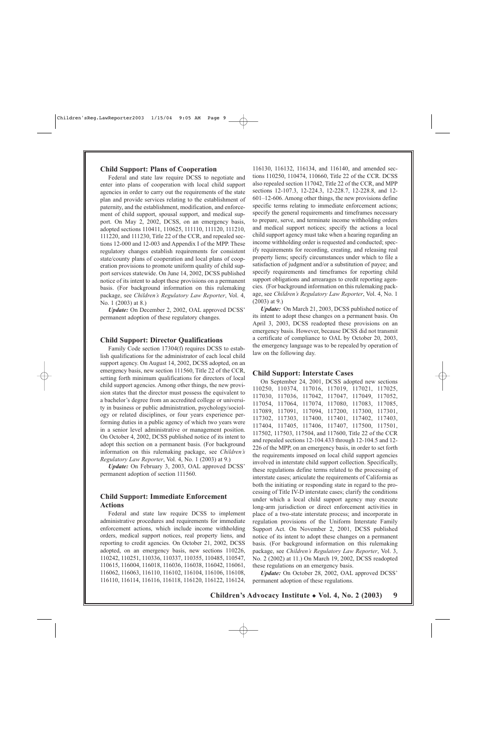### Child Support: Plans of Cooperation

Federal and state law require DCSS to negotiate and enter into plans of cooperation with local child support agencies in order to carry out the requirements of the state plan and provide services relating to the establishment of paternity, and the establishment, modification, and enforcement of child support, spousal support, and medical support. On May 2, 2002, DCSS, on an emergency basis, adopted sections 110411, 110625, 111110, 111120, 111210, 111220, and 111230, Title 22 of the CCR, and repealed sections 12-000 and 12-003 and Appendix I of the MPP. These regulatory changes establish requirements for consistent state/county plans of cooperation and local plans of cooperation provisions to promote uniform quality of child support services statewide. On June 14, 2002, DCSS published notice of its intent to adopt these provisions on a permanent basis. (For background information on this rulemaking package, see *Children's Regulatory Law Reporter*, Vol. 4, No. 1 (2003) at 8.)

***Update:*** On December 2, 2002, OAL approved DCSS' permanent adoption of these regulatory changes.

### Child Support: Director Qualifications

Family Code section 17304(f) requires DCSS to establish qualifications for the administrator of each local child support agency. On August 14, 2002, DCSS adopted, on an emergency basis, new section 111560, Title 22 of the CCR, setting forth minimum qualifications for directors of local child support agencies. Among other things, the new provision states that the director must possess the equivalent to a bachelor's degree from an accredited college or university in business or public administration, psychology/sociology or related disciplines, or four years experience performing duties in a public agency of which two years were in a senior level administrative or management position. On October 4, 2002, DCSS published notice of its intent to adopt this section on a permanent basis. (For background information on this rulemaking package, see *Children's Regulatory Law Reporter*, Vol. 4, No. 1 (2003) at 9.)

***Update:*** On February 3, 2003, OAL approved DCSS' permanent adoption of section 111560.

### Child Support: Immediate Enforcement Actions

Federal and state law require DCSS to implement administrative procedures and requirements for immediate enforcement actions, which include income withholding orders, medical support notices, real property liens, and reporting to credit agencies. On October 21, 2002, DCSS adopted, on an emergency basis, new sections 110226, 110242, 110251, 110336, 110337, 110355, 110485, 110547, 110615, 116004, 116018, 116036, 116038, 116042, 116061, 116062, 116063, 116110, 116102, 116104, 116106, 116108, 116110, 116114, 116116, 116118, 116120, 116122, 116124, 116130, 116132, 116134, and 116140, and amended sections 110250, 110474, 110660, Title 22 of the CCR. DCSS also repealed section 117042, Title 22 of the CCR, and MPP sections 12-107.3, 12-224.3, 12-228.7, 12-228.8, and 12-601–12-606. Among other things, the new provisions define specific terms relating to immediate enforcement actions; specify the general requirements and timeframes necessary to prepare, serve, and terminate income withholding orders and medical support notices; specify the actions a local child support agency must take when a hearing regarding an income withholding order is requested and conducted; specify requirements for recording, creating, and releasing real property liens; specify circumstances under which to file a satisfaction of judgment and/or a substitution of payee; and specify requirements and timeframes for reporting child support obligations and arrearages to credit reporting agencies. (For background information on this rulemaking package, see *Children's Regulatory Law Reporter*, Vol. 4, No. 1 (2003) at 9.)

***Update:*** On March 21, 2003, DCSS published notice of its intent to adopt these changes on a permanent basis. On April 3, 2003, DCSS readopted these provisions on an emergency basis. However, because DCSS did not transmit a certificate of compliance to OAL by October 20, 2003, the emergency language was to be repealed by operation of law on the following day.

### Child Support: Interstate Cases

On September 24, 2001, DCSS adopted new sections 110250, 110374, 117016, 117019, 117021, 117025, 117030, 117036, 117042, 117047, 117049, 117052, 117054, 117064, 117074, 117080, 117083, 117085, 117089, 117091, 117094, 117200, 117300, 117301, 117302, 117303, 117400, 117401, 117402, 117403, 117404, 117405, 117406, 117407, 117500, 117501, 117502, 117503, 117504, and 117600, Title 22 of the CCR and repealed sections 12-104.433 through 12-104.5 and 12-226 of the MPP, on an emergency basis, in order to set forth the requirements imposed on local child support agencies involved in interstate child support collection. Specifically, these regulations define terms related to the processing of interstate cases; articulate the requirements of California as both the initiating or responding state in regard to the processing of Title IV-D interstate cases; clarify the conditions under which a local child support agency may execute long-arm jurisdiction or direct enforcement activities in place of a two-state interstate process; and incorporate in regulation provisions of the Uniform Interstate Family Support Act. On November 2, 2001, DCSS published notice of its intent to adopt these changes on a permanent basis. (For background information on this rulemaking package, see *Children's Regulatory Law Reporter*, Vol. 3, No. 2 (2002) at 11.) On March 19, 2002, DCSS readopted these regulations on an emergency basis.

***Update:*** On October 28, 2002, OAL approved DCSS' permanent adoption of these regulations.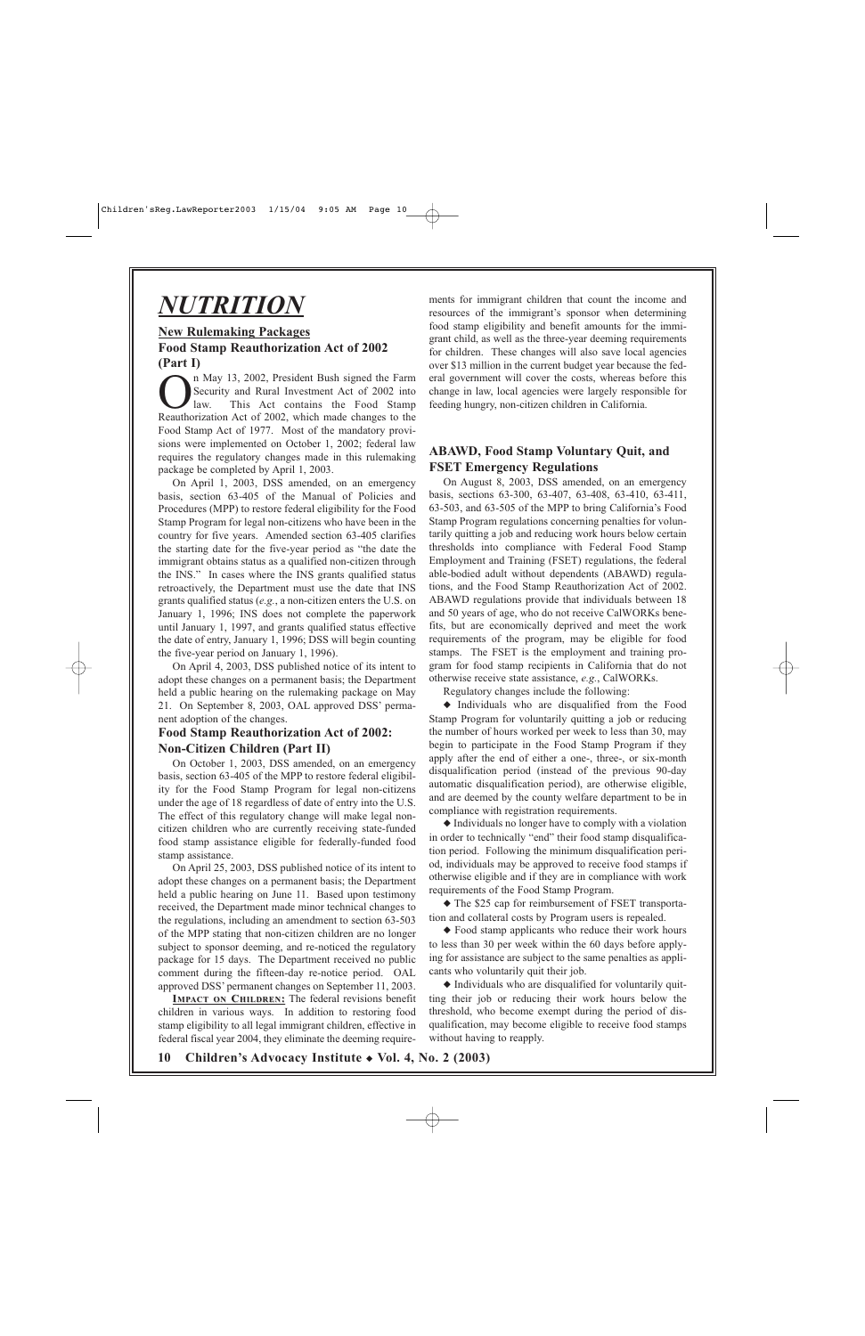# *NUTRITION*

## New Rulemaking Packages

### Food Stamp Reauthorization Act of 2002 (Part I)

On May 13, 2002, President Bush signed the Farm Security and Rural Investment Act of 2002 into law. This Act contains the Food Stamp Reauthorization Act of 2002, which made changes to the Food Stamp Act of 1977. Most of the mandatory provisions were implemented on October 1, 2002; federal law requires the regulatory changes made in this rulemaking package be completed by April 1, 2003.

On April 1, 2003, DSS amended, on an emergency basis, section 63-405 of the Manual of Policies and Procedures (MPP) to restore federal eligibility for the Food Stamp Program for legal non-citizens who have been in the country for five years. Amended section 63-405 clarifies the starting date for the five-year period as "the date the immigrant obtains status as a qualified non-citizen through the INS." In cases where the INS grants qualified status retroactively, the Department must use the date that INS grants qualified status (*e.g.*, a non-citizen enters the U.S. on January 1, 1996; INS does not complete the paperwork until January 1, 1997, and grants qualified status effective the date of entry, January 1, 1996; DSS will begin counting the five-year period on January 1, 1996).

On April 4, 2003, DSS published notice of its intent to adopt these changes on a permanent basis; the Department held a public hearing on the rulemaking package on May 21. On September 8, 2003, OAL approved DSS' permanent adoption of the changes.

### Food Stamp Reauthorization Act of 2002: Non-Citizen Children (Part II)

On October 1, 2003, DSS amended, on an emergency basis, section 63-405 of the MPP to restore federal eligibility for the Food Stamp Program for legal non-citizens under the age of 18 regardless of date of entry into the U.S. The effect of this regulatory change will make legal non-citizen children who are currently receiving state-funded food stamp assistance eligible for federally-funded food stamp assistance.

On April 25, 2003, DSS published notice of its intent to adopt these changes on a permanent basis; the Department held a public hearing on June 11. Based upon testimony received, the Department made minor technical changes to the regulations, including an amendment to section 63-503 of the MPP stating that non-citizen children are no longer subject to sponsor deeming, and re-noticed the regulatory package for 15 days. The Department received no public comment during the fifteen-day re-notice period. OAL approved DSS' permanent changes on September 11, 2003.

**IMPACT ON CHILDREN:** The federal revisions benefit children in various ways. In addition to restoring food stamp eligibility to all legal immigrant children, effective in federal fiscal year 2004, they eliminate the deeming requirements for immigrant children that count the income and resources of the immigrant's sponsor when determining food stamp eligibility and benefit amounts for the immigrant child, as well as the three-year deeming requirements for children. These changes will also save local agencies over $13 million in the current budget year because the federal government will cover the costs, whereas before this change in law, local agencies were largely responsible for feeding hungry, non-citizen children in California.

### ABAWD, Food Stamp Voluntary Quit, and FSET Emergency Regulations

On August 8, 2003, DSS amended, on an emergency basis, sections 63-300, 63-407, 63-408, 63-410, 63-411, 63-503, and 63-505 of the MPP to bring California's Food Stamp Program regulations concerning penalties for voluntarily quitting a job and reducing work hours below certain thresholds into compliance with Federal Food Stamp Employment and Training (FSET) regulations, the federal able-bodied adult without dependents (ABAWD) regulations, and the Food Stamp Reauthorization Act of 2002. ABAWD regulations provide that individuals between 18 and 50 years of age, who do not receive CalWORKs benefits, but are economically deprived and meet the work requirements of the program, may be eligible for food stamps. The FSET is the employment and training program for food stamp recipients in California that do not otherwise receive state assistance, *e.g.*, CalWORKs.

Regulatory changes include the following:

- ◆ Individuals who are disqualified from the Food Stamp Program for voluntarily quitting a job or reducing the number of hours worked per week to less than 30, may begin to participate in the Food Stamp Program if they apply after the end of either a one-, three-, or six-month disqualification period (instead of the previous 90-day automatic disqualification period), are otherwise eligible, and are deemed by the county welfare department to be in compliance with registration requirements.
- ◆ Individuals no longer have to comply with a violation in order to technically "end" their food stamp disqualification period. Following the minimum disqualification period, individuals may be approved to receive food stamps if otherwise eligible and if they are in compliance with work requirements of the Food Stamp Program.
- ◆ The $25 cap for reimbursement of FSET transportation and collateral costs by Program users is repealed.
- ◆ Food stamp applicants who reduce their work hours to less than 30 per week within the 60 days before applying for assistance are subject to the same penalties as applicants who voluntarily quit their job.
- ◆ Individuals who are disqualified for voluntarily quitting their job or reducing their work hours below the threshold, who become exempt during the period of disqualification, may become eligible to receive food stamps without having to reapply.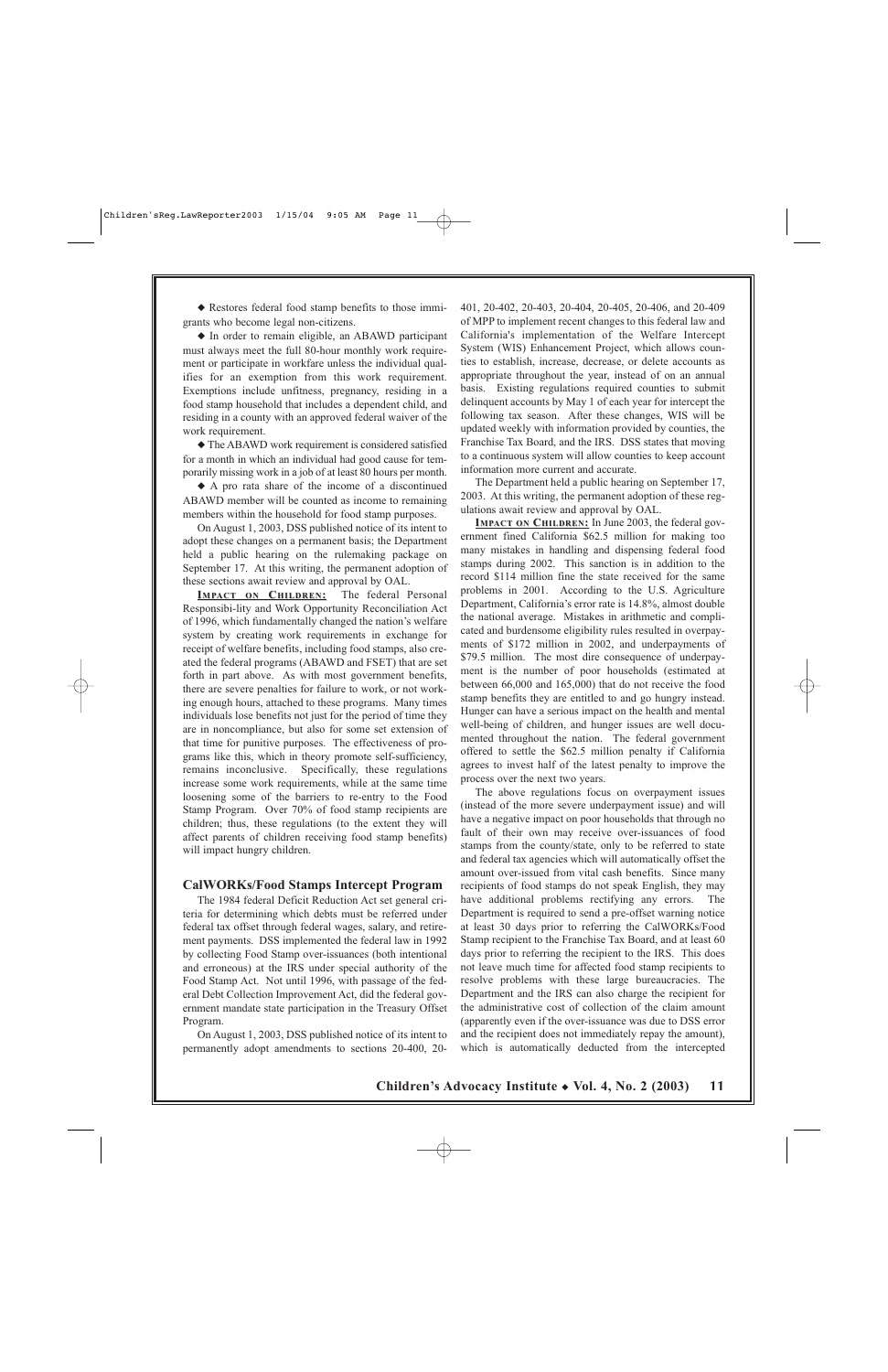◆ Restores federal food stamp benefits to those immigrants who become legal non-citizens.

◆ In order to remain eligible, an ABAWD participant must always meet the full 80-hour monthly work requirement or participate in workfare unless the individual qualifies for an exemption from this work requirement. Exemptions include unfitness, pregnancy, residing in a food stamp household that includes a dependent child, and residing in a county with an approved federal waiver of the work requirement.

◆ The ABAWD work requirement is considered satisfied for a month in which an individual had good cause for temporarily missing work in a job of at least 80 hours per month.

◆ A pro rata share of the income of a discontinued ABAWD member will be counted as income to remaining members within the household for food stamp purposes.

On August 1, 2003, DSS published notice of its intent to adopt these changes on a permanent basis; the Department held a public hearing on the rulemaking package on September 17. At this writing, the permanent adoption of these sections await review and approval by OAL.

**Impact on Children:** The federal Personal Responsibi-lity and Work Opportunity Reconciliation Act of 1996, which fundamentally changed the nation's welfare system by creating work requirements in exchange for receipt of welfare benefits, including food stamps, also created the federal programs (ABAWD and FSET) that are set forth in part above. As with most government benefits, there are severe penalties for failure to work, or not working enough hours, attached to these programs. Many times individuals lose benefits not just for the period of time they are in noncompliance, but also for some set extension of that time for punitive purposes. The effectiveness of programs like this, which in theory promote self-sufficiency, remains inconclusive. Specifically, these regulations increase some work requirements, while at the same time loosening some of the barriers to re-entry to the Food Stamp Program. Over 70% of food stamp recipients are children; thus, these regulations (to the extent they will affect parents of children receiving food stamp benefits) will impact hungry children.

### CalWORKs/Food Stamps Intercept Program

The 1984 federal Deficit Reduction Act set general criteria for determining which debts must be referred under federal tax offset through federal wages, salary, and retirement payments. DSS implemented the federal law in 1992 by collecting Food Stamp over-issuances (both intentional and erroneous) at the IRS under special authority of the Food Stamp Act. Not until 1996, with passage of the federal Debt Collection Improvement Act, did the federal government mandate state participation in the Treasury Offset Program.

On August 1, 2003, DSS published notice of its intent to permanently adopt amendments to sections 20-400, 20-401, 20-402, 20-403, 20-404, 20-405, 20-406, and 20-409 of MPP to implement recent changes to this federal law and California's implementation of the Welfare Intercept System (WIS) Enhancement Project, which allows counties to establish, increase, decrease, or delete accounts as appropriate throughout the year, instead of on an annual basis. Existing regulations required counties to submit delinquent accounts by May 1 of each year for intercept the following tax season. After these changes, WIS will be updated weekly with information provided by counties, the Franchise Tax Board, and the IRS. DSS states that moving to a continuous system will allow counties to keep account information more current and accurate.

The Department held a public hearing on September 17, 2003. At this writing, the permanent adoption of these regulations await review and approval by OAL.

**Impact on Children:** In June 2003, the federal government fined California $62.5 million for making too many mistakes in handling and dispensing federal food stamps during 2002. This sanction is in addition to the record $114 million fine the state received for the same problems in 2001. According to the U.S. Agriculture Department, California's error rate is 14.8%, almost double the national average. Mistakes in arithmetic and complicated and burdensome eligibility rules resulted in overpayments of $172 million in 2002, and underpayments of $79.5 million. The most dire consequence of underpayment is the number of poor households (estimated at between 66,000 and 165,000) that do not receive the food stamp benefits they are entitled to and go hungry instead. Hunger can have a serious impact on the health and mental well-being of children, and hunger issues are well documented throughout the nation. The federal government offered to settle the $62.5 million penalty if California agrees to invest half of the latest penalty to improve the process over the next two years.

The above regulations focus on overpayment issues (instead of the more severe underpayment issue) and will have a negative impact on poor households that through no fault of their own may receive over-issuances of food stamps from the county/state, only to be referred to state and federal tax agencies which will automatically offset the amount over-issued from vital cash benefits. Since many recipients of food stamps do not speak English, they may have additional problems rectifying any errors. The Department is required to send a pre-offset warning notice at least 30 days prior to referring the CalWORKs/Food Stamp recipient to the Franchise Tax Board, and at least 60 days prior to referring the recipient to the IRS. This does not leave much time for affected food stamp recipients to resolve problems with these large bureaucracies. The Department and the IRS can also charge the recipient for the administrative cost of collection of the claim amount (apparently even if the over-issuance was due to DSS error and the recipient does not immediately repay the amount), which is automatically deducted from the intercepted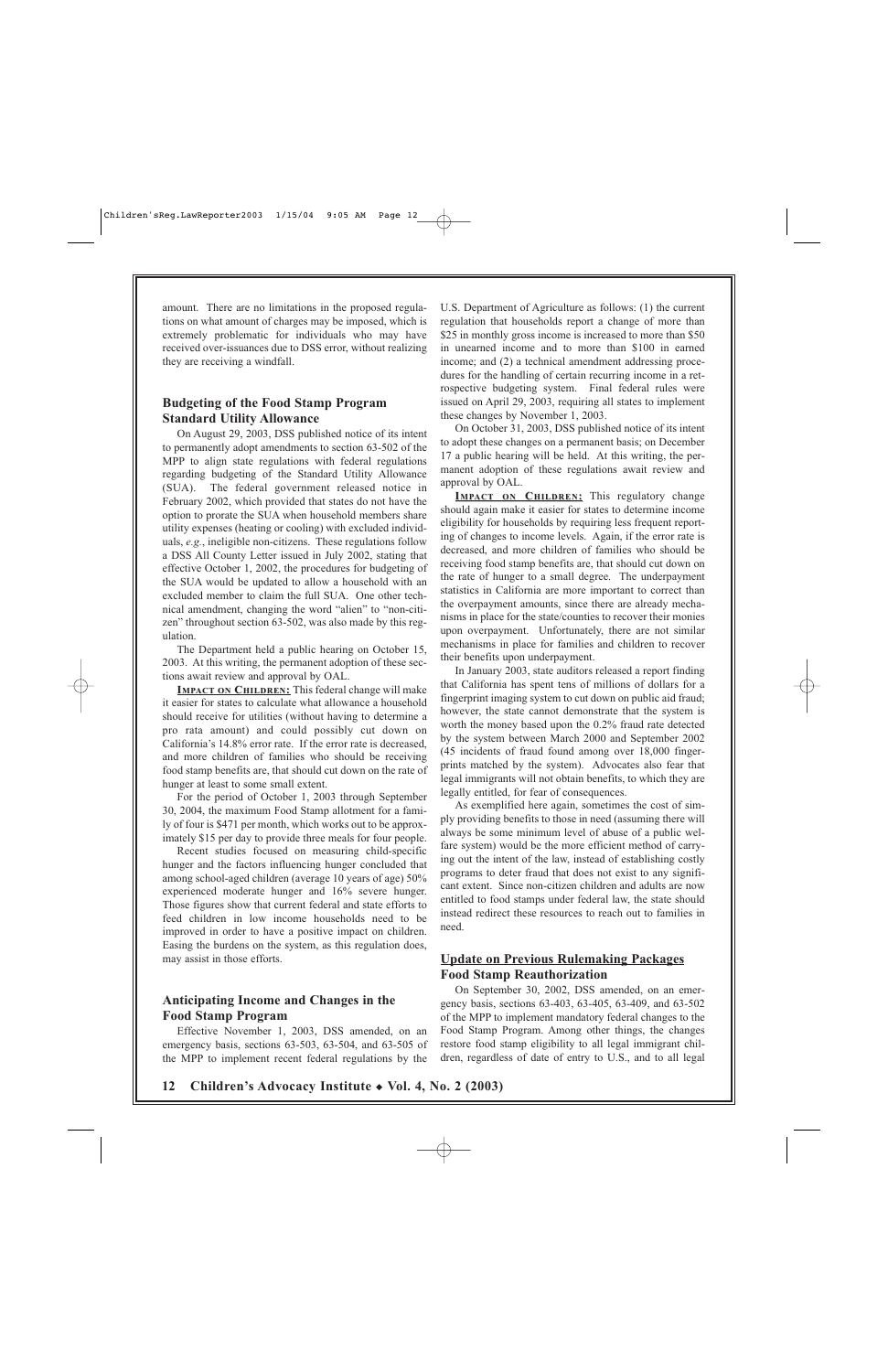amount. There are no limitations in the proposed regulations on what amount of charges may be imposed, which is extremely problematic for individuals who may have received over-issuances due to DSS error, without realizing they are receiving a windfall.

### Budgeting of the Food Stamp Program Standard Utility Allowance

On August 29, 2003, DSS published notice of its intent to permanently adopt amendments to section 63-502 of the MPP to align state regulations with federal regulations regarding budgeting of the Standard Utility Allowance (SUA). The federal government released notice in February 2002, which provided that states do not have the option to prorate the SUA when household members share utility expenses (heating or cooling) with excluded individuals, *e.g.*, ineligible non-citizens. These regulations follow a DSS All County Letter issued in July 2002, stating that effective October 1, 2002, the procedures for budgeting of the SUA would be updated to allow a household with an excluded member to claim the full SUA. One other technical amendment, changing the word "alien" to "non-citizen" throughout section 63-502, was also made by this regulation.

The Department held a public hearing on October 15, 2003. At this writing, the permanent adoption of these sections await review and approval by OAL.

**IMPACT ON CHILDREN:** This federal change will make it easier for states to calculate what allowance a household should receive for utilities (without having to determine a pro rata amount) and could possibly cut down on California's 14.8% error rate. If the error rate is decreased, and more children of families who should be receiving food stamp benefits are, that should cut down on the rate of hunger at least to some small extent.

For the period of October 1, 2003 through September 30, 2004, the maximum Food Stamp allotment for a family of four is $471 per month, which works out to be approximately $15 per day to provide three meals for four people.

Recent studies focused on measuring child-specific hunger and the factors influencing hunger concluded that among school-aged children (average 10 years of age) 50% experienced moderate hunger and 16% severe hunger. Those figures show that current federal and state efforts to feed children in low income households need to be improved in order to have a positive impact on children. Easing the burdens on the system, as this regulation does, may assist in those efforts.

### Anticipating Income and Changes in the Food Stamp Program

Effective November 1, 2003, DSS amended, on an emergency basis, sections 63-503, 63-504, and 63-505 of the MPP to implement recent federal regulations by the U.S. Department of Agriculture as follows: (1) the current regulation that households report a change of more than $25 in monthly gross income is increased to more than $50 in unearned income and to more than $100 in earned income; and (2) a technical amendment addressing procedures for the handling of certain recurring income in a retrospective budgeting system. Final federal rules were issued on April 29, 2003, requiring all states to implement these changes by November 1, 2003.

On October 31, 2003, DSS published notice of its intent to adopt these changes on a permanent basis; on December 17 a public hearing will be held. At this writing, the permanent adoption of these regulations await review and approval by OAL.

**IMPACT ON CHILDREN:** This regulatory change should again make it easier for states to determine income eligibility for households by requiring less frequent reporting of changes to income levels. Again, if the error rate is decreased, and more children of families who should be receiving food stamp benefits are, that should cut down on the rate of hunger to a small degree. The underpayment statistics in California are more important to correct than the overpayment amounts, since there are already mechanisms in place for the state/counties to recover their monies upon overpayment. Unfortunately, there are not similar mechanisms in place for families and children to recover their benefits upon underpayment.

In January 2003, state auditors released a report finding that California has spent tens of millions of dollars for a fingerprint imaging system to cut down on public aid fraud; however, the state cannot demonstrate that the system is worth the money based upon the 0.2% fraud rate detected by the system between March 2000 and September 2002 (45 incidents of fraud found among over 18,000 fingerprints matched by the system). Advocates also fear that legal immigrants will not obtain benefits, to which they are legally entitled, for fear of consequences.

As exemplified here again, sometimes the cost of simply providing benefits to those in need (assuming there will always be some minimum level of abuse of a public welfare system) would be the more efficient method of carrying out the intent of the law, instead of establishing costly programs to deter fraud that does not exist to any significant extent. Since non-citizen children and adults are now entitled to food stamps under federal law, the state should instead redirect these resources to reach out to families in need.

## Update on Previous Rulemaking Packages

### Food Stamp Reauthorization

On September 30, 2002, DSS amended, on an emergency basis, sections 63-403, 63-405, 63-409, and 63-502 of the MPP to implement mandatory federal changes to the Food Stamp Program. Among other things, the changes restore food stamp eligibility to all legal immigrant children, regardless of date of entry to U.S., and to all legal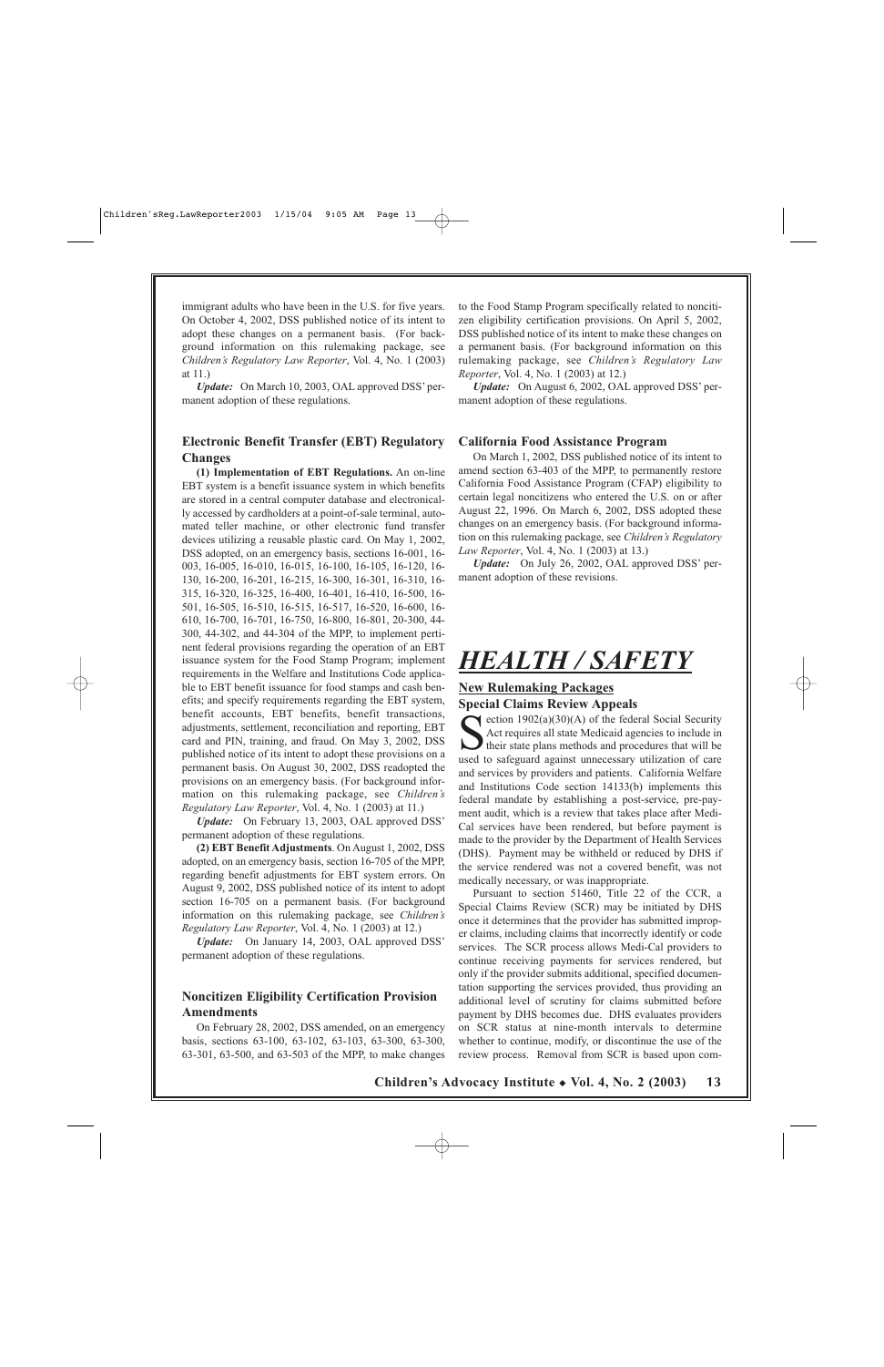immigrant adults who have been in the U.S. for five years. On October 4, 2002, DSS published notice of its intent to adopt these changes on a permanent basis. (For background information on this rulemaking package, see *Children's Regulatory Law Reporter*, Vol. 4, No. 1 (2003) at 11.)

***Update:*** On March 10, 2003, OAL approved DSS' permanent adoption of these regulations.

### Electronic Benefit Transfer (EBT) Regulatory Changes

**(1) Implementation of EBT Regulations.** An on-line EBT system is a benefit issuance system in which benefits are stored in a central computer database and electronically accessed by cardholders at a point-of-sale terminal, automated teller machine, or other electronic fund transfer devices utilizing a reusable plastic card. On May 1, 2002, DSS adopted, on an emergency basis, sections 16-001, 16-003, 16-005, 16-010, 16-015, 16-100, 16-105, 16-120, 16-130, 16-200, 16-201, 16-215, 16-300, 16-301, 16-310, 16-315, 16-320, 16-325, 16-400, 16-401, 16-410, 16-500, 16-501, 16-505, 16-510, 16-515, 16-517, 16-520, 16-600, 16-610, 16-700, 16-701, 16-750, 16-800, 16-801, 20-300, 44-300, 44-302, and 44-304 of the MPP, to implement pertinent federal provisions regarding the operation of an EBT issuance system for the Food Stamp Program; implement requirements in the Welfare and Institutions Code applicable to EBT benefit issuance for food stamps and cash benefits; and specify requirements regarding the EBT system, benefit accounts, EBT benefits, benefit transactions, adjustments, settlement, reconciliation and reporting, EBT card and PIN, training, and fraud. On May 3, 2002, DSS published notice of its intent to adopt these provisions on a permanent basis. On August 30, 2002, DSS readopted the provisions on an emergency basis. (For background information on this rulemaking package, see *Children's Regulatory Law Reporter*, Vol. 4, No. 1 (2003) at 11.)

***Update:*** On February 13, 2003, OAL approved DSS' permanent adoption of these regulations.

**(2) EBT Benefit Adjustments**. On August 1, 2002, DSS adopted, on an emergency basis, section 16-705 of the MPP, regarding benefit adjustments for EBT system errors. On August 9, 2002, DSS published notice of its intent to adopt section 16-705 on a permanent basis. (For background information on this rulemaking package, see *Children's Regulatory Law Reporter*, Vol. 4, No. 1 (2003) at 12.)

***Update:*** On January 14, 2003, OAL approved DSS' permanent adoption of these regulations.

### Noncitizen Eligibility Certification Provision Amendments

On February 28, 2002, DSS amended, on an emergency basis, sections 63-100, 63-102, 63-103, 63-300, 63-300, 63-301, 63-500, and 63-503 of the MPP, to make changes to the Food Stamp Program specifically related to noncitizen eligibility certification provisions. On April 5, 2002, DSS published notice of its intent to make these changes on a permanent basis. (For background information on this rulemaking package, see *Children's Regulatory Law Reporter*, Vol. 4, No. 1 (2003) at 12.)

***Update:*** On August 6, 2002, OAL approved DSS' permanent adoption of these regulations.

### California Food Assistance Program

On March 1, 2002, DSS published notice of its intent to amend section 63-403 of the MPP, to permanently restore California Food Assistance Program (CFAP) eligibility to certain legal noncitizens who entered the U.S. on or after August 22, 1996. On March 6, 2002, DSS adopted these changes on an emergency basis. (For background information on this rulemaking package, see *Children's Regulatory Law Reporter*, Vol. 4, No. 1 (2003) at 13.)

***Update:*** On July 26, 2002, OAL approved DSS' permanent adoption of these revisions.

# *HEALTH / SAFETY*

## New Rulemaking Packages

### Special Claims Review Appeals

Section 1902(a)(30)(A) of the federal Social Security Act requires all state Medicaid agencies to include in their state plans methods and procedures that will be used to safeguard against unnecessary utilization of care and services by providers and patients. California Welfare and Institutions Code section 14133(b) implements this federal mandate by establishing a post-service, pre-payment audit, which is a review that takes place after Medi-Cal services have been rendered, but before payment is made to the provider by the Department of Health Services (DHS). Payment may be withheld or reduced by DHS if the service rendered was not a covered benefit, was not medically necessary, or was inappropriate.

Pursuant to section 51460, Title 22 of the CCR, a Special Claims Review (SCR) may be initiated by DHS once it determines that the provider has submitted improper claims, including claims that incorrectly identify or code services. The SCR process allows Medi-Cal providers to continue receiving payments for services rendered, but only if the provider submits additional, specified documentation supporting the services provided, thus providing an additional level of scrutiny for claims submitted before payment by DHS becomes due. DHS evaluates providers on SCR status at nine-month intervals to determine whether to continue, modify, or discontinue the use of the review process. Removal from SCR is based upon com-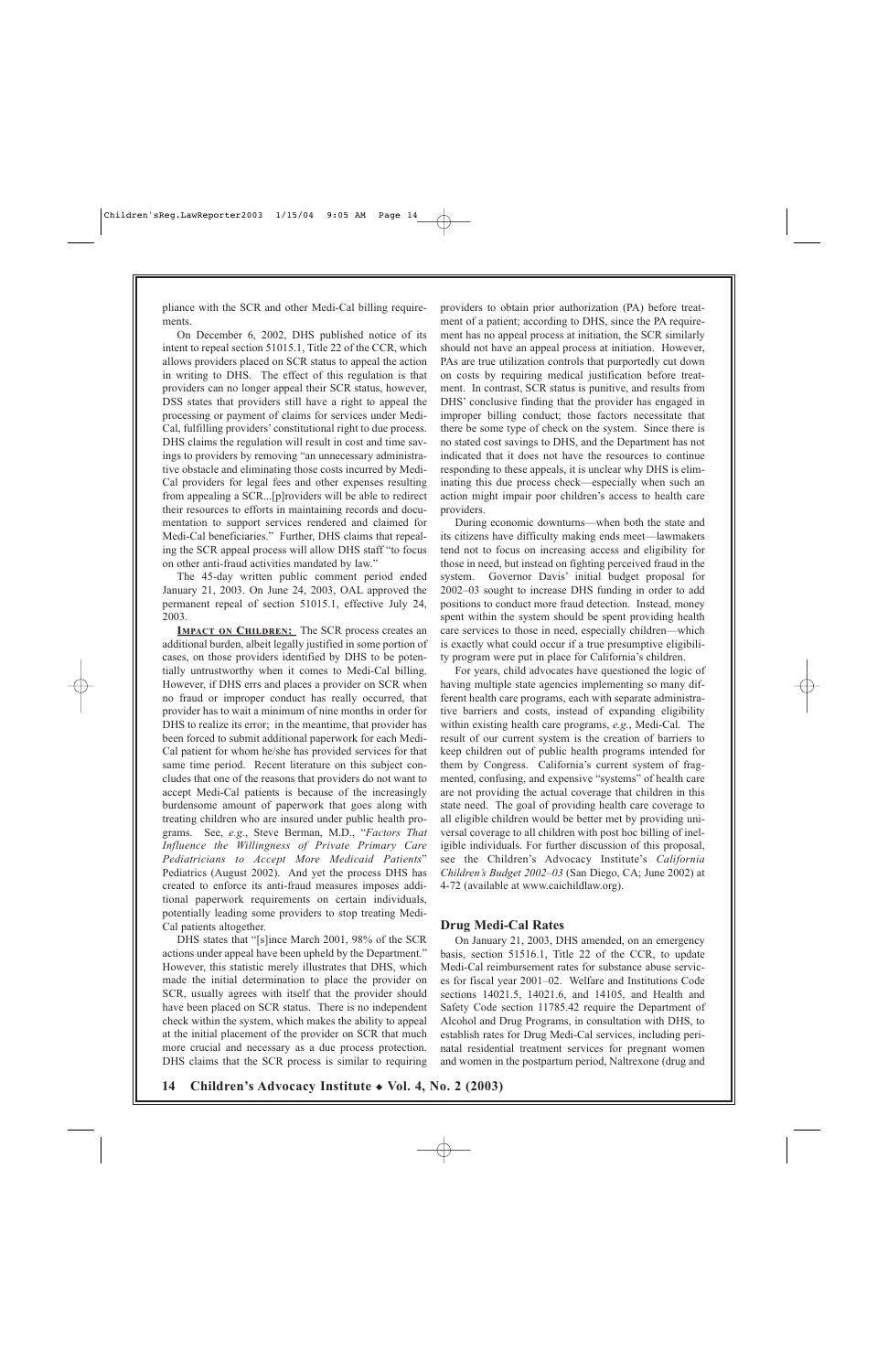pliance with the SCR and other Medi-Cal billing requirements.

On December 6, 2002, DHS published notice of its intent to repeal section 51015.1, Title 22 of the CCR, which allows providers placed on SCR status to appeal the action in writing to DHS. The effect of this regulation is that providers can no longer appeal their SCR status, however, DSS states that providers still have a right to appeal the processing or payment of claims for services under Medi-Cal, fulfilling providers' constitutional right to due process. DHS claims the regulation will result in cost and time savings to providers by removing "an unnecessary administrative obstacle and eliminating those costs incurred by Medi-Cal providers for legal fees and other expenses resulting from appealing a SCR...[p]roviders will be able to redirect their resources to efforts in maintaining records and documentation to support services rendered and claimed for Medi-Cal beneficiaries." Further, DHS claims that repealing the SCR appeal process will allow DHS staff "to focus on other anti-fraud activities mandated by law."

The 45-day written public comment period ended January 21, 2003. On June 24, 2003, OAL approved the permanent repeal of section 51015.1, effective July 24, 2003.

**Impact on Children:** The SCR process creates an additional burden, albeit legally justified in some portion of cases, on those providers identified by DHS to be potentially untrustworthy when it comes to Medi-Cal billing. However, if DHS errs and places a provider on SCR when no fraud or improper conduct has really occurred, that provider has to wait a minimum of nine months in order for DHS to realize its error; in the meantime, that provider has been forced to submit additional paperwork for each Medi-Cal patient for whom he/she has provided services for that same time period. Recent literature on this subject concludes that one of the reasons that providers do not want to accept Medi-Cal patients is because of the increasingly burdensome amount of paperwork that goes along with treating children who are insured under public health programs. See, *e.g.*, Steve Berman, M.D., "*Factors That Influence the Willingness of Private Primary Care Pediatricians to Accept More Medicaid Patients*" Pediatrics (August 2002). And yet the process DHS has created to enforce its anti-fraud measures imposes additional paperwork requirements on certain individuals, potentially leading some providers to stop treating Medi-Cal patients altogether.

DHS states that "[s]ince March 2001, 98% of the SCR actions under appeal have been upheld by the Department." However, this statistic merely illustrates that DHS, which made the initial determination to place the provider on SCR, usually agrees with itself that the provider should have been placed on SCR status. There is no independent check within the system, which makes the ability to appeal at the initial placement of the provider on SCR that much more crucial and necessary as a due process protection. DHS claims that the SCR process is similar to requiring providers to obtain prior authorization (PA) before treatment of a patient; according to DHS, since the PA requirement has no appeal process at initiation, the SCR similarly should not have an appeal process at initiation. However, PAs are true utilization controls that purportedly cut down on costs by requiring medical justification before treatment. In contrast, SCR status is punitive, and results from DHS' conclusive finding that the provider has engaged in improper billing conduct; those factors necessitate that there be some type of check on the system. Since there is no stated cost savings to DHS, and the Department has not indicated that it does not have the resources to continue responding to these appeals, it is unclear why DHS is eliminating this due process check—especially when such an action might impair poor children's access to health care providers.

During economic downturns—when both the state and its citizens have difficulty making ends meet—lawmakers tend not to focus on increasing access and eligibility for those in need, but instead on fighting perceived fraud in the system. Governor Davis' initial budget proposal for 2002–03 sought to increase DHS funding in order to add positions to conduct more fraud detection. Instead, money spent within the system should be spent providing health care services to those in need, especially children—which is exactly what could occur if a true presumptive eligibility program were put in place for California's children.

For years, child advocates have questioned the logic of having multiple state agencies implementing so many different health care programs, each with separate administrative barriers and costs, instead of expanding eligibility within existing health care programs, *e.g.*, Medi-Cal. The result of our current system is the creation of barriers to keep children out of public health programs intended for them by Congress. California's current system of fragmented, confusing, and expensive "systems" of health care are not providing the actual coverage that children in this state need. The goal of providing health care coverage to all eligible children would be better met by providing universal coverage to all children with post hoc billing of ineligible individuals. For further discussion of this proposal, see the Children's Advocacy Institute's *California Children's Budget 2002–03* (San Diego, CA; June 2002) at 4-72 (available at www.caichildlaw.org).

### Drug Medi-Cal Rates

On January 21, 2003, DHS amended, on an emergency basis, section 51516.1, Title 22 of the CCR, to update Medi-Cal reimbursement rates for substance abuse services for fiscal year 2001–02. Welfare and Institutions Code sections 14021.5, 14021.6, and 14105, and Health and Safety Code section 11785.42 require the Department of Alcohol and Drug Programs, in consultation with DHS, to establish rates for Drug Medi-Cal services, including perinatal residential treatment services for pregnant women and women in the postpartum period, Naltrexone (drug and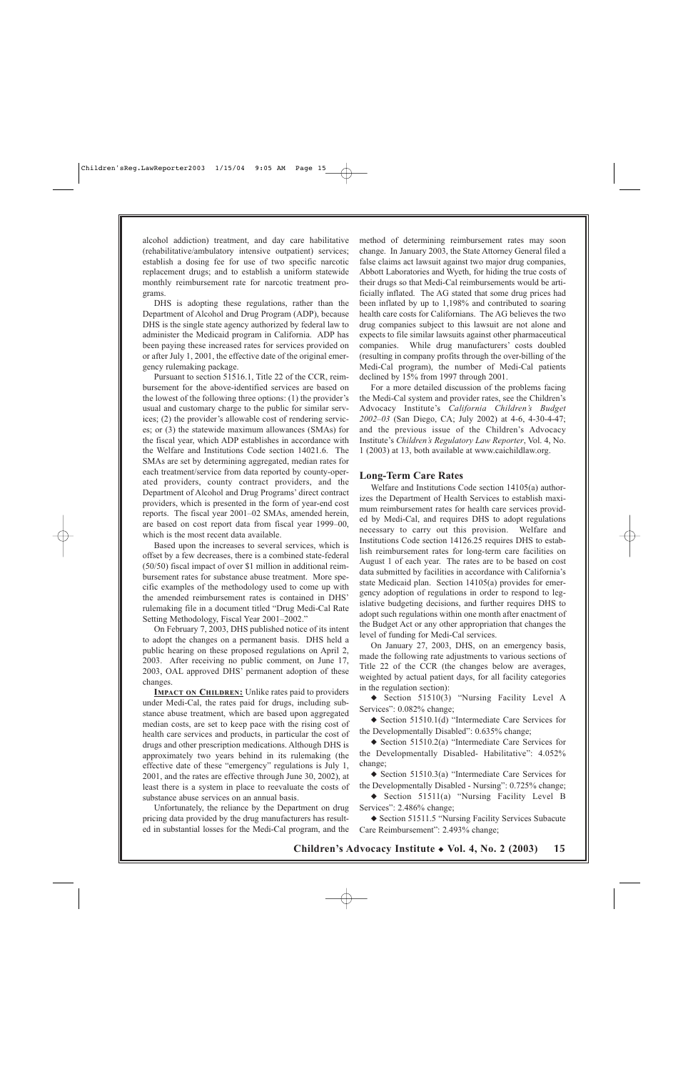alcohol addiction) treatment, and day care habilitative (rehabilitative/ambulatory intensive outpatient) services; establish a dosing fee for use of two specific narcotic replacement drugs; and to establish a uniform statewide monthly reimbursement rate for narcotic treatment programs.

DHS is adopting these regulations, rather than the Department of Alcohol and Drug Program (ADP), because DHS is the single state agency authorized by federal law to administer the Medicaid program in California. ADP has been paying these increased rates for services provided on or after July 1, 2001, the effective date of the original emergency rulemaking package.

Pursuant to section 51516.1, Title 22 of the CCR, reimbursement for the above-identified services are based on the lowest of the following three options: (1) the provider's usual and customary charge to the public for similar services; (2) the provider's allowable cost of rendering services; or (3) the statewide maximum allowances (SMAs) for the fiscal year, which ADP establishes in accordance with the Welfare and Institutions Code section 14021.6. The SMAs are set by determining aggregated, median rates for each treatment/service from data reported by county-operated providers, county contract providers, and the Department of Alcohol and Drug Programs' direct contract providers, which is presented in the form of year-end cost reports. The fiscal year 2001–02 SMAs, amended herein, are based on cost report data from fiscal year 1999–00, which is the most recent data available.

Based upon the increases to several services, which is offset by a few decreases, there is a combined state-federal (50/50) fiscal impact of over $1 million in additional reimbursement rates for substance abuse treatment. More specific examples of the methodology used to come up with the amended reimbursement rates is contained in DHS' rulemaking file in a document titled "Drug Medi-Cal Rate Setting Methodology, Fiscal Year 2001–2002."

On February 7, 2003, DHS published notice of its intent to adopt the changes on a permanent basis. DHS held a public hearing on these proposed regulations on April 2, 2003. After receiving no public comment, on June 17, 2003, OAL approved DHS' permanent adoption of these changes.

**IMPACT ON CHILDREN:** Unlike rates paid to providers under Medi-Cal, the rates paid for drugs, including substance abuse treatment, which are based upon aggregated median costs, are set to keep pace with the rising cost of health care services and products, in particular the cost of drugs and other prescription medications. Although DHS is approximately two years behind in its rulemaking (the effective date of these "emergency" regulations is July 1, 2001, and the rates are effective through June 30, 2002), at least there is a system in place to reevaluate the costs of substance abuse services on an annual basis.

Unfortunately, the reliance by the Department on drug pricing data provided by the drug manufacturers has resulted in substantial losses for the Medi-Cal program, and the method of determining reimbursement rates may soon change. In January 2003, the State Attorney General filed a false claims act lawsuit against two major drug companies, Abbott Laboratories and Wyeth, for hiding the true costs of their drugs so that Medi-Cal reimbursements would be artificially inflated. The AG stated that some drug prices had been inflated by up to 1,198% and contributed to soaring health care costs for Californians. The AG believes the two drug companies subject to this lawsuit are not alone and expects to file similar lawsuits against other pharmaceutical companies. While drug manufacturers' costs doubled (resulting in company profits through the over-billing of the Medi-Cal program), the number of Medi-Cal patients declined by 15% from 1997 through 2001.

For a more detailed discussion of the problems facing the Medi-Cal system and provider rates, see the Children's Advocacy Institute's *California Children's Budget 2002–03* (San Diego, CA; July 2002) at 4-6, 4-30-4-47; and the previous issue of the Children's Advocacy Institute's *Children's Regulatory Law Reporter*, Vol. 4, No. 1 (2003) at 13, both available at www.caichildlaw.org.

### Long-Term Care Rates

Welfare and Institutions Code section 14105(a) authorizes the Department of Health Services to establish maximum reimbursement rates for health care services provided by Medi-Cal, and requires DHS to adopt regulations necessary to carry out this provision. Welfare and Institutions Code section 14126.25 requires DHS to establish reimbursement rates for long-term care facilities on August 1 of each year. The rates are to be based on cost data submitted by facilities in accordance with California's state Medicaid plan. Section 14105(a) provides for emergency adoption of regulations in order to respond to legislative budgeting decisions, and further requires DHS to adopt such regulations within one month after enactment of the Budget Act or any other appropriation that changes the level of funding for Medi-Cal services.

On January 27, 2003, DHS, on an emergency basis, made the following rate adjustments to various sections of Title 22 of the CCR (the changes below are averages, weighted by actual patient days, for all facility categories in the regulation section):

- Section 51510(3) "Nursing Facility Level A Services": 0.082% change;
- Section 51510.1(d) "Intermediate Care Services for the Developmentally Disabled": 0.635% change;
- Section 51510.2(a) "Intermediate Care Services for the Developmentally Disabled- Habilitative": 4.052% change;
- Section 51510.3(a) "Intermediate Care Services for the Developmentally Disabled - Nursing": 0.725% change;
- Section 51511(a) "Nursing Facility Level B Services": 2.486% change;
- Section 51511.5 "Nursing Facility Services Subacute Care Reimbursement": 2.493% change;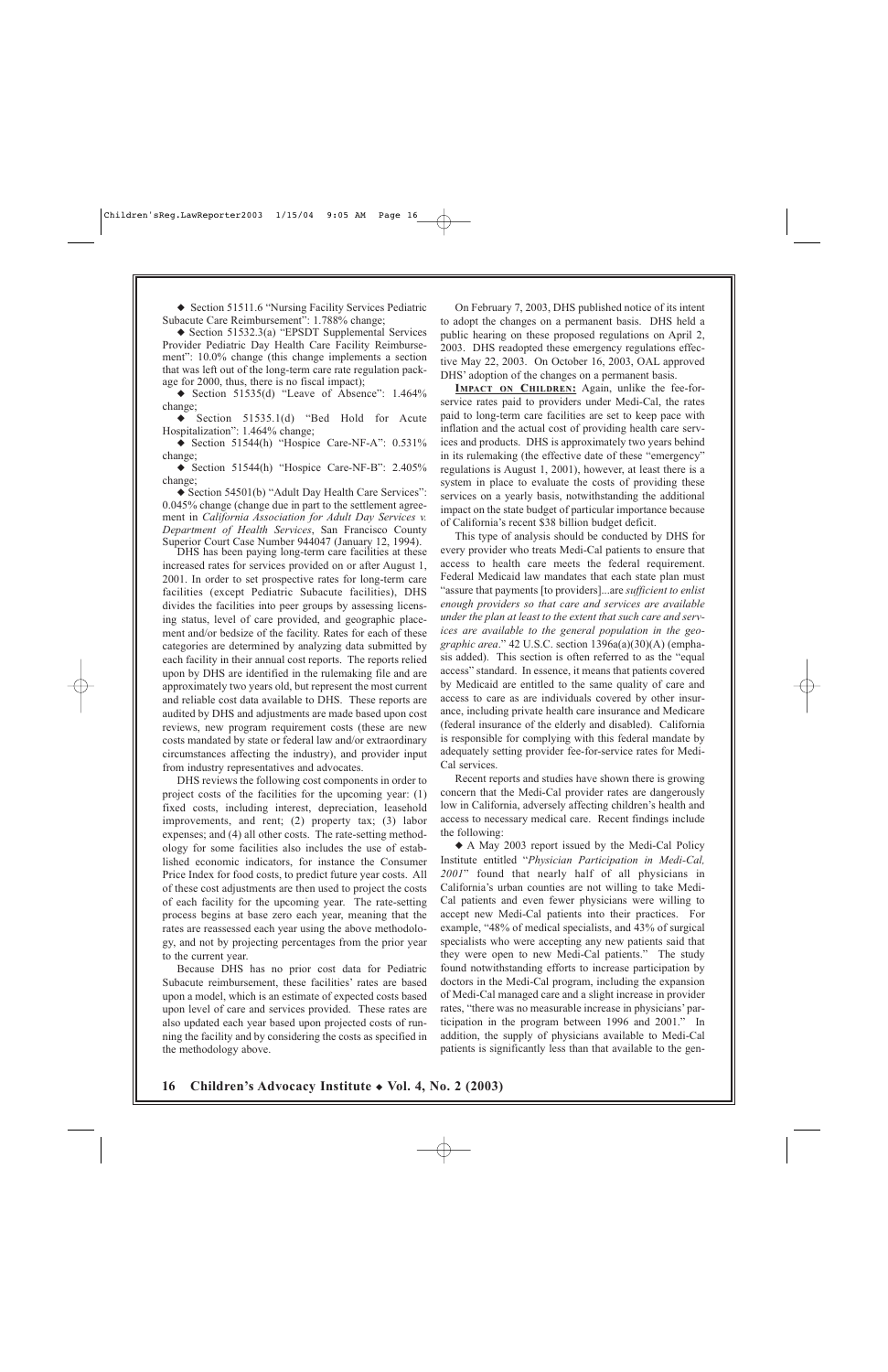◆ Section 51511.6 "Nursing Facility Services Pediatric Subacute Care Reimbursement": 1.788% change;

◆ Section 51532.3(a) "EPSDT Supplemental Services Provider Pediatric Day Health Care Facility Reimbursement": 10.0% change (this change implements a section that was left out of the long-term care rate regulation package for 2000, thus, there is no fiscal impact);

◆ Section 51535(d) "Leave of Absence": 1.464% change;

◆ Section 51535.1(d) "Bed Hold for Acute Hospitalization": 1.464% change;

◆ Section 51544(h) "Hospice Care-NF-A": 0.531% change;

◆ Section 51544(h) "Hospice Care-NF-B": 2.405% change;

◆ Section 54501(b) "Adult Day Health Care Services": 0.045% change (change due in part to the settlement agreement in *California Association for Adult Day Services v. Department of Health Services*, San Francisco County Superior Court Case Number 944047 (January 12, 1994).

DHS has been paying long-term care facilities at these increased rates for services provided on or after August 1, 2001. In order to set prospective rates for long-term care facilities (except Pediatric Subacute facilities), DHS divides the facilities into peer groups by assessing licensing status, level of care provided, and geographic placement and/or bedsize of the facility. Rates for each of these categories are determined by analyzing data submitted by each facility in their annual cost reports. The reports relied upon by DHS are identified in the rulemaking file and are approximately two years old, but represent the most current and reliable cost data available to DHS. These reports are audited by DHS and adjustments are made based upon cost reviews, new program requirement costs (these are new costs mandated by state or federal law and/or extraordinary circumstances affecting the industry), and provider input from industry representatives and advocates.

DHS reviews the following cost components in order to project costs of the facilities for the upcoming year: (1) fixed costs, including interest, depreciation, leasehold improvements, and rent; (2) property tax; (3) labor expenses; and (4) all other costs. The rate-setting methodology for some facilities also includes the use of established economic indicators, for instance the Consumer Price Index for food costs, to predict future year costs. All of these cost adjustments are then used to project the costs of each facility for the upcoming year. The rate-setting process begins at base zero each year, meaning that the rates are reassessed each year using the above methodology, and not by projecting percentages from the prior year to the current year.

Because DHS has no prior cost data for Pediatric Subacute reimbursement, these facilities' rates are based upon a model, which is an estimate of expected costs based upon level of care and services provided. These rates are also updated each year based upon projected costs of running the facility and by considering the costs as specified in the methodology above.

On February 7, 2003, DHS published notice of its intent to adopt the changes on a permanent basis. DHS held a public hearing on these proposed regulations on April 2, 2003. DHS readopted these emergency regulations effective May 22, 2003. On October 16, 2003, OAL approved DHS' adoption of the changes on a permanent basis.

**IMPACT ON CHILDREN:** Again, unlike the fee-for-service rates paid to providers under Medi-Cal, the rates paid to long-term care facilities are set to keep pace with inflation and the actual cost of providing health care services and products. DHS is approximately two years behind in its rulemaking (the effective date of these "emergency" regulations is August 1, 2001), however, at least there is a system in place to evaluate the costs of providing these services on a yearly basis, notwithstanding the additional impact on the state budget of particular importance because of California's recent $38 billion budget deficit.

This type of analysis should be conducted by DHS for every provider who treats Medi-Cal patients to ensure that access to health care meets the federal requirement. Federal Medicaid law mandates that each state plan must "assure that payments [to providers]...are *sufficient to enlist enough providers so that care and services are available under the plan at least to the extent that such care and services are available to the general population in the geographic area*." 42 U.S.C. section 1396a(a)(30)(A) (emphasis added). This section is often referred to as the "equal access" standard. In essence, it means that patients covered by Medicaid are entitled to the same quality of care and access to care as are individuals covered by other insurance, including private health care insurance and Medicare (federal insurance of the elderly and disabled). California is responsible for complying with this federal mandate by adequately setting provider fee-for-service rates for Medi-Cal services.

Recent reports and studies have shown there is growing concern that the Medi-Cal provider rates are dangerously low in California, adversely affecting children's health and access to necessary medical care. Recent findings include the following:

◆ A May 2003 report issued by the Medi-Cal Policy Institute entitled "*Physician Participation in Medi-Cal, 2001*" found that nearly half of all physicians in California's urban counties are not willing to take Medi-Cal patients and even fewer physicians were willing to accept new Medi-Cal patients into their practices. For example, "48% of medical specialists, and 43% of surgical specialists who were accepting any new patients said that they were open to new Medi-Cal patients." The study found notwithstanding efforts to increase participation by doctors in the Medi-Cal program, including the expansion of Medi-Cal managed care and a slight increase in provider rates, "there was no measurable increase in physicians' participation in the program between 1996 and 2001." In addition, the supply of physicians available to Medi-Cal patients is significantly less than that available to the gen-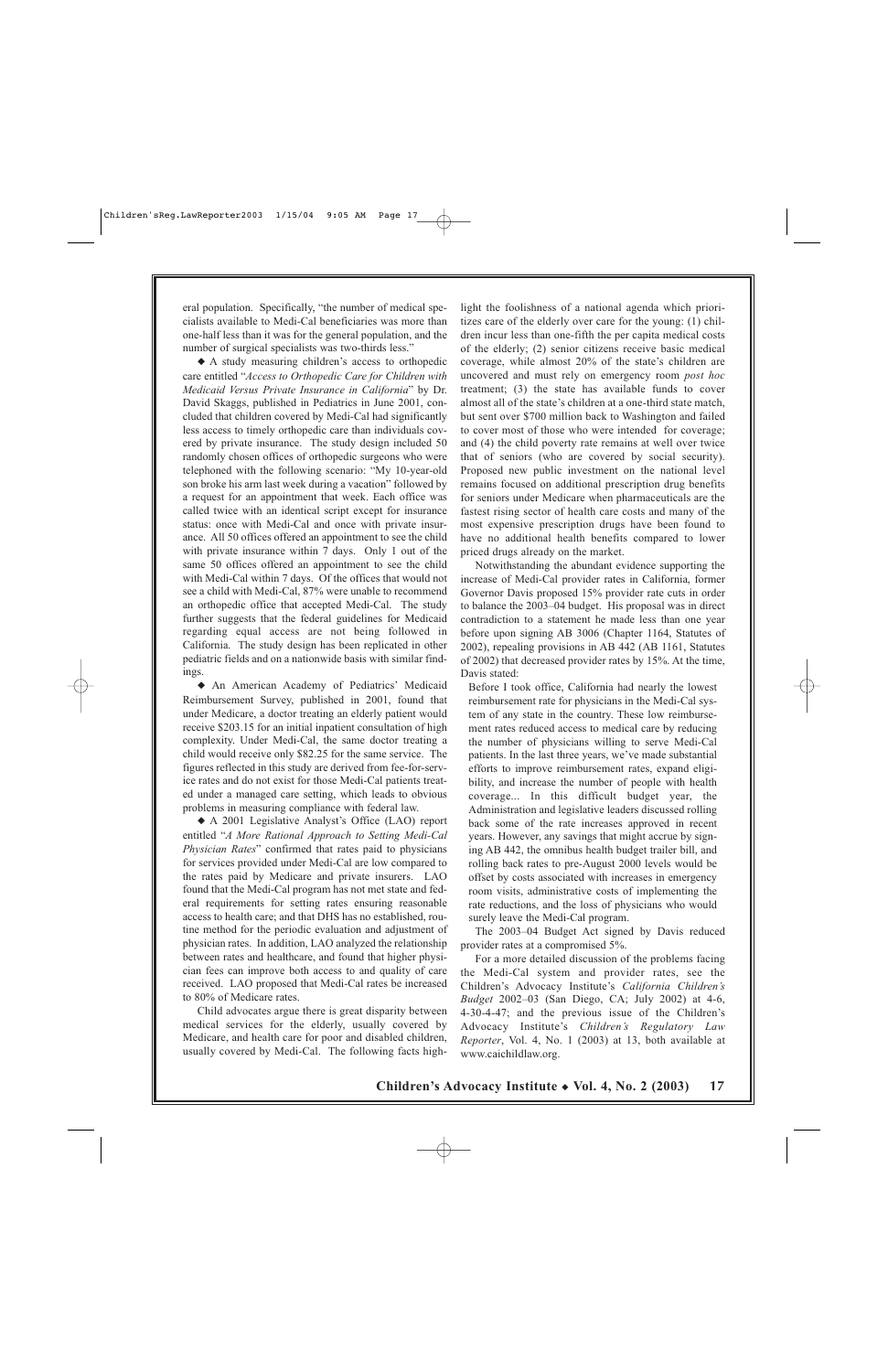eral population. Specifically, "the number of medical specialists available to Medi-Cal beneficiaries was more than one-half less than it was for the general population, and the number of surgical specialists was two-thirds less."

◆ A study measuring children's access to orthopedic care entitled "*Access to Orthopedic Care for Children with Medicaid Versus Private Insurance in California*" by Dr. David Skaggs, published in Pediatrics in June 2001, concluded that children covered by Medi-Cal had significantly less access to timely orthopedic care than individuals covered by private insurance. The study design included 50 randomly chosen offices of orthopedic surgeons who were telephoned with the following scenario: "My 10-year-old son broke his arm last week during a vacation" followed by a request for an appointment that week. Each office was called twice with an identical script except for insurance status: once with Medi-Cal and once with private insurance. All 50 offices offered an appointment to see the child with private insurance within 7 days. Only 1 out of the same 50 offices offered an appointment to see the child with Medi-Cal within 7 days. Of the offices that would not see a child with Medi-Cal, 87% were unable to recommend an orthopedic office that accepted Medi-Cal. The study further suggests that the federal guidelines for Medicaid regarding equal access are not being followed in California. The study design has been replicated in other pediatric fields and on a nationwide basis with similar findings.

◆ An American Academy of Pediatrics' Medicaid Reimbursement Survey, published in 2001, found that under Medicare, a doctor treating an elderly patient would receive $203.15 for an initial inpatient consultation of high complexity. Under Medi-Cal, the same doctor treating a child would receive only $82.25 for the same service. The figures reflected in this study are derived from fee-for-service rates and do not exist for those Medi-Cal patients treated under a managed care setting, which leads to obvious problems in measuring compliance with federal law.

◆ A 2001 Legislative Analyst's Office (LAO) report entitled "*A More Rational Approach to Setting Medi-Cal Physician Rates*" confirmed that rates paid to physicians for services provided under Medi-Cal are low compared to the rates paid by Medicare and private insurers. LAO found that the Medi-Cal program has not met state and federal requirements for setting rates ensuring reasonable access to health care; and that DHS has no established, routine method for the periodic evaluation and adjustment of physician rates. In addition, LAO analyzed the relationship between rates and healthcare, and found that higher physician fees can improve both access to and quality of care received. LAO proposed that Medi-Cal rates be increased to 80% of Medicare rates.

Child advocates argue there is great disparity between medical services for the elderly, usually covered by Medicare, and health care for poor and disabled children, usually covered by Medi-Cal. The following facts highlight the foolishness of a national agenda which prioritizes care of the elderly over care for the young: (1) children incur less than one-fifth the per capita medical costs of the elderly; (2) senior citizens receive basic medical coverage, while almost 20% of the state's children are uncovered and must rely on emergency room *post hoc* treatment; (3) the state has available funds to cover almost all of the state's children at a one-third state match, but sent over $700 million back to Washington and failed to cover most of those who were intended for coverage; and (4) the child poverty rate remains at well over twice that of seniors (who are covered by social security). Proposed new public investment on the national level remains focused on additional prescription drug benefits for seniors under Medicare when pharmaceuticals are the fastest rising sector of health care costs and many of the most expensive prescription drugs have been found to have no additional health benefits compared to lower priced drugs already on the market.

Notwithstanding the abundant evidence supporting the increase of Medi-Cal provider rates in California, former Governor Davis proposed 15% provider rate cuts in order to balance the 2003–04 budget. His proposal was in direct contradiction to a statement he made less than one year before upon signing AB 3006 (Chapter 1164, Statutes of 2002), repealing provisions in AB 442 (AB 1161, Statutes of 2002) that decreased provider rates by 15%. At the time, Davis stated:

> Before I took office, California had nearly the lowest reimbursement rate for physicians in the Medi-Cal system of any state in the country. These low reimbursement rates reduced access to medical care by reducing the number of physicians willing to serve Medi-Cal patients. In the last three years, we've made substantial efforts to improve reimbursement rates, expand eligibility, and increase the number of people with health coverage... In this difficult budget year, the Administration and legislative leaders discussed rolling back some of the rate increases approved in recent years. However, any savings that might accrue by signing AB 442, the omnibus health budget trailer bill, and rolling back rates to pre-August 2000 levels would be offset by costs associated with increases in emergency room visits, administrative costs of implementing the rate reductions, and the loss of physicians who would surely leave the Medi-Cal program.

The 2003–04 Budget Act signed by Davis reduced provider rates at a compromised 5%.

For a more detailed discussion of the problems facing the Medi-Cal system and provider rates, see the Children's Advocacy Institute's *California Children's Budget* 2002–03 (San Diego, CA; July 2002) at 4-6, 4-30-4-47; and the previous issue of the Children's Advocacy Institute's *Children's Regulatory Law Reporter*, Vol. 4, No. 1 (2003) at 13, both available at www.caichildlaw.org.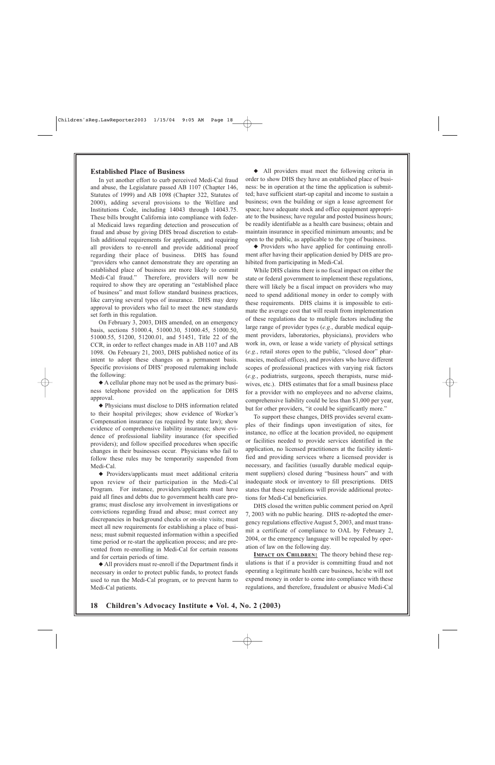### Established Place of Business

In yet another effort to curb perceived Medi-Cal fraud and abuse, the Legislature passed AB 1107 (Chapter 146, Statutes of 1999) and AB 1098 (Chapter 322, Statutes of 2000), adding several provisions to the Welfare and Institutions Code, including 14043 through 14043.75. These bills brought California into compliance with federal Medicaid laws regarding detection and prosecution of fraud and abuse by giving DHS broad discretion to establish additional requirements for applicants, and requiring all providers to re-enroll and provide additional proof regarding their place of business. DHS has found "providers who cannot demonstrate they are operating an established place of business are more likely to commit Medi-Cal fraud." Therefore, providers will now be required to show they are operating an "established place of business" and must follow standard business practices, like carrying several types of insurance. DHS may deny approval to providers who fail to meet the new standards set forth in this regulation.

On February 3, 2003, DHS amended, on an emergency basis, sections 51000.4, 51000.30, 51000.45, 51000.50, 51000.55, 51200, 51200.01, and 51451, Title 22 of the CCR, in order to reflect changes made in AB 1107 and AB 1098. On February 21, 2003, DHS published notice of its intent to adopt these changes on a permanent basis. Specific provisions of DHS' proposed rulemaking include the following:

◆ A cellular phone may not be used as the primary business telephone provided on the application for DHS approval.

◆ Physicians must disclose to DHS information related to their hospital privileges; show evidence of Worker's Compensation insurance (as required by state law); show evidence of comprehensive liability insurance; show evidence of professional liability insurance (for specified providers); and follow specified procedures when specific changes in their businesses occur. Physicians who fail to follow these rules may be temporarily suspended from Medi-Cal.

◆ Providers/applicants must meet additional criteria upon review of their participation in the Medi-Cal Program. For instance, providers/applicants must have paid all fines and debts due to government health care programs; must disclose any involvement in investigations or convictions regarding fraud and abuse; must correct any discrepancies in background checks or on-site visits; must meet all new requirements for establishing a place of business; must submit requested information within a specified time period or re-start the application process; and are prevented from re-enrolling in Medi-Cal for certain reasons and for certain periods of time.

◆ All providers must re-enroll if the Department finds it necessary in order to protect public funds, to protect funds used to run the Medi-Cal program, or to prevent harm to Medi-Cal patients.

◆ All providers must meet the following criteria in order to show DHS they have an established place of business: be in operation at the time the application is submitted; have sufficient start-up capital and income to sustain a business; own the building or sign a lease agreement for space; have adequate stock and office equipment appropriate to the business; have regular and posted business hours; be readily identifiable as a health care business; obtain and maintain insurance in specified minimum amounts; and be open to the public, as applicable to the type of business.

◆ Providers who have applied for continuing enrollment after having their application denied by DHS are prohibited from participating in Medi-Cal.

While DHS claims there is no fiscal impact on either the state or federal government to implement these regulations, there will likely be a fiscal impact on providers who may need to spend additional money in order to comply with these requirements. DHS claims it is impossible to estimate the average cost that will result from implementation of these regulations due to multiple factors including the large range of provider types (*e.g.*, durable medical equipment providers, laboratories, physicians), providers who work in, own, or lease a wide variety of physical settings (*e.g.*, retail stores open to the public, "closed door" pharmacies, medical offices), and providers who have different scopes of professional practices with varying risk factors (*e.g.*, podiatrists, surgeons, speech therapists, nurse midwives, etc.). DHS estimates that for a small business place for a provider with no employees and no adverse claims, comprehensive liability could be less than $1,000 per year, but for other providers, "it could be significantly more."

To support these changes, DHS provides several examples of their findings upon investigation of sites, for instance, no office at the location provided, no equipment or facilities needed to provide services identified in the application, no licensed practitioners at the facility identified and providing services where a licensed provider is necessary, and facilities (usually durable medical equipment suppliers) closed during "business hours" and with inadequate stock or inventory to fill prescriptions. DHS states that these regulations will provide additional protections for Medi-Cal beneficiaries.

DHS closed the written public comment period on April 7, 2003 with no public hearing. DHS re-adopted the emergency regulations effective August 5, 2003, and must transmit a certificate of compliance to OAL by February 2, 2004, or the emergency language will be repealed by operation of law on the following day.

**<u>IMPACT ON CHILDREN:</u>** The theory behind these regulations is that if a provider is committing fraud and not operating a legitimate health care business, he/she will not expend money in order to come into compliance with these regulations, and therefore, fraudulent or abusive Medi-Cal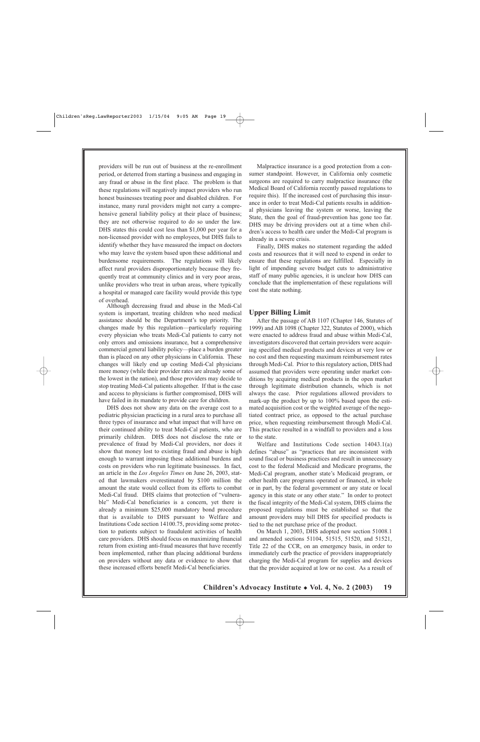providers will be run out of business at the re-enrollment period, or deterred from starting a business and engaging in any fraud or abuse in the first place. The problem is that these regulations will negatively impact providers who run honest businesses treating poor and disabled children. For instance, many rural providers might not carry a comprehensive general liability policy at their place of business; they are not otherwise required to do so under the law. DHS states this could cost less than $1,000 per year for a non-licensed provider with no employees, but DHS fails to identify whether they have measured the impact on doctors who may leave the system based upon these additional and burdensome requirements. The regulations will likely affect rural providers disproportionately because they frequently treat at community clinics and in very poor areas, unlike providers who treat in urban areas, where typically a hospital or managed care facility would provide this type of overhead.

Although decreasing fraud and abuse in the Medi-Cal system is important, treating children who need medical assistance should be the Department's top priority. The changes made by this regulation—particularly requiring every physician who treats Medi-Cal patients to carry not only errors and omissions insurance, but a comprehensive commercial general liability policy—place a burden greater than is placed on any other physicians in California. These changes will likely end up costing Medi-Cal physicians more money (while their provider rates are already some of the lowest in the nation), and those providers may decide to stop treating Medi-Cal patients altogether. If that is the case and access to physicians is further compromised, DHS will have failed in its mandate to provide care for children.

DHS does not show any data on the average cost to a pediatric physician practicing in a rural area to purchase all three types of insurance and what impact that will have on their continued ability to treat Medi-Cal patients, who are primarily children. DHS does not disclose the rate or prevalence of fraud by Medi-Cal providers, nor does it show that money lost to existing fraud and abuse is high enough to warrant imposing these additional burdens and costs on providers who run legitimate businesses. In fact, an article in the *Los Angeles Times* on June 26, 2003, stated that lawmakers overestimated by $100 million the amount the state would collect from its efforts to combat Medi-Cal fraud. DHS claims that protection of "vulnerable" Medi-Cal beneficiaries is a concern, yet there is already a minimum $25,000 mandatory bond procedure that is available to DHS pursuant to Welfare and Institutions Code section 14100.75, providing some protection to patients subject to fraudulent activities of health care providers. DHS should focus on maximizing financial return from existing anti-fraud measures that have recently been implemented, rather than placing additional burdens on providers without any data or evidence to show that these increased efforts benefit Medi-Cal beneficiaries.

Malpractice insurance is a good protection from a consumer standpoint. However, in California only cosmetic surgeons are required to carry malpractice insurance (the Medical Board of California recently passed regulations to require this). If the increased cost of purchasing this insurance in order to treat Medi-Cal patients results in additional physicians leaving the system or worse, leaving the State, then the goal of fraud-prevention has gone too far. DHS may be driving providers out at a time when children's access to health care under the Medi-Cal program is already in a severe crisis.

Finally, DHS makes no statement regarding the added costs and resources that it will need to expend in order to ensure that these regulations are fulfilled. Especially in light of impending severe budget cuts to administrative staff of many public agencies, it is unclear how DHS can conclude that the implementation of these regulations will cost the state nothing.

### Upper Billing Limit

After the passage of AB 1107 (Chapter 146, Statutes of 1999) and AB 1098 (Chapter 322, Statutes of 2000), which were enacted to address fraud and abuse within Medi-Cal, investigators discovered that certain providers were acquiring specified medical products and devices at very low or no cost and then requesting maximum reimbursement rates through Medi-Cal. Prior to this regulatory action, DHS had assumed that providers were operating under market conditions by acquiring medical products in the open market through legitimate distribution channels, which is not always the case. Prior regulations allowed providers to mark-up the product by up to 100% based upon the estimated acquisition cost or the weighted average of the negotiated contract price, as opposed to the actual purchase price, when requesting reimbursement through Medi-Cal. This practice resulted in a windfall to providers and a loss to the state.

Welfare and Institutions Code section 14043.1(a) defines "abuse" as "practices that are inconsistent with sound fiscal or business practices and result in unnecessary cost to the federal Medicaid and Medicare programs, the Medi-Cal program, another state's Medicaid program, or other health care programs operated or financed, in whole or in part, by the federal government or any state or local agency in this state or any other state." In order to protect the fiscal integrity of the Medi-Cal system, DHS claims the proposed regulations must be established so that the amount providers may bill DHS for specified products is tied to the net purchase price of the product.

On March 1, 2003, DHS adopted new section 51008.1 and amended sections 51104, 51515, 51520, and 51521, Title 22 of the CCR, on an emergency basis, in order to immediately curb the practice of providers inappropriately charging the Medi-Cal program for supplies and devices that the provider acquired at low or no cost. As a result of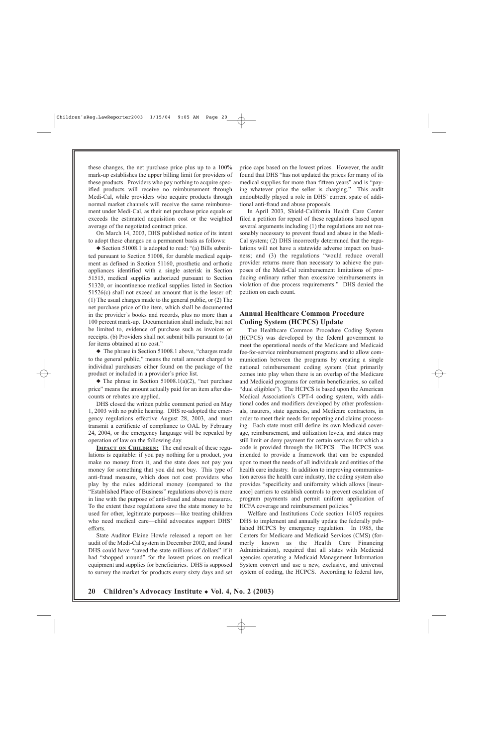these changes, the net purchase price plus up to a 100% mark-up establishes the upper billing limit for providers of these products. Providers who pay nothing to acquire specified products will receive no reimbursement through Medi-Cal, while providers who acquire products through normal market channels will receive the same reimbursement under Medi-Cal, as their net purchase price equals or exceeds the estimated acquisition cost or the weighted average of the negotiated contract price.

On March 14, 2003, DHS published notice of its intent to adopt these changes on a permanent basis as follows:

◆ Section 51008.1 is adopted to read: "(a) Bills submitted pursuant to Section 51008, for durable medical equipment as defined in Section 51160, prosthetic and orthotic appliances identified with a single asterisk in Section 51515, medical supplies authorized pursuant to Section 51320, or incontinence medical supplies listed in Section 51526(c) shall not exceed an amount that is the lesser of: (1) The usual charges made to the general public, or (2) The net purchase price of the item, which shall be documented in the provider's books and records, plus no more than a 100 percent mark-up. Documentation shall include, but not be limited to, evidence of purchase such as invoices or receipts. (b) Providers shall not submit bills pursuant to (a) for items obtained at no cost."

◆ The phrase in Section 51008.1 above, "charges made to the general public," means the retail amount charged to individual purchasers either found on the package of the product or included in a provider's price list.

◆ The phrase in Section 51008.1(a)(2), "net purchase price" means the amount actually paid for an item after discounts or rebates are applied.

DHS closed the written public comment period on May 1, 2003 with no public hearing. DHS re-adopted the emergency regulations effective August 28, 2003, and must transmit a certificate of compliance to OAL by February 24, 2004, or the emergency language will be repealed by operation of law on the following day.

**IMPACT ON CHILDREN:** The end result of these regulations is equitable: if you pay nothing for a product, you make no money from it, and the state does not pay you money for something that you did not buy. This type of anti-fraud measure, which does not cost providers who play by the rules additional money (compared to the "Established Place of Business" regulations above) is more in line with the purpose of anti-fraud and abuse measures. To the extent these regulations save the state money to be used for other, legitimate purposes—like treating children who need medical care—child advocates support DHS' efforts.

State Auditor Elaine Howle released a report on her audit of the Medi-Cal system in December 2002, and found DHS could have "saved the state millions of dollars" if it had "shopped around" for the lowest prices on medical equipment and supplies for beneficiaries. DHS is supposed to survey the market for products every sixty days and set price caps based on the lowest prices. However, the audit found that DHS "has not updated the prices for many of its medical supplies for more than fifteen years" and is "paying whatever price the seller is charging." This audit undoubtedly played a role in DHS' current spate of additional anti-fraud and abuse proposals.

In April 2003, Shield-California Health Care Center filed a petition for repeal of these regulations based upon several arguments including (1) the regulations are not reasonably necessary to prevent fraud and abuse in the Medi-Cal system; (2) DHS incorrectly determined that the regulations will not have a statewide adverse impact on business; and (3) the regulations "would reduce overall provider returns more than necessary to achieve the purposes of the Medi-Cal reimbursement limitations of producing ordinary rather than excessive reimbursements in violation of due process requirements." DHS denied the petition on each count.

## Annual Healthcare Common Procedure Coding System (HCPCS) Update

The Healthcare Common Procedure Coding System (HCPCS) was developed by the federal government to meet the operational needs of the Medicare and Medicaid fee-for-service reimbursement programs and to allow communication between the programs by creating a single national reimbursement coding system (that primarily comes into play when there is an overlap of the Medicare and Medicaid programs for certain beneficiaries, so called "dual eligibles"). The HCPCS is based upon the American Medical Association's CPT-4 coding system, with additional codes and modifiers developed by other professionals, insurers, state agencies, and Medicare contractors, in order to meet their needs for reporting and claims processing. Each state must still define its own Medicaid coverage, reimbursement, and utilization levels, and states may still limit or deny payment for certain services for which a code is provided through the HCPCS. The HCPCS was intended to provide a framework that can be expanded upon to meet the needs of all individuals and entities of the health care industry. In addition to improving communication across the health care industry, the coding system also provides "specificity and uniformity which allows [insurance] carriers to establish controls to prevent escalation of program payments and permit uniform application of HCFA coverage and reimbursement policies."

Welfare and Institutions Code section 14105 requires DHS to implement and annually update the federally published HCPCS by emergency regulation. In 1985, the Centers for Medicare and Medicaid Services (CMS) (formerly known as the Health Care Financing Administration), required that all states with Medicaid agencies operating a Medicaid Management Information System convert and use a new, exclusive, and universal system of coding, the HCPCS. According to federal law,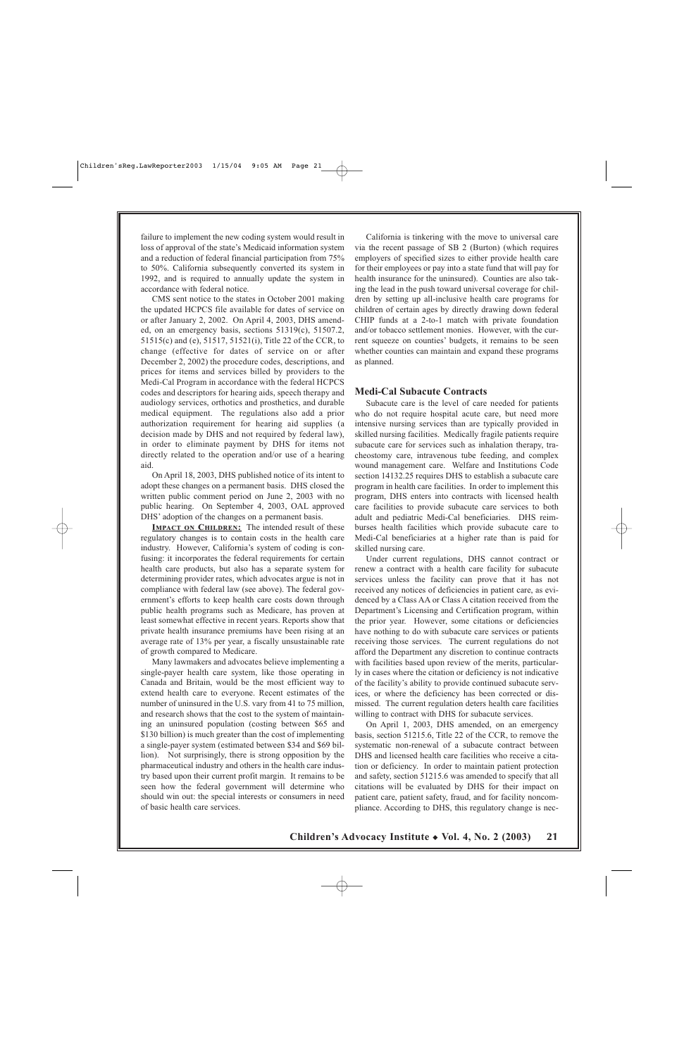failure to implement the new coding system would result in loss of approval of the state's Medicaid information system and a reduction of federal financial participation from 75% to 50%. California subsequently converted its system in 1992, and is required to annually update the system in accordance with federal notice.

CMS sent notice to the states in October 2001 making the updated HCPCS file available for dates of service on or after January 2, 2002. On April 4, 2003, DHS amended, on an emergency basis, sections 51319(c), 51507.2, 51515(c) and (e), 51517, 51521(i), Title 22 of the CCR, to change (effective for dates of service on or after December 2, 2002) the procedure codes, descriptions, and prices for items and services billed by providers to the Medi-Cal Program in accordance with the federal HCPCS codes and descriptors for hearing aids, speech therapy and audiology services, orthotics and prosthetics, and durable medical equipment. The regulations also add a prior authorization requirement for hearing aid supplies (a decision made by DHS and not required by federal law), in order to eliminate payment by DHS for items not directly related to the operation and/or use of a hearing aid.

On April 18, 2003, DHS published notice of its intent to adopt these changes on a permanent basis. DHS closed the written public comment period on June 2, 2003 with no public hearing. On September 4, 2003, OAL approved DHS' adoption of the changes on a permanent basis.

**IMPACT ON CHILDREN:** The intended result of these regulatory changes is to contain costs in the health care industry. However, California's system of coding is confusing: it incorporates the federal requirements for certain health care products, but also has a separate system for determining provider rates, which advocates argue is not in compliance with federal law (see above). The federal government's efforts to keep health care costs down through public health programs such as Medicare, has proven at least somewhat effective in recent years. Reports show that private health insurance premiums have been rising at an average rate of 13% per year, a fiscally unsustainable rate of growth compared to Medicare.

Many lawmakers and advocates believe implementing a single-payer health care system, like those operating in Canada and Britain, would be the most efficient way to extend health care to everyone. Recent estimates of the number of uninsured in the U.S. vary from 41 to 75 million, and research shows that the cost to the system of maintaining an uninsured population (costing between $65 and $130 billion) is much greater than the cost of implementing a single-payer system (estimated between $34 and $69 billion). Not surprisingly, there is strong opposition by the pharmaceutical industry and others in the health care industry based upon their current profit margin. It remains to be seen how the federal government will determine who should win out: the special interests or consumers in need of basic health care services.

California is tinkering with the move to universal care via the recent passage of SB 2 (Burton) (which requires employers of specified sizes to either provide health care for their employees or pay into a state fund that will pay for health insurance for the uninsured). Counties are also taking the lead in the push toward universal coverage for children by setting up all-inclusive health care programs for children of certain ages by directly drawing down federal CHIP funds at a 2-to-1 match with private foundation and/or tobacco settlement monies. However, with the current squeeze on counties' budgets, it remains to be seen whether counties can maintain and expand these programs as planned.

### Medi-Cal Subacute Contracts

Subacute care is the level of care needed for patients who do not require hospital acute care, but need more intensive nursing services than are typically provided in skilled nursing facilities. Medically fragile patients require subacute care for services such as inhalation therapy, tracheostomy care, intravenous tube feeding, and complex wound management care. Welfare and Institutions Code section 14132.25 requires DHS to establish a subacute care program in health care facilities. In order to implement this program, DHS enters into contracts with licensed health care facilities to provide subacute care services to both adult and pediatric Medi-Cal beneficiaries. DHS reimburses health facilities which provide subacute care to Medi-Cal beneficiaries at a higher rate than is paid for skilled nursing care.

Under current regulations, DHS cannot contract or renew a contract with a health care facility for subacute services unless the facility can prove that it has not received any notices of deficiencies in patient care, as evidenced by a Class AA or Class A citation received from the Department's Licensing and Certification program, within the prior year. However, some citations or deficiencies have nothing to do with subacute care services or patients receiving those services. The current regulations do not afford the Department any discretion to continue contracts with facilities based upon review of the merits, particularly in cases where the citation or deficiency is not indicative of the facility's ability to provide continued subacute services, or where the deficiency has been corrected or dismissed. The current regulation deters health care facilities willing to contract with DHS for subacute services.

On April 1, 2003, DHS amended, on an emergency basis, section 51215.6, Title 22 of the CCR, to remove the systematic non-renewal of a subacute contract between DHS and licensed health care facilities who receive a citation or deficiency. In order to maintain patient protection and safety, section 51215.6 was amended to specify that all citations will be evaluated by DHS for their impact on patient care, patient safety, fraud, and for facility noncompliance. According to DHS, this regulatory change is nec-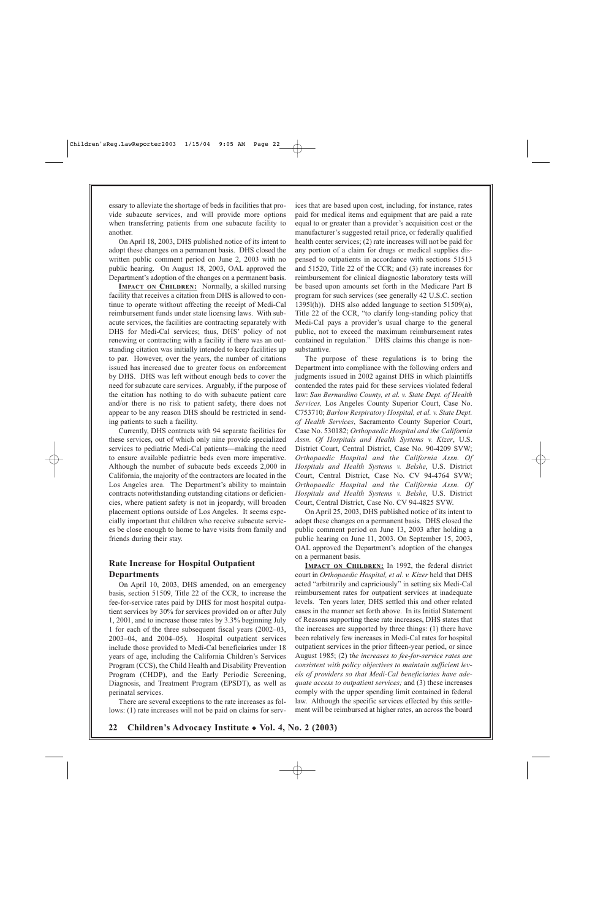essary to alleviate the shortage of beds in facilities that provide subacute services, and will provide more options when transferring patients from one subacute facility to another.

On April 18, 2003, DHS published notice of its intent to adopt these changes on a permanent basis. DHS closed the written public comment period on June 2, 2003 with no public hearing. On August 18, 2003, OAL approved the Department's adoption of the changes on a permanent basis.

**IMPACT ON CHILDREN:** Normally, a skilled nursing facility that receives a citation from DHS is allowed to continue to operate without affecting the receipt of Medi-Cal reimbursement funds under state licensing laws. With subacute services, the facilities are contracting separately with DHS for Medi-Cal services; thus, DHS' policy of not renewing or contracting with a facility if there was an outstanding citation was initially intended to keep facilities up to par. However, over the years, the number of citations issued has increased due to greater focus on enforcement by DHS. DHS was left without enough beds to cover the need for subacute care services. Arguably, if the purpose of the citation has nothing to do with subacute patient care and/or there is no risk to patient safety, there does not appear to be any reason DHS should be restricted in sending patients to such a facility.

Currently, DHS contracts with 94 separate facilities for these services, out of which only nine provide specialized services to pediatric Medi-Cal patients—making the need to ensure available pediatric beds even more imperative. Although the number of subacute beds exceeds 2,000 in California, the majority of the contractors are located in the Los Angeles area. The Department's ability to maintain contracts notwithstanding outstanding citations or deficiencies, where patient safety is not in jeopardy, will broaden placement options outside of Los Angeles. It seems especially important that children who receive subacute services be close enough to home to have visits from family and friends during their stay.

### Rate Increase for Hospital Outpatient Departments

On April 10, 2003, DHS amended, on an emergency basis, section 51509, Title 22 of the CCR, to increase the fee-for-service rates paid by DHS for most hospital outpatient services by 30% for services provided on or after July 1, 2001, and to increase those rates by 3.3% beginning July 1 for each of the three subsequent fiscal years (2002–03, 2003–04, and 2004–05). Hospital outpatient services include those provided to Medi-Cal beneficiaries under 18 years of age, including the California Children's Services Program (CCS), the Child Health and Disability Prevention Program (CHDP), and the Early Periodic Screening, Diagnosis, and Treatment Program (EPSDT), as well as perinatal services.

There are several exceptions to the rate increases as follows: (1) rate increases will not be paid on claims for services that are based upon cost, including, for instance, rates paid for medical items and equipment that are paid a rate equal to or greater than a provider's acquisition cost or the manufacturer's suggested retail price, or federally qualified health center services; (2) rate increases will not be paid for any portion of a claim for drugs or medical supplies dispensed to outpatients in accordance with sections 51513 and 51520, Title 22 of the CCR; and (3) rate increases for reimbursement for clinical diagnostic laboratory tests will be based upon amounts set forth in the Medicare Part B program for such services (see generally 42 U.S.C. section 1395l(h)). DHS also added language to section 51509(a), Title 22 of the CCR, "to clarify long-standing policy that Medi-Cal pays a provider's usual charge to the general public, not to exceed the maximum reimbursement rates contained in regulation." DHS claims this change is nonsubstantive.

The purpose of these regulations is to bring the Department into compliance with the following orders and judgments issued in 2002 against DHS in which plaintiffs contended the rates paid for these services violated federal law: *San Bernardino County, et al. v. State Dept. of Health Services,* Los Angeles County Superior Court, Case No. C753710; *Barlow Respiratory Hospital, et al. v. State Dept. of Health Services*, Sacramento County Superior Court, Case No. 530182; *Orthopaedic Hospital and the California Assn. Of Hospitals and Health Systems v. Kizer*, U.S. District Court, Central District, Case No. 90-4209 SVW; *Orthopaedic Hospital and the California Assn. Of Hospitals and Health Systems v. Belshe*, U.S. District Court, Central District, Case No. CV 94-4764 SVW; *Orthopaedic Hospital and the California Assn. Of Hospitals and Health Systems v. Belshe*, U.S. District Court, Central District, Case No. CV 94-4825 SVW.

On April 25, 2003, DHS published notice of its intent to adopt these changes on a permanent basis. DHS closed the public comment period on June 13, 2003 after holding a public hearing on June 11, 2003. On September 15, 2003, OAL approved the Department's adoption of the changes on a permanent basis.

**IMPACT ON CHILDREN:** In 1992, the federal district court in *Orthopaedic Hospital, et al. v. Kizer* held that DHS acted "arbitrarily and capriciously" in setting six Medi-Cal reimbursement rates for outpatient services at inadequate levels. Ten years later, DHS settled this and other related cases in the manner set forth above. In its Initial Statement of Reasons supporting these rate increases, DHS states that the increases are supported by three things: (1) there have been relatively few increases in Medi-Cal rates for hospital outpatient services in the prior fifteen-year period, or since August 1985; (2) t*he increases to fee-for-service rates are consistent with policy objectives to maintain sufficient levels of providers so that Medi-Cal beneficiaries have adequate access to outpatient services;* and (3) these increases comply with the upper spending limit contained in federal law. Although the specific services effected by this settlement will be reimbursed at higher rates, an across the board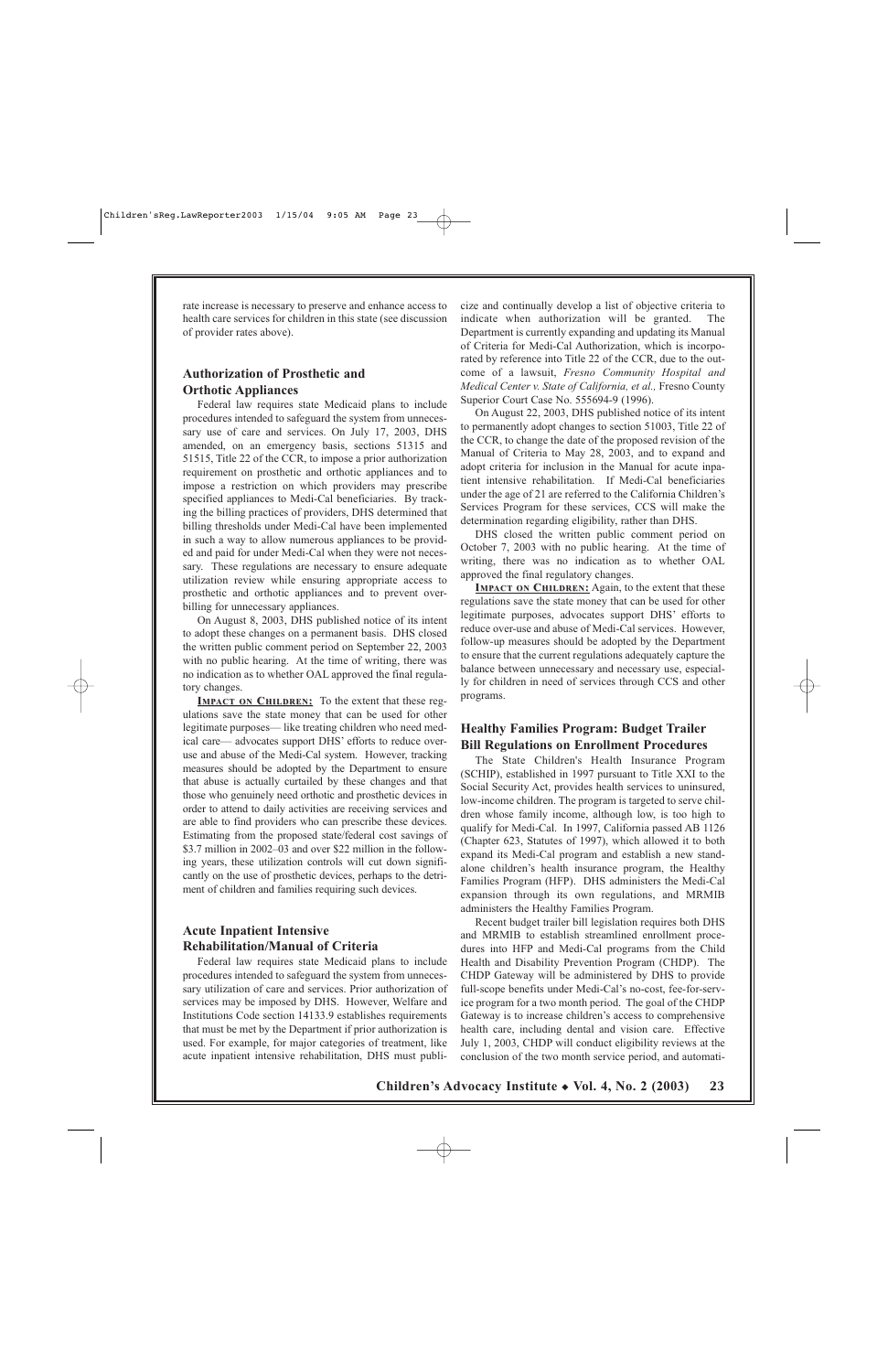rate increase is necessary to preserve and enhance access to health care services for children in this state (see discussion of provider rates above).

### Authorization of Prosthetic and Orthotic Appliances

Federal law requires state Medicaid plans to include procedures intended to safeguard the system from unnecessary use of care and services. On July 17, 2003, DHS amended, on an emergency basis, sections 51315 and 51515, Title 22 of the CCR, to impose a prior authorization requirement on prosthetic and orthotic appliances and to impose a restriction on which providers may prescribe specified appliances to Medi-Cal beneficiaries. By tracking the billing practices of providers, DHS determined that billing thresholds under Medi-Cal have been implemented in such a way to allow numerous appliances to be provided and paid for under Medi-Cal when they were not necessary. These regulations are necessary to ensure adequate utilization review while ensuring appropriate access to prosthetic and orthotic appliances and to prevent overbilling for unnecessary appliances.

On August 8, 2003, DHS published notice of its intent to adopt these changes on a permanent basis. DHS closed the written public comment period on September 22, 2003 with no public hearing. At the time of writing, there was no indication as to whether OAL approved the final regulatory changes.

**IMPACT ON CHILDREN:** To the extent that these regulations save the state money that can be used for other legitimate purposes— like treating children who need medical care— advocates support DHS' efforts to reduce overuse and abuse of the Medi-Cal system. However, tracking measures should be adopted by the Department to ensure that abuse is actually curtailed by these changes and that those who genuinely need orthotic and prosthetic devices in order to attend to daily activities are receiving services and are able to find providers who can prescribe these devices. Estimating from the proposed state/federal cost savings of $3.7 million in 2002–03 and over $22 million in the following years, these utilization controls will cut down significantly on the use of prosthetic devices, perhaps to the detriment of children and families requiring such devices.

### Acute Inpatient Intensive Rehabilitation/Manual of Criteria

Federal law requires state Medicaid plans to include procedures intended to safeguard the system from unnecessary utilization of care and services. Prior authorization of services may be imposed by DHS. However, Welfare and Institutions Code section 14133.9 establishes requirements that must be met by the Department if prior authorization is used. For example, for major categories of treatment, like acute inpatient intensive rehabilitation, DHS must publicize and continually develop a list of objective criteria to indicate when authorization will be granted. The Department is currently expanding and updating its Manual of Criteria for Medi-Cal Authorization, which is incorporated by reference into Title 22 of the CCR, due to the outcome of a lawsuit, *Fresno Community Hospital and Medical Center v. State of California, et al.,* Fresno County Superior Court Case No. 555694-9 (1996).

On August 22, 2003, DHS published notice of its intent to permanently adopt changes to section 51003, Title 22 of the CCR, to change the date of the proposed revision of the Manual of Criteria to May 28, 2003, and to expand and adopt criteria for inclusion in the Manual for acute inpatient intensive rehabilitation. If Medi-Cal beneficiaries under the age of 21 are referred to the California Children's Services Program for these services, CCS will make the determination regarding eligibility, rather than DHS.

DHS closed the written public comment period on October 7, 2003 with no public hearing. At the time of writing, there was no indication as to whether OAL approved the final regulatory changes.

**IMPACT ON CHILDREN:** Again, to the extent that these regulations save the state money that can be used for other legitimate purposes, advocates support DHS' efforts to reduce over-use and abuse of Medi-Cal services. However, follow-up measures should be adopted by the Department to ensure that the current regulations adequately capture the balance between unnecessary and necessary use, especially for children in need of services through CCS and other programs.

### Healthy Families Program: Budget Trailer Bill Regulations on Enrollment Procedures

The State Children's Health Insurance Program (SCHIP), established in 1997 pursuant to Title XXI to the Social Security Act, provides health services to uninsured, low-income children. The program is targeted to serve children whose family income, although low, is too high to qualify for Medi-Cal. In 1997, California passed AB 1126 (Chapter 623, Statutes of 1997), which allowed it to both expand its Medi-Cal program and establish a new standalone children's health insurance program, the Healthy Families Program (HFP). DHS administers the Medi-Cal expansion through its own regulations, and MRMIB administers the Healthy Families Program.

Recent budget trailer bill legislation requires both DHS and MRMIB to establish streamlined enrollment procedures into HFP and Medi-Cal programs from the Child Health and Disability Prevention Program (CHDP). The CHDP Gateway will be administered by DHS to provide full-scope benefits under Medi-Cal's no-cost, fee-for-service program for a two month period. The goal of the CHDP Gateway is to increase children's access to comprehensive health care, including dental and vision care. Effective July 1, 2003, CHDP will conduct eligibility reviews at the conclusion of the two month service period, and automati-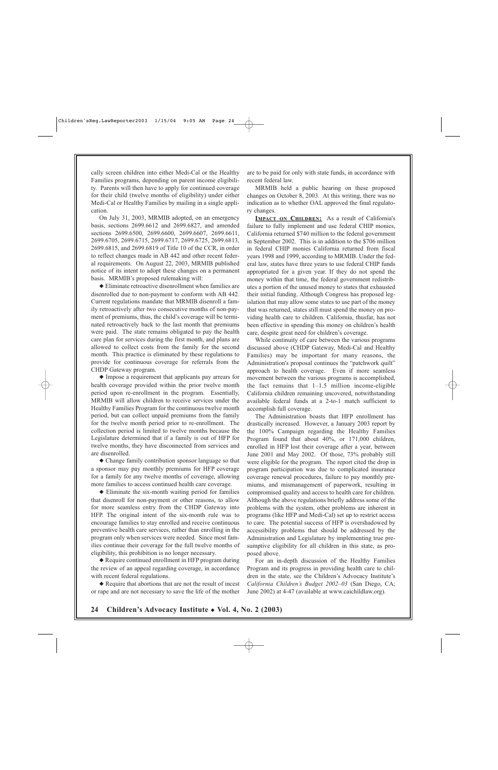cally screen children into either Medi-Cal or the Healthy Families programs, depending on parent income eligibility. Parents will then have to apply for continued coverage for their child (twelve months of eligibility) under either Medi-Cal or Healthy Families by mailing in a single application.

On July 31, 2003, MRMIB adopted, on an emergency basis, sections 2699.6612 and 2699.6827, and amended sections 2699.6500, 2699.6600, 2699.6607, 2699.6611, 2699.6705, 2699.6715, 2699.6717, 2699.6725, 2699.6813, 2699.6815, and 2699.6819 of Title 10 of the CCR, in order to reflect changes made in AB 442 and other recent federal requirements. On August 22, 2003, MRMIB published notice of its intent to adopt these changes on a permanent basis. MRMIB's proposed rulemaking will:

◆ Eliminate retroactive disenrollment when families are disenrolled due to non-payment to conform with AB 442. Current regulations mandate that MRMIB disenroll a family retroactively after two consecutive months of non-payment of premiums, thus, the child's coverage will be terminated retroactively back to the last month that premiums were paid. The state remains obligated to pay the health care plan for services during the first month, and plans are allowed to collect costs from the family for the second month. This practice is eliminated by these regulations to provide for continuous coverage for referrals from the CHDP Gateway program.

◆ Impose a requirement that applicants pay arrears for health coverage provided within the prior twelve month period upon re-enrollment in the program. Essentially, MRMIB will allow children to receive services under the Healthy Families Program for the continuous twelve month period, but can collect unpaid premiums from the family for the twelve month period prior to re-enrollment. The collection period is limited to twelve months because the Legislature determined that if a family is out of HFP for twelve months, they have disconnected from services and are disenrolled.

◆ Change family contribution sponsor language so that a sponsor may pay monthly premiums for HFP coverage for a family for any twelve months of coverage, allowing more families to access continued health care coverage.

◆ Eliminate the six-month waiting period for families that disenroll for non-payment or other reasons, to allow for more seamless entry from the CHDP Gateway into HFP. The original intent of the six-month rule was to encourage families to stay enrolled and receive continuous preventive health care services, rather than enrolling in the program only when services were needed. Since most families continue their coverage for the full twelve months of eligibility, this prohibition is no longer necessary.

◆ Require continued enrollment in HFP program during the review of an appeal regarding coverage, in accordance with recent federal regulations.

◆ Require that abortions that are not the result of incest or rape and are not necessary to save the life of the mother are to be paid for only with state funds, in accordance with recent federal law.

MRMIB held a public hearing on these proposed changes on October 8, 2003. At this writing, there was no indication as to whether OAL approved the final regulatory changes.

**IMPACT ON CHILDREN:** As a result of California's failure to fully implement and use federal CHIP monies, California returned $740 million to the federal government in September 2002. This is in addition to the $706 million in federal CHIP monies California returned from fiscal years 1998 and 1999, according to MRMIB. Under the federal law, states have three years to use federal CHIP funds appropriated for a given year. If they do not spend the money within that time, the federal government redistributes a portion of the unused money to states that exhausted their initial funding. Although Congress has proposed legislation that may allow some states to use part of the money that was returned, states still must spend the money on providing health care to children. California, thusfar, has not been effective in spending this money on children's health care, despite great need for children's coverage.

While continuity of care between the various programs discussed above (CHDP Gateway, Medi-Cal and Healthy Families) may be important for many reasons, the Administration's proposal continues the "patchwork quilt" approach to health coverage. Even if more seamless movement between the various programs is accomplished, the fact remains that 1–1.5 million income-eligible California children remaining uncovered, notwithstanding available federal funds at a 2-to-1 match sufficient to accomplish full coverage.

The Administration boasts that HFP enrollment has drastically increased. However, a January 2003 report by the 100% Campaign regarding the Healthy Families Program found that about 40%, or 171,000 children, enrolled in HFP lost their coverage after a year, between June 2001 and May 2002. Of those, 73% probably still were eligible for the program. The report cited the drop in program participation was due to complicated insurance coverage renewal procedures, failure to pay monthly premiums, and mismanagement of paperwork, resulting in compromised quality and access to health care for children. Although the above regulations briefly address some of the problems with the system, other problems are inherent in programs (like HFP and Medi-Cal) set up to restrict access to care. The potential success of HFP is overshadowed by accessibility problems that should be addressed by the Administration and Legislature by implementing true presumptive eligibility for all children in this state, as proposed above.

For an in-depth discussion of the Healthy Families Program and its progress in providing health care to children in the state, see the Children's Advocacy Institute's *California Children's Budget 2002–03* (San Diego, CA; June 2002) at 4-47 (available at www.caichildlaw.org).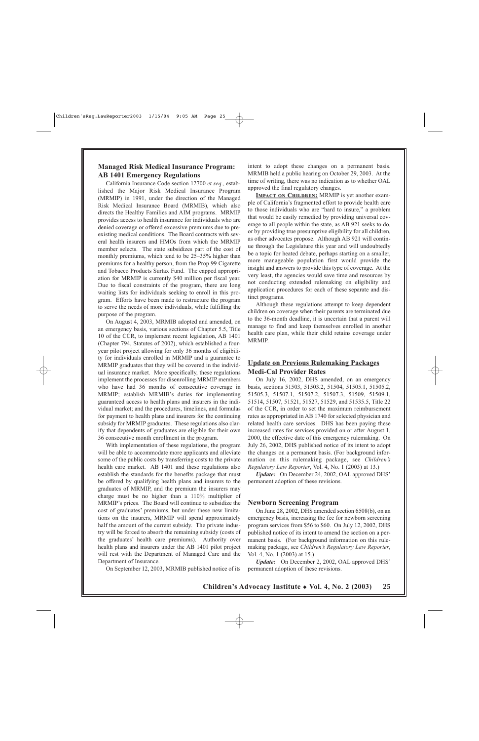## Managed Risk Medical Insurance Program: AB 1401 Emergency Regulations

California Insurance Code section 12700 *et seq*., established the Major Risk Medical Insurance Program (MRMIP) in 1991, under the direction of the Managed Risk Medical Insurance Board (MRMIB), which also directs the Healthy Families and AIM programs. MRMIP provides access to health insurance for individuals who are denied coverage or offered excessive premiums due to preexisting medical conditions. The Board contracts with several health insurers and HMOs from which the MRMIP member selects. The state subsidizes part of the cost of monthly premiums, which tend to be 25–35% higher than premiums for a healthy person, from the Prop 99 Cigarette and Tobacco Products Surtax Fund. The capped appropriation for MRMIP is currently $40 million per fiscal year. Due to fiscal constraints of the program, there are long waiting lists for individuals seeking to enroll in this program. Efforts have been made to restructure the program to serve the needs of more individuals, while fulfilling the purpose of the program.

On August 4, 2003, MRMIB adopted and amended, on an emergency basis, various sections of Chapter 5.5, Title 10 of the CCR, to implement recent legislation, AB 1401 (Chapter 794, Statutes of 2002), which established a four-year pilot project allowing for only 36 months of eligibility for individuals enrolled in MRMIP and a guarantee to MRMIP graduates that they will be covered in the individual insurance market. More specifically, these regulations implement the processes for disenrolling MRMIP members who have had 36 months of consecutive coverage in MRMIP; establish MRMIB's duties for implementing guaranteed access to health plans and insurers in the individual market; and the procedures, timelines, and formulas for payment to health plans and insurers for the continuing subsidy for MRMIP graduates. These regulations also clarify that dependents of graduates are eligible for their own 36 consecutive month enrollment in the program.

With implementation of these regulations, the program will be able to accommodate more applicants and alleviate some of the public costs by transferring costs to the private health care market. AB 1401 and these regulations also establish the standards for the benefits package that must be offered by qualifying health plans and insurers to the graduates of MRMIP, and the premium the insurers may charge must be no higher than a 110% multiplier of MRMIP's prices. The Board will continue to subsidize the cost of graduates' premiums, but under these new limitations on the insurers, MRMIP will spend approximately half the amount of the current subsidy. The private industry will be forced to absorb the remaining subsidy (costs of the graduates' health care premiums). Authority over health plans and insurers under the AB 1401 pilot project will rest with the Department of Managed Care and the Department of Insurance.

On September 12, 2003, MRMIB published notice of its intent to adopt these changes on a permanent basis. MRMIB held a public hearing on October 29, 2003. At the time of writing, there was no indication as to whether OAL approved the final regulatory changes.

**Impact on Children:** MRMIP is yet another example of California's fragmented effort to provide health care to those individuals who are "hard to insure," a problem that would be easily remedied by providing universal coverage to all people within the state, as AB 921 seeks to do, or by providing true presumptive eligibility for all children, as other advocates propose. Although AB 921 will continue through the Legislature this year and will undoubtedly be a topic for heated debate, perhaps starting on a smaller, more manageable population first would provide the insight and answers to provide this type of coverage. At the very least, the agencies would save time and resources by not conducting extended rulemaking on eligibility and application procedures for each of these separate and distinct programs.

Although these regulations attempt to keep dependent children on coverage when their parents are terminated due to the 36-month deadline, it is uncertain that a parent will manage to find and keep themselves enrolled in another health care plan, while their child retains coverage under MRMIP.

## Update on Previous Rulemaking Packages

### Medi-Cal Provider Rates

On July 16, 2002, DHS amended, on an emergency basis, sections 51503, 51503.2, 51504, 51505.1, 51505.2, 51505.3, 51507.1, 51507.2, 51507.3, 51509, 51509.1, 51514, 51507, 51521, 51527, 51529, and 51535.5, Title 22 of the CCR, in order to set the maximum reimbursement rates as appropriated in AB 1740 for selected physician and related health care services. DHS has been paying these increased rates for services provided on or after August 1, 2000, the effective date of this emergency rulemaking. On July 26, 2002, DHS published notice of its intent to adopt the changes on a permanent basis. (For background information on this rulemaking package, see *Children's Regulatory Law Reporter*, Vol. 4, No. 1 (2003) at 13.)

***Update:*** On December 24, 2002, OAL approved DHS' permanent adoption of these revisions.

### Newborn Screening Program

On June 28, 2002, DHS amended section 6508(b), on an emergency basis, increasing the fee for newborn screening program services from $56 to $60. On July 12, 2002, DHS published notice of its intent to amend the section on a permanent basis. (For background information on this rulemaking package, see *Children's Regulatory Law Reporter*, Vol. 4, No. 1 (2003) at 15.)

***Update:*** On December 2, 2002, OAL approved DHS' permanent adoption of these revisions.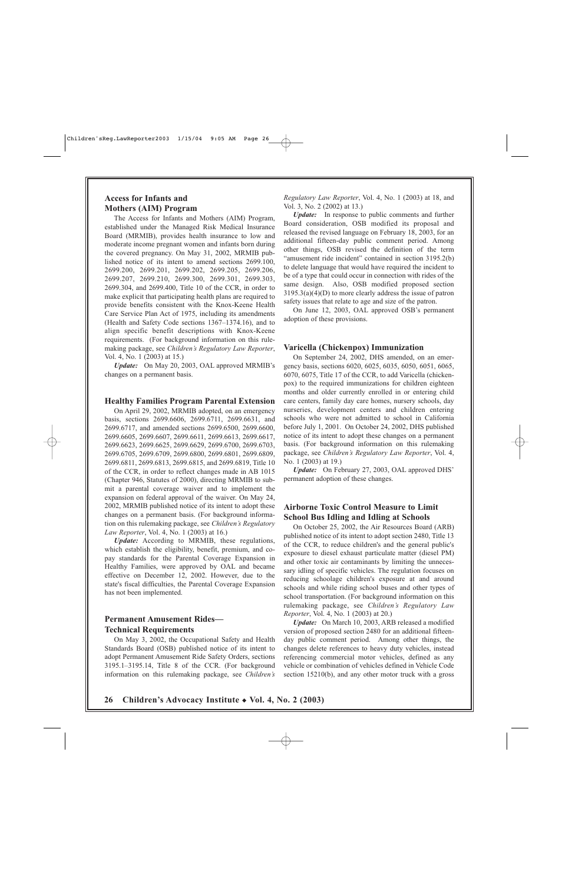### Access for Infants and Mothers (AIM) Program

The Access for Infants and Mothers (AIM) Program, established under the Managed Risk Medical Insurance Board (MRMIB), provides health insurance to low and moderate income pregnant women and infants born during the covered pregnancy. On May 31, 2002, MRMIB published notice of its intent to amend sections 2699.100, 2699.200, 2699.201, 2699.202, 2699.205, 2699.206, 2699.207, 2699.210, 2699.300, 2699.301, 2699.303, 2699.304, and 2699.400, Title 10 of the CCR, in order to make explicit that participating health plans are required to provide benefits consistent with the Knox-Keene Health Care Service Plan Act of 1975, including its amendments (Health and Safety Code sections 1367–1374.16), and to align specific benefit descriptions with Knox-Keene requirements. (For background information on this rulemaking package, see *Children's Regulatory Law Reporter*, Vol. 4, No. 1 (2003) at 15.)

***Update:*** On May 20, 2003, OAL approved MRMIB's changes on a permanent basis.

### Healthy Families Program Parental Extension

On April 29, 2002, MRMIB adopted, on an emergency basis, sections 2699.6606, 2699.6711, 2699.6631, and 2699.6717, and amended sections 2699.6500, 2699.6600, 2699.6605, 2699.6607, 2699.6611, 2699.6613, 2699.6617, 2699.6623, 2699.6625, 2699.6629, 2699.6700, 2699.6703, 2699.6705, 2699.6709, 2699.6800, 2699.6801, 2699.6809, 2699.6811, 2699.6813, 2699.6815, and 2699.6819, Title 10 of the CCR, in order to reflect changes made in AB 1015 (Chapter 946, Statutes of 2000), directing MRMIB to submit a parental coverage waiver and to implement the expansion on federal approval of the waiver. On May 24, 2002, MRMIB published notice of its intent to adopt these changes on a permanent basis. (For background information on this rulemaking package, see *Children's Regulatory Law Reporter*, Vol. 4, No. 1 (2003) at 16.)

***Update:*** According to MRMIB, these regulations, which establish the eligibility, benefit, premium, and co-pay standards for the Parental Coverage Expansion in Healthy Families, were approved by OAL and became effective on December 12, 2002. However, due to the state's fiscal difficulties, the Parental Coverage Expansion has not been implemented.

### Permanent Amusement Rides—Technical Requirements

On May 3, 2002, the Occupational Safety and Health Standards Board (OSB) published notice of its intent to adopt Permanent Amusement Ride Safety Orders, sections 3195.1–3195.14, Title 8 of the CCR. (For background information on this rulemaking package, see *Children's Regulatory Law Reporter*, Vol. 4, No. 1 (2003) at 18, and Vol. 3, No. 2 (2002) at 13.)

***Update:*** In response to public comments and further Board consideration, OSB modified its proposal and released the revised language on February 18, 2003, for an additional fifteen-day public comment period. Among other things, OSB revised the definition of the term "amusement ride incident" contained in section 3195.2(b) to delete language that would have required the incident to be of a type that could occur in connection with rides of the same design. Also, OSB modified proposed section 3195.3(a)(4)(D) to more clearly address the issue of patron safety issues that relate to age and size of the patron.

On June 12, 2003, OAL approved OSB's permanent adoption of these provisions.

### Varicella (Chickenpox) Immunization

On September 24, 2002, DHS amended, on an emergency basis, sections 6020, 6025, 6035, 6050, 6051, 6065, 6070, 6075, Title 17 of the CCR, to add Varicella (chickenpox) to the required immunizations for children eighteen months and older currently enrolled in or entering child care centers, family day care homes, nursery schools, day nurseries, development centers and children entering schools who were not admitted to school in California before July 1, 2001. On October 24, 2002, DHS published notice of its intent to adopt these changes on a permanent basis. (For background information on this rulemaking package, see *Children's Regulatory Law Reporter*, Vol. 4, No. 1 (2003) at 19.)

***Update:*** On February 27, 2003, OAL approved DHS' permanent adoption of these changes.

### Airborne Toxic Control Measure to Limit School Bus Idling and Idling at Schools

On October 25, 2002, the Air Resources Board (ARB) published notice of its intent to adopt section 2480, Title 13 of the CCR, to reduce children's and the general public's exposure to diesel exhaust particulate matter (diesel PM) and other toxic air contaminants by limiting the unnecessary idling of specific vehicles. The regulation focuses on reducing schoolage children's exposure at and around schools and while riding school buses and other types of school transportation. (For background information on this rulemaking package, see *Children's Regulatory Law Reporter*, Vol. 4, No. 1 (2003) at 20.)

***Update:*** On March 10, 2003, ARB released a modified version of proposed section 2480 for an additional fifteen-day public comment period. Among other things, the changes delete references to heavy duty vehicles, instead referencing commercial motor vehicles, defined as any vehicle or combination of vehicles defined in Vehicle Code section 15210(b), and any other motor truck with a gross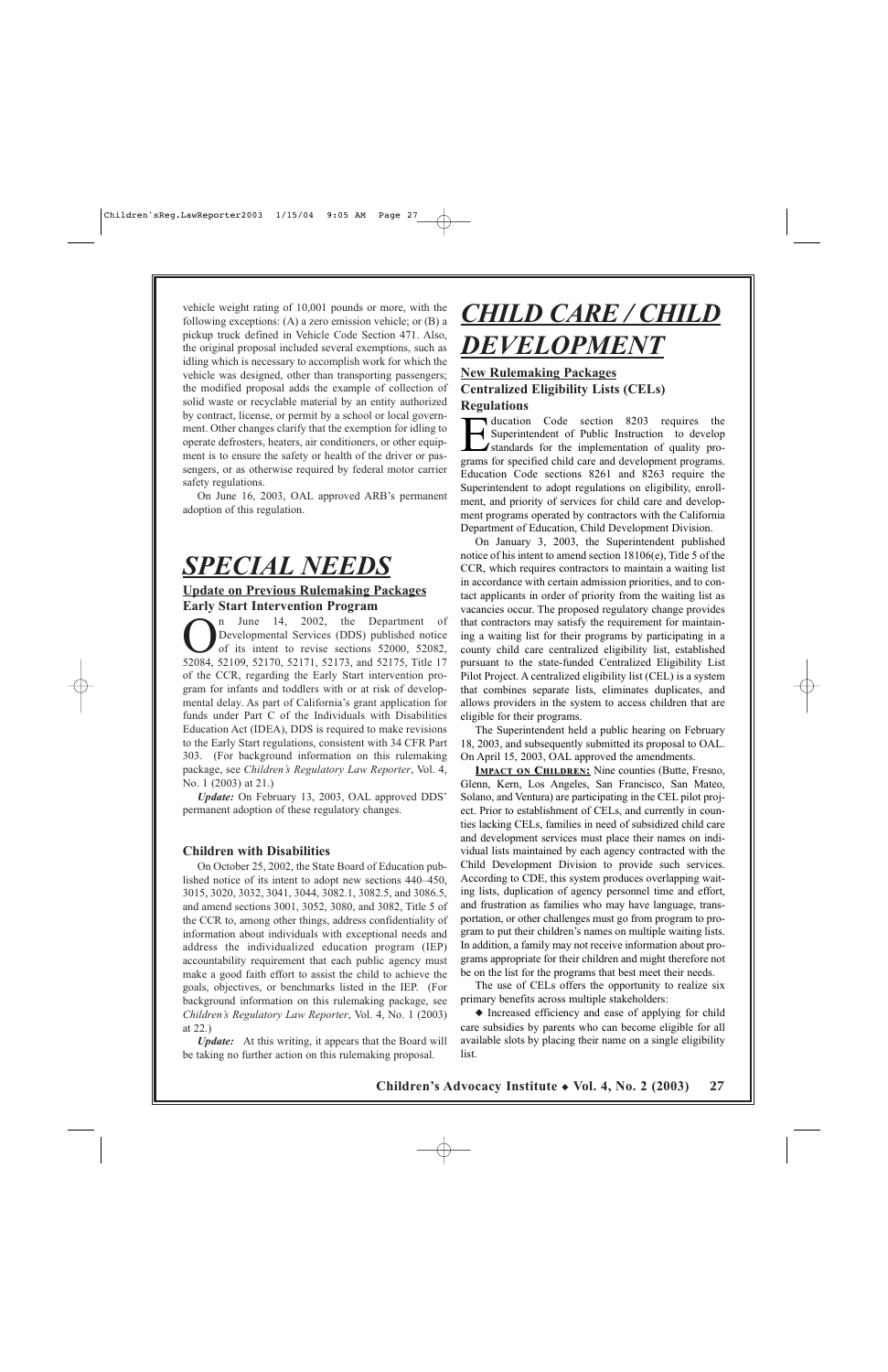vehicle weight rating of 10,001 pounds or more, with the following exceptions: (A) a zero emission vehicle; or (B) a pickup truck defined in Vehicle Code Section 471. Also, the original proposal included several exemptions, such as idling which is necessary to accomplish work for which the vehicle was designed, other than transporting passengers; the modified proposal adds the example of collection of solid waste or recyclable material by an entity authorized by contract, license, or permit by a school or local government. Other changes clarify that the exemption for idling to operate defrosters, heaters, air conditioners, or other equipment is to ensure the safety or health of the driver or passengers, or as otherwise required by federal motor carrier safety regulations.

On June 16, 2003, OAL approved ARB's permanent adoption of this regulation.

# *SPECIAL NEEDS*

## Update on Previous Rulemaking Packages

### Early Start Intervention Program

On June 14, 2002, the Department of Developmental Services (DDS) published notice of its intent to revise sections 52000, 52082, 52084, 52109, 52170, 52171, 52173, and 52175, Title 17 of the CCR, regarding the Early Start intervention program for infants and toddlers with or at risk of developmental delay. As part of California's grant application for funds under Part C of the Individuals with Disabilities Education Act (IDEA), DDS is required to make revisions to the Early Start regulations, consistent with 34 CFR Part 303. (For background information on this rulemaking package, see *Children's Regulatory Law Reporter*, Vol. 4, No. 1 (2003) at 21.)

***Update:*** On February 13, 2003, OAL approved DDS' permanent adoption of these regulatory changes.

### Children with Disabilities

On October 25, 2002, the State Board of Education published notice of its intent to adopt new sections 440–450, 3015, 3020, 3032, 3041, 3044, 3082.1, 3082.5, and 3086.5, and amend sections 3001, 3052, 3080, and 3082, Title 5 of the CCR to, among other things, address confidentiality of information about individuals with exceptional needs and address the individualized education program (IEP) accountability requirement that each public agency must make a good faith effort to assist the child to achieve the goals, objectives, or benchmarks listed in the IEP. (For background information on this rulemaking package, see *Children's Regulatory Law Reporter*, Vol. 4, No. 1 (2003) at 22.)

***Update:*** At this writing, it appears that the Board will be taking no further action on this rulemaking proposal.

# *CHILD CARE / CHILD DEVELOPMENT*

## New Rulemaking Packages

### Centralized Eligibility Lists (CELs) Regulations

Education Code section 8203 requires the Superintendent of Public Instruction to develop standards for the implementation of quality programs for specified child care and development programs. Education Code sections 8261 and 8263 require the Superintendent to adopt regulations on eligibility, enrollment, and priority of services for child care and development programs operated by contractors with the California Department of Education, Child Development Division.

On January 3, 2003, the Superintendent published notice of his intent to amend section 18106(e), Title 5 of the CCR, which requires contractors to maintain a waiting list in accordance with certain admission priorities, and to contact applicants in order of priority from the waiting list as vacancies occur. The proposed regulatory change provides that contractors may satisfy the requirement for maintaining a waiting list for their programs by participating in a county child care centralized eligibility list, established pursuant to the state-funded Centralized Eligibility List Pilot Project. A centralized eligibility list (CEL) is a system that combines separate lists, eliminates duplicates, and allows providers in the system to access children that are eligible for their programs.

The Superintendent held a public hearing on February 18, 2003, and subsequently submitted its proposal to OAL. On April 15, 2003, OAL approved the amendments.

**IMPACT ON CHILDREN:** Nine counties (Butte, Fresno, Glenn, Kern, Los Angeles, San Francisco, San Mateo, Solano, and Ventura) are participating in the CEL pilot project. Prior to establishment of CELs, and currently in counties lacking CELs, families in need of subsidized child care and development services must place their names on individual lists maintained by each agency contracted with the Child Development Division to provide such services. According to CDE, this system produces overlapping waiting lists, duplication of agency personnel time and effort, and frustration as families who may have language, transportation, or other challenges must go from program to program to put their children's names on multiple waiting lists. In addition, a family may not receive information about programs appropriate for their children and might therefore not be on the list for the programs that best meet their needs.

The use of CELs offers the opportunity to realize six primary benefits across multiple stakeholders:

◆ Increased efficiency and ease of applying for child care subsidies by parents who can become eligible for all available slots by placing their name on a single eligibility list.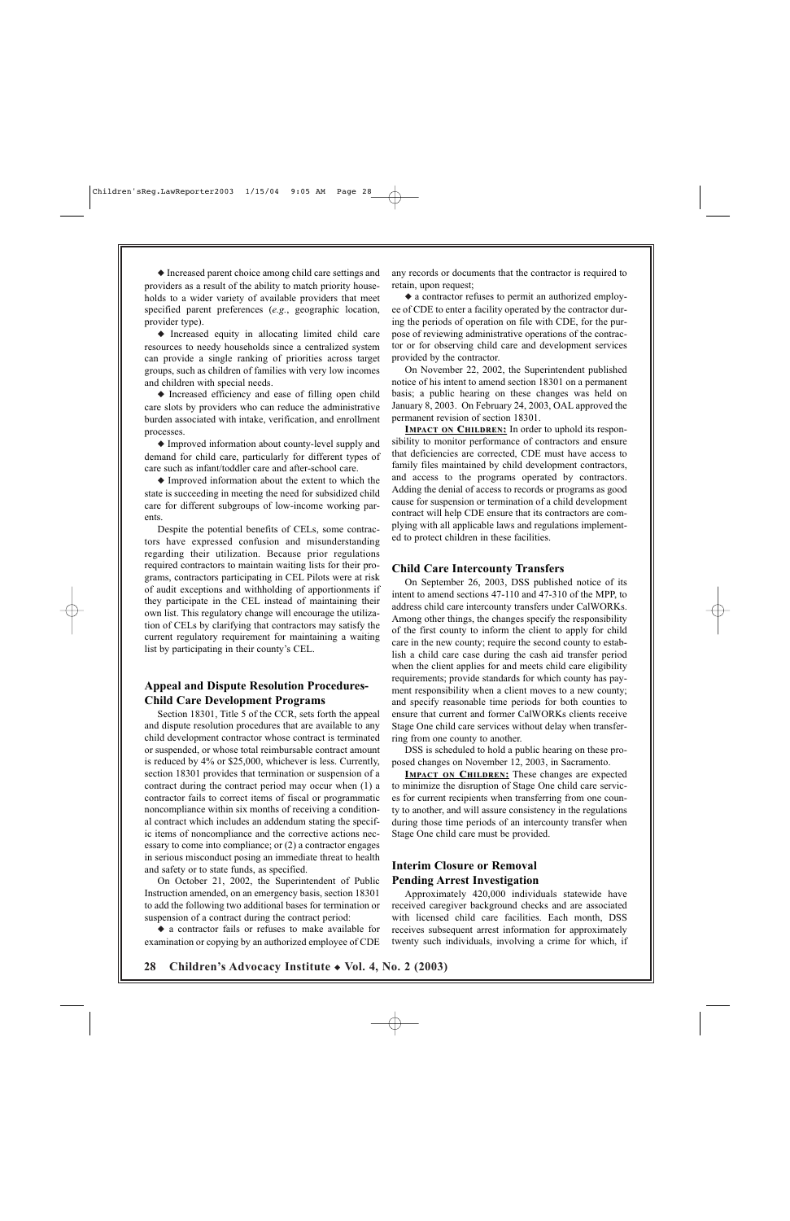◆ Increased parent choice among child care settings and providers as a result of the ability to match priority households to a wider variety of available providers that meet specified parent preferences (*e.g.*, geographic location, provider type).

◆ Increased equity in allocating limited child care resources to needy households since a centralized system can provide a single ranking of priorities across target groups, such as children of families with very low incomes and children with special needs.

◆ Increased efficiency and ease of filling open child care slots by providers who can reduce the administrative burden associated with intake, verification, and enrollment processes.

◆ Improved information about county-level supply and demand for child care, particularly for different types of care such as infant/toddler care and after-school care.

◆ Improved information about the extent to which the state is succeeding in meeting the need for subsidized child care for different subgroups of low-income working parents.

Despite the potential benefits of CELs, some contractors have expressed confusion and misunderstanding regarding their utilization. Because prior regulations required contractors to maintain waiting lists for their programs, contractors participating in CEL Pilots were at risk of audit exceptions and withholding of apportionments if they participate in the CEL instead of maintaining their own list. This regulatory change will encourage the utilization of CELs by clarifying that contractors may satisfy the current regulatory requirement for maintaining a waiting list by participating in their county's CEL.

### Appeal and Dispute Resolution Procedures-Child Care Development Programs

Section 18301, Title 5 of the CCR, sets forth the appeal and dispute resolution procedures that are available to any child development contractor whose contract is terminated or suspended, or whose total reimbursable contract amount is reduced by 4% or $25,000, whichever is less. Currently, section 18301 provides that termination or suspension of a contract during the contract period may occur when (1) a contractor fails to correct items of fiscal or programmatic noncompliance within six months of receiving a conditional contract which includes an addendum stating the specific items of noncompliance and the corrective actions necessary to come into compliance; or (2) a contractor engages in serious misconduct posing an immediate threat to health and safety or to state funds, as specified.

On October 21, 2002, the Superintendent of Public Instruction amended, on an emergency basis, section 18301 to add the following two additional bases for termination or suspension of a contract during the contract period:

◆ a contractor fails or refuses to make available for examination or copying by an authorized employee of CDE any records or documents that the contractor is required to retain, upon request;

◆ a contractor refuses to permit an authorized employee of CDE to enter a facility operated by the contractor during the periods of operation on file with CDE, for the purpose of reviewing administrative operations of the contractor or for observing child care and development services provided by the contractor.

On November 22, 2002, the Superintendent published notice of his intent to amend section 18301 on a permanent basis; a public hearing on these changes was held on January 8, 2003. On February 24, 2003, OAL approved the permanent revision of section 18301.

**IMPACT ON CHILDREN:** In order to uphold its responsibility to monitor performance of contractors and ensure that deficiencies are corrected, CDE must have access to family files maintained by child development contractors, and access to the programs operated by contractors. Adding the denial of access to records or programs as good cause for suspension or termination of a child development contract will help CDE ensure that its contractors are complying with all applicable laws and regulations implemented to protect children in these facilities.

### Child Care Intercounty Transfers

On September 26, 2003, DSS published notice of its intent to amend sections 47-110 and 47-310 of the MPP, to address child care intercounty transfers under CalWORKs. Among other things, the changes specify the responsibility of the first county to inform the client to apply for child care in the new county; require the second county to establish a child care case during the cash aid transfer period when the client applies for and meets child care eligibility requirements; provide standards for which county has payment responsibility when a client moves to a new county; and specify reasonable time periods for both counties to ensure that current and former CalWORKs clients receive Stage One child care services without delay when transferring from one county to another.

DSS is scheduled to hold a public hearing on these proposed changes on November 12, 2003, in Sacramento.

**IMPACT ON CHILDREN:** These changes are expected to minimize the disruption of Stage One child care services for current recipients when transferring from one county to another, and will assure consistency in the regulations during those time periods of an intercounty transfer when Stage One child care must be provided.

### Interim Closure or Removal Pending Arrest Investigation

Approximately 420,000 individuals statewide have received caregiver background checks and are associated with licensed child care facilities. Each month, DSS receives subsequent arrest information for approximately twenty such individuals, involving a crime for which, if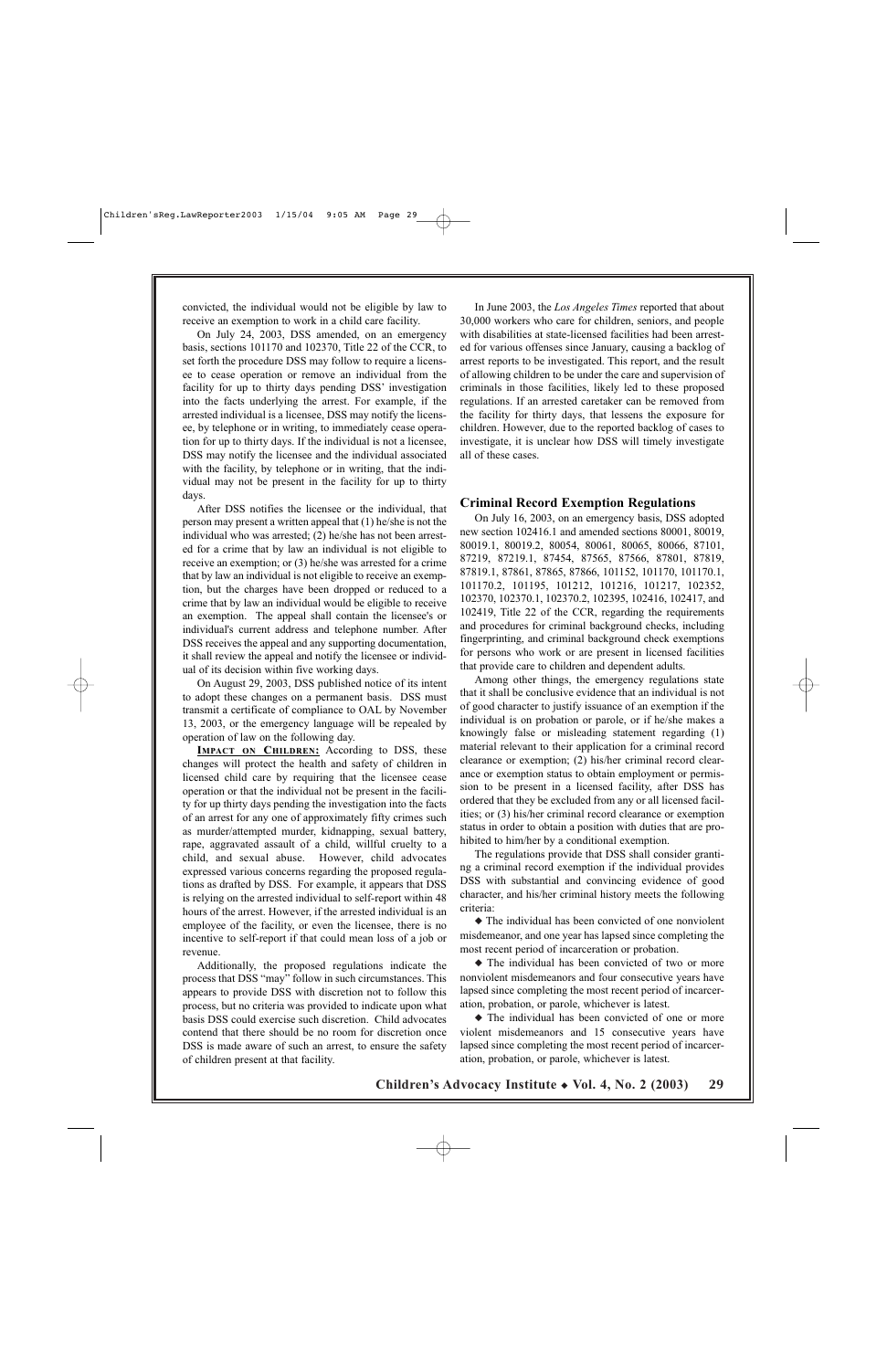convicted, the individual would not be eligible by law to receive an exemption to work in a child care facility.

On July 24, 2003, DSS amended, on an emergency basis, sections 101170 and 102370, Title 22 of the CCR, to set forth the procedure DSS may follow to require a licensee to cease operation or remove an individual from the facility for up to thirty days pending DSS' investigation into the facts underlying the arrest. For example, if the arrested individual is a licensee, DSS may notify the licensee, by telephone or in writing, to immediately cease operation for up to thirty days. If the individual is not a licensee, DSS may notify the licensee and the individual associated with the facility, by telephone or in writing, that the individual may not be present in the facility for up to thirty days.

After DSS notifies the licensee or the individual, that person may present a written appeal that (1) he/she is not the individual who was arrested; (2) he/she has not been arrested for a crime that by law an individual is not eligible to receive an exemption; or (3) he/she was arrested for a crime that by law an individual is not eligible to receive an exemption, but the charges have been dropped or reduced to a crime that by law an individual would be eligible to receive an exemption. The appeal shall contain the licensee's or individual's current address and telephone number. After DSS receives the appeal and any supporting documentation, it shall review the appeal and notify the licensee or individual of its decision within five working days.

On August 29, 2003, DSS published notice of its intent to adopt these changes on a permanent basis. DSS must transmit a certificate of compliance to OAL by November 13, 2003, or the emergency language will be repealed by operation of law on the following day.

**IMPACT ON CHILDREN:** According to DSS, these changes will protect the health and safety of children in licensed child care by requiring that the licensee cease operation or that the individual not be present in the facility for up thirty days pending the investigation into the facts of an arrest for any one of approximately fifty crimes such as murder/attempted murder, kidnapping, sexual battery, rape, aggravated assault of a child, willful cruelty to a child, and sexual abuse. However, child advocates expressed various concerns regarding the proposed regulations as drafted by DSS. For example, it appears that DSS is relying on the arrested individual to self-report within 48 hours of the arrest. However, if the arrested individual is an employee of the facility, or even the licensee, there is no incentive to self-report if that could mean loss of a job or revenue.

Additionally, the proposed regulations indicate the process that DSS "may" follow in such circumstances. This appears to provide DSS with discretion not to follow this process, but no criteria was provided to indicate upon what basis DSS could exercise such discretion. Child advocates contend that there should be no room for discretion once DSS is made aware of such an arrest, to ensure the safety of children present at that facility.

In June 2003, the *Los Angeles Times* reported that about 30,000 workers who care for children, seniors, and people with disabilities at state-licensed facilities had been arrested for various offenses since January, causing a backlog of arrest reports to be investigated. This report, and the result of allowing children to be under the care and supervision of criminals in those facilities, likely led to these proposed regulations. If an arrested caretaker can be removed from the facility for thirty days, that lessens the exposure for children. However, due to the reported backlog of cases to investigate, it is unclear how DSS will timely investigate all of these cases.

### Criminal Record Exemption Regulations

On July 16, 2003, on an emergency basis, DSS adopted new section 102416.1 and amended sections 80001, 80019, 80019.1, 80019.2, 80054, 80061, 80065, 80066, 87101, 87219, 87219.1, 87454, 87565, 87566, 87801, 87819, 87819.1, 87861, 87865, 87866, 101152, 101170, 101170.1, 101170.2, 101195, 101212, 101216, 101217, 102352, 102370, 102370.1, 102370.2, 102395, 102416, 102417, and 102419, Title 22 of the CCR, regarding the requirements and procedures for criminal background checks, including fingerprinting, and criminal background check exemptions for persons who work or are present in licensed facilities that provide care to children and dependent adults.

Among other things, the emergency regulations state that it shall be conclusive evidence that an individual is not of good character to justify issuance of an exemption if the individual is on probation or parole, or if he/she makes a knowingly false or misleading statement regarding (1) material relevant to their application for a criminal record clearance or exemption; (2) his/her criminal record clearance or exemption status to obtain employment or permission to be present in a licensed facility, after DSS has ordered that they be excluded from any or all licensed facilities; or (3) his/her criminal record clearance or exemption status in order to obtain a position with duties that are prohibited to him/her by a conditional exemption.

The regulations provide that DSS shall consider granting a criminal record exemption if the individual provides DSS with substantial and convincing evidence of good character, and his/her criminal history meets the following criteria:

- ◆ The individual has been convicted of one nonviolent misdemeanor, and one year has lapsed since completing the most recent period of incarceration or probation.
- ◆ The individual has been convicted of two or more nonviolent misdemeanors and four consecutive years have lapsed since completing the most recent period of incarceration, probation, or parole, whichever is latest.
- ◆ The individual has been convicted of one or more violent misdemeanors and 15 consecutive years have lapsed since completing the most recent period of incarceration, probation, or parole, whichever is latest.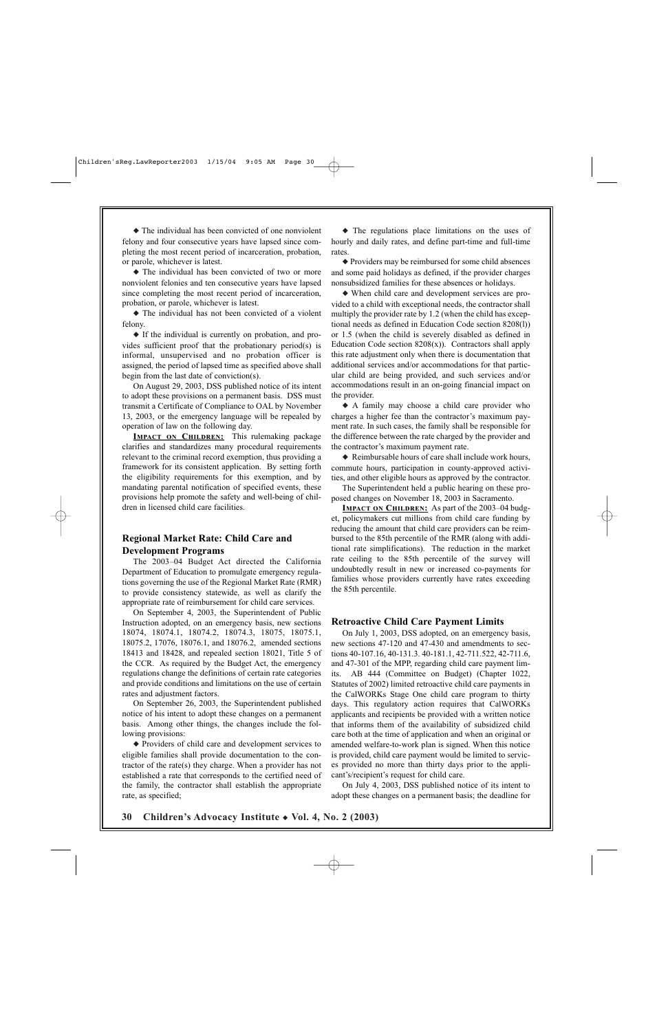◆ The individual has been convicted of one nonviolent felony and four consecutive years have lapsed since completing the most recent period of incarceration, probation, or parole, whichever is latest.

◆ The individual has been convicted of two or more nonviolent felonies and ten consecutive years have lapsed since completing the most recent period of incarceration, probation, or parole, whichever is latest.

◆ The individual has not been convicted of a violent felony.

◆ If the individual is currently on probation, and provides sufficient proof that the probationary period(s) is informal, unsupervised and no probation officer is assigned, the period of lapsed time as specified above shall begin from the last date of conviction(s).

On August 29, 2003, DSS published notice of its intent to adopt these provisions on a permanent basis. DSS must transmit a Certificate of Compliance to OAL by November 13, 2003, or the emergency language will be repealed by operation of law on the following day.

**IMPACT ON CHILDREN:** This rulemaking package clarifies and standardizes many procedural requirements relevant to the criminal record exemption, thus providing a framework for its consistent application. By setting forth the eligibility requirements for this exemption, and by mandating parental notification of specified events, these provisions help promote the safety and well-being of children in licensed child care facilities.

### Regional Market Rate: Child Care and Development Programs

The 2003–04 Budget Act directed the California Department of Education to promulgate emergency regulations governing the use of the Regional Market Rate (RMR) to provide consistency statewide, as well as clarify the appropriate rate of reimbursement for child care services.

On September 4, 2003, the Superintendent of Public Instruction adopted, on an emergency basis, new sections 18074, 18074.1, 18074.2, 18074.3, 18075, 18075.1, 18075.2, 17076, 18076.1, and 18076.2, amended sections 18413 and 18428, and repealed section 18021, Title 5 of the CCR. As required by the Budget Act, the emergency regulations change the definitions of certain rate categories and provide conditions and limitations on the use of certain rates and adjustment factors.

On September 26, 2003, the Superintendent published notice of his intent to adopt these changes on a permanent basis. Among other things, the changes include the following provisions:

◆ Providers of child care and development services to eligible families shall provide documentation to the contractor of the rate(s) they charge. When a provider has not established a rate that corresponds to the certified need of the family, the contractor shall establish the appropriate rate, as specified;

◆ The regulations place limitations on the uses of hourly and daily rates, and define part-time and full-time rates.

◆ Providers may be reimbursed for some child absences and some paid holidays as defined, if the provider charges nonsubsidized families for these absences or holidays.

◆ When child care and development services are provided to a child with exceptional needs, the contractor shall multiply the provider rate by 1.2 (when the child has exceptional needs as defined in Education Code section 8208(l)) or 1.5 (when the child is severely disabled as defined in Education Code section 8208(x)). Contractors shall apply this rate adjustment only when there is documentation that additional services and/or accommodations for that particular child are being provided, and such services and/or accommodations result in an on-going financial impact on the provider.

◆ A family may choose a child care provider who charges a higher fee than the contractor's maximum payment rate. In such cases, the family shall be responsible for the difference between the rate charged by the provider and the contractor's maximum payment rate.

◆ Reimbursable hours of care shall include work hours, commute hours, participation in county-approved activities, and other eligible hours as approved by the contractor.

The Superintendent held a public hearing on these proposed changes on November 18, 2003 in Sacramento.

**IMPACT ON CHILDREN:** As part of the 2003–04 budget, policymakers cut millions from child care funding by reducing the amount that child care providers can be reimbursed to the 85th percentile of the RMR (along with additional rate simplifications). The reduction in the market rate ceiling to the 85th percentile of the survey will undoubtedly result in new or increased co-payments for families whose providers currently have rates exceeding the 85th percentile.

### Retroactive Child Care Payment Limits

On July 1, 2003, DSS adopted, on an emergency basis, new sections 47-120 and 47-430 and amendments to sections 40-107.16, 40-131.3. 40-181.1, 42-711.522, 42-711.6, and 47-301 of the MPP, regarding child care payment limits. AB 444 (Committee on Budget) (Chapter 1022, Statutes of 2002) limited retroactive child care payments in the CalWORKs Stage One child care program to thirty days. This regulatory action requires that CalWORKs applicants and recipients be provided with a written notice that informs them of the availability of subsidized child care both at the time of application and when an original or amended welfare-to-work plan is signed. When this notice is provided, child care payment would be limited to services provided no more than thirty days prior to the applicant's/recipient's request for child care.

On July 4, 2003, DSS published notice of its intent to adopt these changes on a permanent basis; the deadline for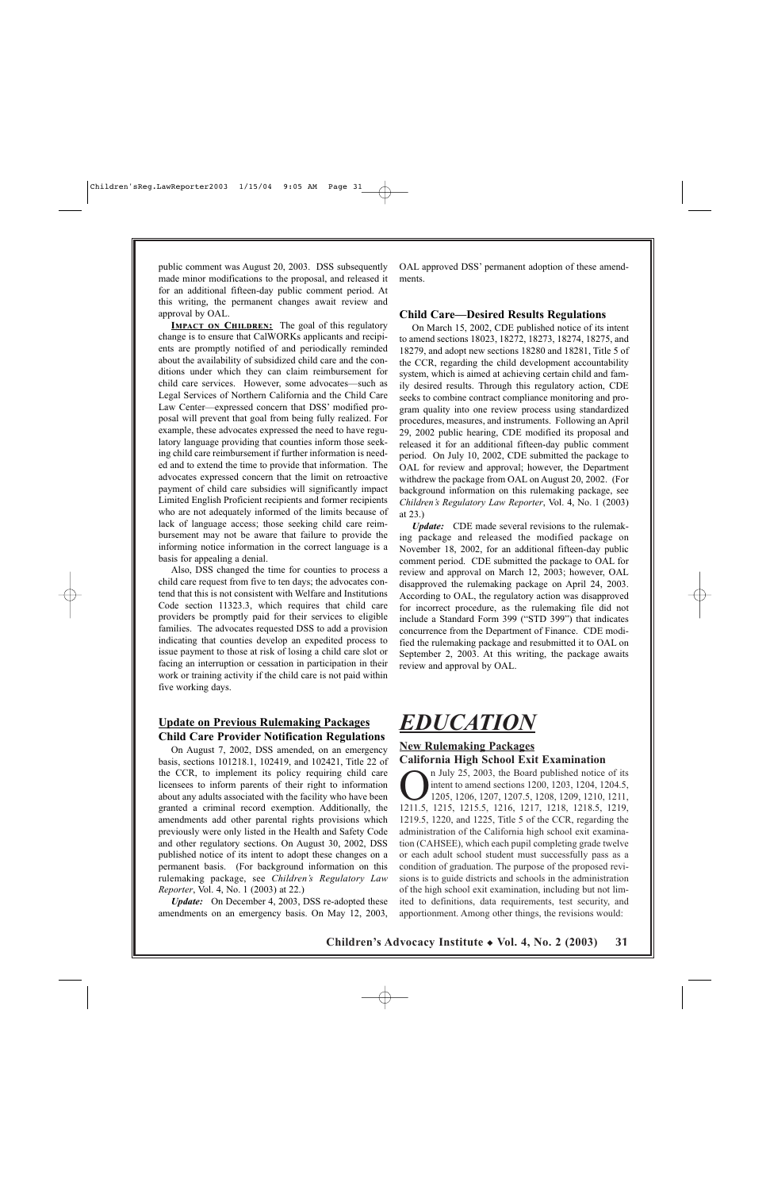public comment was August 20, 2003. DSS subsequently made minor modifications to the proposal, and released it for an additional fifteen-day public comment period. At this writing, the permanent changes await review and approval by OAL.

**IMPACT ON CHILDREN:** The goal of this regulatory change is to ensure that CalWORKs applicants and recipients are promptly notified of and periodically reminded about the availability of subsidized child care and the conditions under which they can claim reimbursement for child care services. However, some advocates—such as Legal Services of Northern California and the Child Care Law Center—expressed concern that DSS' modified proposal will prevent that goal from being fully realized. For example, these advocates expressed the need to have regulatory language providing that counties inform those seeking child care reimbursement if further information is needed and to extend the time to provide that information. The advocates expressed concern that the limit on retroactive payment of child care subsidies will significantly impact Limited English Proficient recipients and former recipients who are not adequately informed of the limits because of lack of language access; those seeking child care reimbursement may not be aware that failure to provide the informing notice information in the correct language is a basis for appealing a denial.

Also, DSS changed the time for counties to process a child care request from five to ten days; the advocates contend that this is not consistent with Welfare and Institutions Code section 11323.3, which requires that child care providers be promptly paid for their services to eligible families. The advocates requested DSS to add a provision indicating that counties develop an expedited process to issue payment to those at risk of losing a child care slot or facing an interruption or cessation in participation in their work or training activity if the child care is not paid within five working days.

## Update on Previous Rulemaking Packages

### Child Care Provider Notification Regulations

On August 7, 2002, DSS amended, on an emergency basis, sections 101218.1, 102419, and 102421, Title 22 of the CCR, to implement its policy requiring child care licensees to inform parents of their right to information about any adults associated with the facility who have been granted a criminal record exemption. Additionally, the amendments add other parental rights provisions which previously were only listed in the Health and Safety Code and other regulatory sections. On August 30, 2002, DSS published notice of its intent to adopt these changes on a permanent basis. (For background information on this rulemaking package, see *Children's Regulatory Law Reporter*, Vol. 4, No. 1 (2003) at 22.)

***Update:*** On December 4, 2003, DSS re-adopted these amendments on an emergency basis. On May 12, 2003, OAL approved DSS' permanent adoption of these amendments.

### Child Care—Desired Results Regulations

On March 15, 2002, CDE published notice of its intent to amend sections 18023, 18272, 18273, 18274, 18275, and 18279, and adopt new sections 18280 and 18281, Title 5 of the CCR, regarding the child development accountability system, which is aimed at achieving certain child and family desired results. Through this regulatory action, CDE seeks to combine contract compliance monitoring and program quality into one review process using standardized procedures, measures, and instruments. Following an April 29, 2002 public hearing, CDE modified its proposal and released it for an additional fifteen-day public comment period. On July 10, 2002, CDE submitted the package to OAL for review and approval; however, the Department withdrew the package from OAL on August 20, 2002. (For background information on this rulemaking package, see *Children's Regulatory Law Reporter*, Vol. 4, No. 1 (2003) at 23.)

***Update:*** CDE made several revisions to the rulemaking package and released the modified package on November 18, 2002, for an additional fifteen-day public comment period. CDE submitted the package to OAL for review and approval on March 12, 2003; however, OAL disapproved the rulemaking package on April 24, 2003. According to OAL, the regulatory action was disapproved for incorrect procedure, as the rulemaking file did not include a Standard Form 399 ("STD 399") that indicates concurrence from the Department of Finance. CDE modified the rulemaking package and resubmitted it to OAL on September 2, 2003. At this writing, the package awaits review and approval by OAL.

# *EDUCATION*

## New Rulemaking Packages

### California High School Exit Examination

On July 25, 2003, the Board published notice of its intent to amend sections 1200, 1203, 1204, 1204.5, 1205, 1206, 1207, 1207.5, 1208, 1209, 1210, 1211, 1211.5, 1215, 1215.5, 1216, 1217, 1218, 1218.5, 1219, 1219.5, 1220, and 1225, Title 5 of the CCR, regarding the administration of the California high school exit examination (CAHSEE), which each pupil completing grade twelve or each adult school student must successfully pass as a condition of graduation. The purpose of the proposed revisions is to guide districts and schools in the administration of the high school exit examination, including but not limited to definitions, data requirements, test security, and apportionment. Among other things, the revisions would: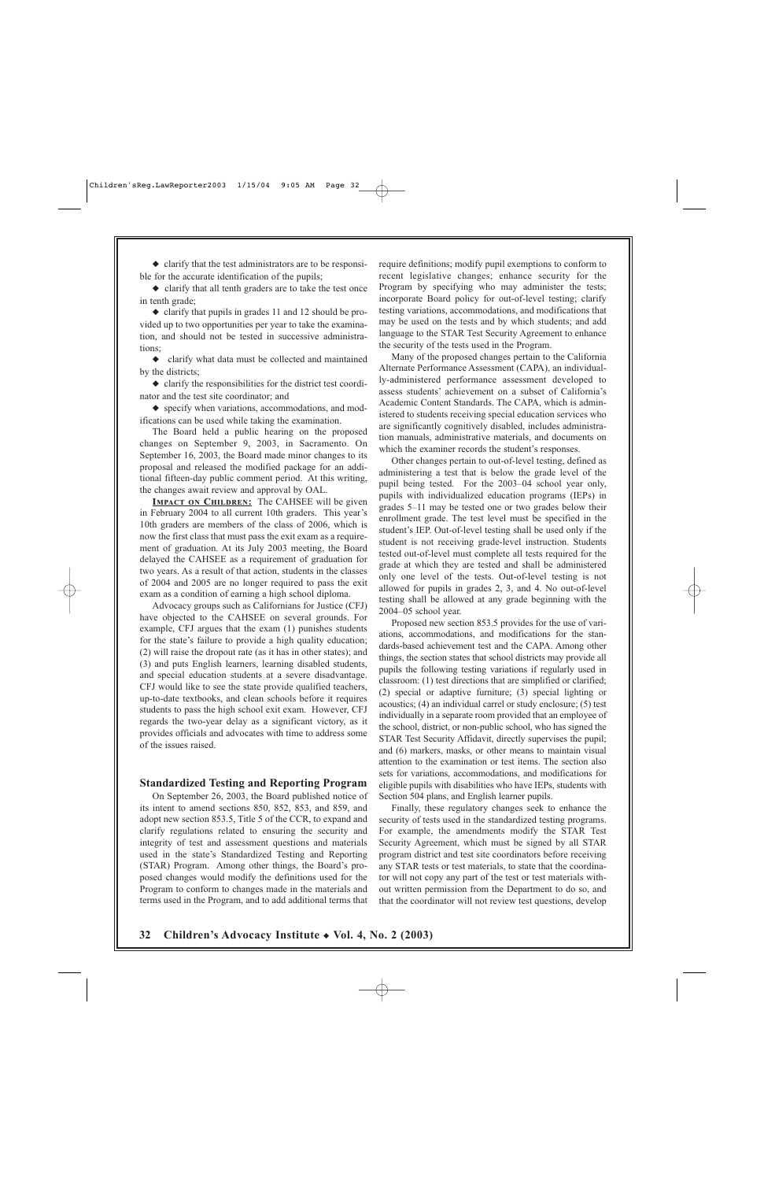◆ clarify that the test administrators are to be responsible for the accurate identification of the pupils;

◆ clarify that all tenth graders are to take the test once in tenth grade;

◆ clarify that pupils in grades 11 and 12 should be provided up to two opportunities per year to take the examination, and should not be tested in successive administrations;

◆ clarify what data must be collected and maintained by the districts;

◆ clarify the responsibilities for the district test coordinator and the test site coordinator; and

◆ specify when variations, accommodations, and modifications can be used while taking the examination.

The Board held a public hearing on the proposed changes on September 9, 2003, in Sacramento. On September 16, 2003, the Board made minor changes to its proposal and released the modified package for an additional fifteen-day public comment period. At this writing, the changes await review and approval by OAL.

**IMPACT ON CHILDREN:** The CAHSEE will be given in February 2004 to all current 10th graders. This year's 10th graders are members of the class of 2006, which is now the first class that must pass the exit exam as a requirement of graduation. At its July 2003 meeting, the Board delayed the CAHSEE as a requirement of graduation for two years. As a result of that action, students in the classes of 2004 and 2005 are no longer required to pass the exit exam as a condition of earning a high school diploma.

Advocacy groups such as Californians for Justice (CFJ) have objected to the CAHSEE on several grounds. For example, CFJ argues that the exam (1) punishes students for the state's failure to provide a high quality education; (2) will raise the dropout rate (as it has in other states); and (3) and puts English learners, learning disabled students, and special education students at a severe disadvantage. CFJ would like to see the state provide qualified teachers, up-to-date textbooks, and clean schools before it requires students to pass the high school exit exam. However, CFJ regards the two-year delay as a significant victory, as it provides officials and advocates with time to address some of the issues raised.

### Standardized Testing and Reporting Program

On September 26, 2003, the Board published notice of its intent to amend sections 850, 852, 853, and 859, and adopt new section 853.5, Title 5 of the CCR, to expand and clarify regulations related to ensuring the security and integrity of test and assessment questions and materials used in the state's Standardized Testing and Reporting (STAR) Program. Among other things, the Board's proposed changes would modify the definitions used for the Program to conform to changes made in the materials and terms used in the Program, and to add additional terms that require definitions; modify pupil exemptions to conform to recent legislative changes; enhance security for the Program by specifying who may administer the tests; incorporate Board policy for out-of-level testing; clarify testing variations, accommodations, and modifications that may be used on the tests and by which students; and add language to the STAR Test Security Agreement to enhance the security of the tests used in the Program.

Many of the proposed changes pertain to the California Alternate Performance Assessment (CAPA), an individually-administered performance assessment developed to assess students' achievement on a subset of California's Academic Content Standards. The CAPA, which is administered to students receiving special education services who are significantly cognitively disabled, includes administration manuals, administrative materials, and documents on which the examiner records the student's responses.

Other changes pertain to out-of-level testing, defined as administering a test that is below the grade level of the pupil being tested. For the 2003–04 school year only, pupils with individualized education programs (IEPs) in grades 5–11 may be tested one or two grades below their enrollment grade. The test level must be specified in the student's IEP. Out-of-level testing shall be used only if the student is not receiving grade-level instruction. Students tested out-of-level must complete all tests required for the grade at which they are tested and shall be administered only one level of the tests. Out-of-level testing is not allowed for pupils in grades 2, 3, and 4. No out-of-level testing shall be allowed at any grade beginning with the 2004–05 school year.

Proposed new section 853.5 provides for the use of variations, accommodations, and modifications for the standards-based achievement test and the CAPA. Among other things, the section states that school districts may provide all pupils the following testing variations if regularly used in classroom: (1) test directions that are simplified or clarified; (2) special or adaptive furniture; (3) special lighting or acoustics; (4) an individual carrel or study enclosure; (5) test individually in a separate room provided that an employee of the school, district, or non-public school, who has signed the STAR Test Security Affidavit, directly supervises the pupil; and (6) markers, masks, or other means to maintain visual attention to the examination or test items. The section also sets for variations, accommodations, and modifications for eligible pupils with disabilities who have IEPs, students with Section 504 plans, and English learner pupils.

Finally, these regulatory changes seek to enhance the security of tests used in the standardized testing programs. For example, the amendments modify the STAR Test Security Agreement, which must be signed by all STAR program district and test site coordinators before receiving any STAR tests or test materials, to state that the coordinator will not copy any part of the test or test materials without written permission from the Department to do so, and that the coordinator will not review test questions, develop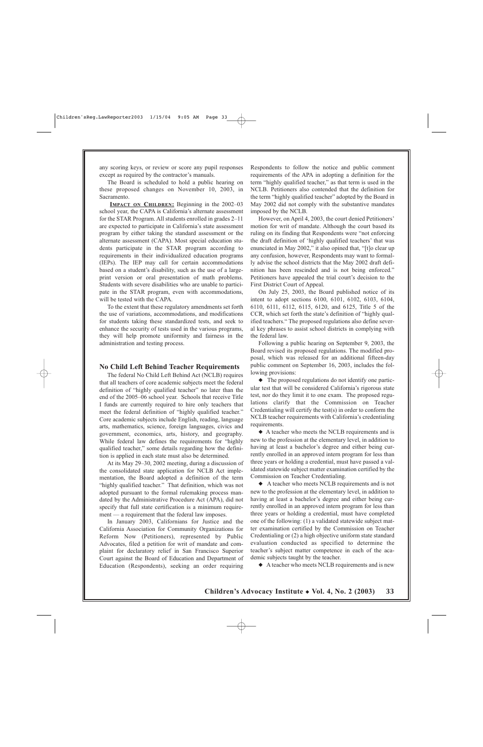any scoring keys, or review or score any pupil responses except as required by the contractor's manuals.

The Board is scheduled to hold a public hearing on these proposed changes on November 10, 2003, in Sacramento.

**IMPACT ON CHILDREN:** Beginning in the 2002–03 school year, the CAPA is California's alternate assessment for the STAR Program. All students enrolled in grades 2–11 are expected to participate in California's state assessment program by either taking the standard assessment or the alternate assessment (CAPA). Most special education students participate in the STAR program according to requirements in their individualized education programs (IEPs). The IEP may call for certain accommodations based on a student's disability, such as the use of a large-print version or oral presentation of math problems. Students with severe disabilities who are unable to participate in the STAR program, even with accommodations, will be tested with the CAPA.

To the extent that these regulatory amendments set forth the use of variations, accommodations, and modifications for students taking these standardized tests, and seek to enhance the security of tests used in the various programs, they will help promote uniformity and fairness in the administration and testing process.

### No Child Left Behind Teacher Requirements

The federal No Child Left Behind Act (NCLB) requires that all teachers of core academic subjects meet the federal definition of "highly qualified teacher" no later than the end of the 2005–06 school year. Schools that receive Title I funds are currently required to hire only teachers that meet the federal definition of "highly qualified teacher." Core academic subjects include English, reading, language arts, mathematics, science, foreign languages, civics and government, economics, arts, history, and geography. While federal law defines the requirements for "highly qualified teacher," some details regarding how the definition is applied in each state must also be determined.

At its May 29–30, 2002 meeting, during a discussion of the consolidated state application for NCLB Act implementation, the Board adopted a definition of the term "highly qualified teacher." That definition, which was not adopted pursuant to the formal rulemaking process mandated by the Administrative Procedure Act (APA), did not specify that full state certification is a minimum requirement — a requirement that the federal law imposes.

In January 2003, Californians for Justice and the California Association for Community Organizations for Reform Now (Petitioners), represented by Public Advocates, filed a petition for writ of mandate and complaint for declaratory relief in San Francisco Superior Court against the Board of Education and Department of Education (Respondents), seeking an order requiring Respondents to follow the notice and public comment requirements of the APA in adopting a definition for the term "highly qualified teacher," as that term is used in the NCLB. Petitioners also contended that the definition for the term "highly qualified teacher" adopted by the Board in May 2002 did not comply with the substantive mandates imposed by the NCLB.

However, on April 4, 2003, the court denied Petitioners' motion for writ of mandate. Although the court based its ruling on its finding that Respondents were "not enforcing the draft definition of 'highly qualified teachers' that was enunciated in May 2002," it also opined that, "[t]o clear up any confusion, however, Respondents may want to formally advise the school districts that the May 2002 draft definition has been rescinded and is not being enforced." Petitioners have appealed the trial court's decision to the First District Court of Appeal.

On July 25, 2003, the Board published notice of its intent to adopt sections 6100, 6101, 6102, 6103, 6104, 6110, 6111, 6112, 6115, 6120, and 6125, Title 5 of the CCR, which set forth the state's definition of "highly qualified teachers." The proposed regulations also define several key phrases to assist school districts in complying with the federal law.

Following a public hearing on September 9, 2003, the Board revised its proposed regulations. The modified proposal, which was released for an additional fifteen-day public comment on September 16, 2003, includes the following provisions:

- The proposed regulations do not identify one particular test that will be considered California's rigorous state test, nor do they limit it to one exam. The proposed regulations clarify that the Commission on Teacher Credentialing will certify the test(s) in order to conform the NCLB teacher requirements with California's credentialing requirements.

- A teacher who meets the NCLB requirements and is new to the profession at the elementary level, in addition to having at least a bachelor's degree and either being currently enrolled in an approved intern program for less than three years or holding a credential, must have passed a validated statewide subject matter examination certified by the Commission on Teacher Credentialing.

- A teacher who meets NCLB requirements and is not new to the profession at the elementary level, in addition to having at least a bachelor's degree and either being currently enrolled in an approved intern program for less than three years or holding a credential, must have completed one of the following: (1) a validated statewide subject matter examination certified by the Commission on Teacher Credentialing or (2) a high objective uniform state standard evaluation conducted as specified to determine the teacher's subject matter competence in each of the academic subjects taught by the teacher.

- A teacher who meets NCLB requirements and is new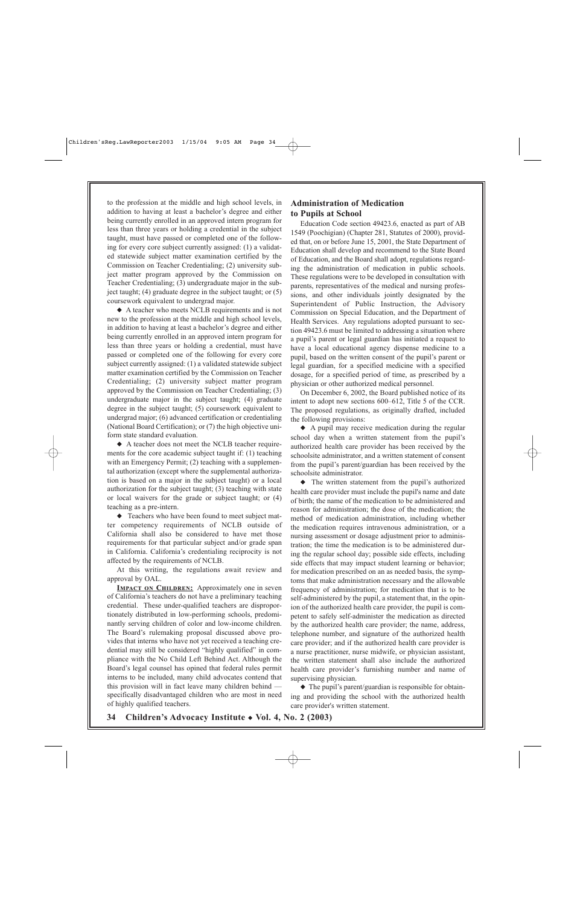to the profession at the middle and high school levels, in addition to having at least a bachelor's degree and either being currently enrolled in an approved intern program for less than three years or holding a credential in the subject taught, must have passed or completed one of the following for every core subject currently assigned: (1) a validated statewide subject matter examination certified by the Commission on Teacher Credentialing; (2) university subject matter program approved by the Commission on Teacher Credentialing; (3) undergraduate major in the subject taught; (4) graduate degree in the subject taught; or (5) coursework equivalent to undergrad major.

◆ A teacher who meets NCLB requirements and is not new to the profession at the middle and high school levels, in addition to having at least a bachelor's degree and either being currently enrolled in an approved intern program for less than three years or holding a credential, must have passed or completed one of the following for every core subject currently assigned: (1) a validated statewide subject matter examination certified by the Commission on Teacher Credentialing; (2) university subject matter program approved by the Commission on Teacher Credentialing; (3) undergraduate major in the subject taught; (4) graduate degree in the subject taught; (5) coursework equivalent to undergrad major; (6) advanced certification or credentialing (National Board Certification); or (7) the high objective uniform state standard evaluation.

◆ A teacher does not meet the NCLB teacher requirements for the core academic subject taught if: (1) teaching with an Emergency Permit; (2) teaching with a supplemental authorization (except where the supplemental authorization is based on a major in the subject taught) or a local authorization for the subject taught; (3) teaching with state or local waivers for the grade or subject taught; or (4) teaching as a pre-intern.

◆ Teachers who have been found to meet subject matter competency requirements of NCLB outside of California shall also be considered to have met those requirements for that particular subject and/or grade span in California. California's credentialing reciprocity is not affected by the requirements of NCLB.

At this writing, the regulations await review and approval by OAL.

**IMPACT ON CHILDREN:** Approximately one in seven of California's teachers do not have a preliminary teaching credential. These under-qualified teachers are disproportionately distributed in low-performing schools, predominantly serving children of color and low-income children. The Board's rulemaking proposal discussed above provides that interns who have not yet received a teaching credential may still be considered "highly qualified" in compliance with the No Child Left Behind Act. Although the Board's legal counsel has opined that federal rules permit interns to be included, many child advocates contend that this provision will in fact leave many children behind — specifically disadvantaged children who are most in need of highly qualified teachers.

## Administration of Medication to Pupils at School

Education Code section 49423.6, enacted as part of AB 1549 (Poochigian) (Chapter 281, Statutes of 2000), provided that, on or before June 15, 2001, the State Department of Education shall develop and recommend to the State Board of Education, and the Board shall adopt, regulations regarding the administration of medication in public schools. These regulations were to be developed in consultation with parents, representatives of the medical and nursing professions, and other individuals jointly designated by the Superintendent of Public Instruction, the Advisory Commission on Special Education, and the Department of Health Services. Any regulations adopted pursuant to section 49423.6 must be limited to addressing a situation where a pupil's parent or legal guardian has initiated a request to have a local educational agency dispense medicine to a pupil, based on the written consent of the pupil's parent or legal guardian, for a specified medicine with a specified dosage, for a specified period of time, as prescribed by a physician or other authorized medical personnel.

On December 6, 2002, the Board published notice of its intent to adopt new sections 600–612, Title 5 of the CCR. The proposed regulations, as originally drafted, included the following provisions:

◆ A pupil may receive medication during the regular school day when a written statement from the pupil's authorized health care provider has been received by the schoolsite administrator, and a written statement of consent from the pupil's parent/guardian has been received by the schoolsite administrator.

◆ The written statement from the pupil's authorized health care provider must include the pupil's name and date of birth; the name of the medication to be administered and reason for administration; the dose of the medication; the method of medication administration, including whether the medication requires intravenous administration, or a nursing assessment or dosage adjustment prior to administration; the time the medication is to be administered during the regular school day; possible side effects, including side effects that may impact student learning or behavior; for medication prescribed on an as needed basis, the symptoms that make administration necessary and the allowable frequency of administration; for medication that is to be self-administered by the pupil, a statement that, in the opinion of the authorized health care provider, the pupil is competent to safely self-administer the medication as directed by the authorized health care provider; the name, address, telephone number, and signature of the authorized health care provider; and if the authorized health care provider is a nurse practitioner, nurse midwife, or physician assistant, the written statement shall also include the authorized health care provider's furnishing number and name of supervising physician.

◆ The pupil's parent/guardian is responsible for obtaining and providing the school with the authorized health care provider's written statement.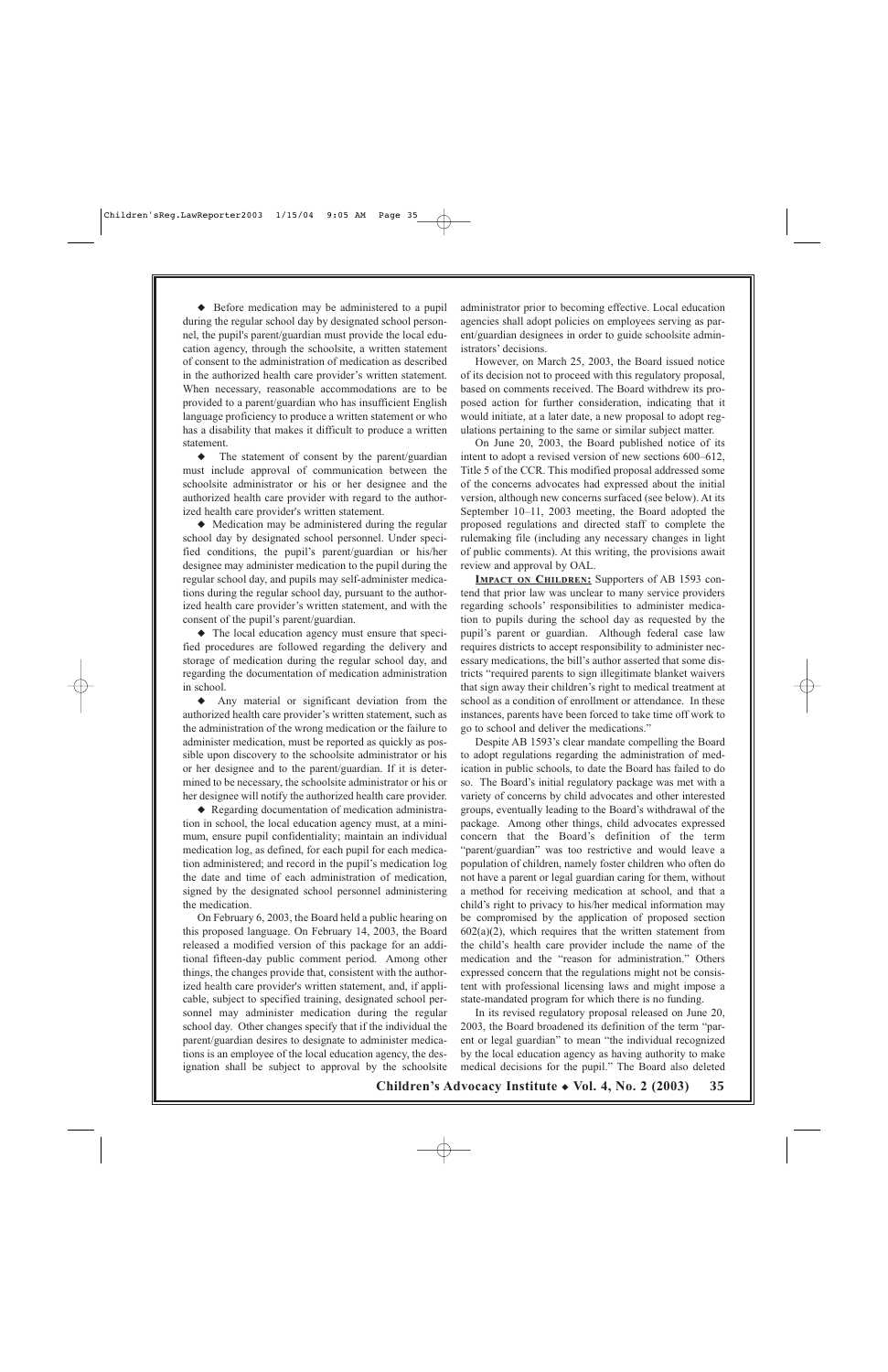◆ Before medication may be administered to a pupil during the regular school day by designated school personnel, the pupil's parent/guardian must provide the local education agency, through the schoolsite, a written statement of consent to the administration of medication as described in the authorized health care provider's written statement. When necessary, reasonable accommodations are to be provided to a parent/guardian who has insufficient English language proficiency to produce a written statement or who has a disability that makes it difficult to produce a written statement.

◆ The statement of consent by the parent/guardian must include approval of communication between the schoolsite administrator or his or her designee and the authorized health care provider with regard to the authorized health care provider's written statement.

◆ Medication may be administered during the regular school day by designated school personnel. Under specified conditions, the pupil's parent/guardian or his/her designee may administer medication to the pupil during the regular school day, and pupils may self-administer medications during the regular school day, pursuant to the authorized health care provider's written statement, and with the consent of the pupil's parent/guardian.

◆ The local education agency must ensure that specified procedures are followed regarding the delivery and storage of medication during the regular school day, and regarding the documentation of medication administration in school.

◆ Any material or significant deviation from the authorized health care provider's written statement, such as the administration of the wrong medication or the failure to administer medication, must be reported as quickly as possible upon discovery to the schoolsite administrator or his or her designee and to the parent/guardian. If it is determined to be necessary, the schoolsite administrator or his or her designee will notify the authorized health care provider.

◆ Regarding documentation of medication administration in school, the local education agency must, at a minimum, ensure pupil confidentiality; maintain an individual medication log, as defined, for each pupil for each medication administered; and record in the pupil's medication log the date and time of each administration of medication, signed by the designated school personnel administering the medication.

On February 6, 2003, the Board held a public hearing on this proposed language. On February 14, 2003, the Board released a modified version of this package for an additional fifteen-day public comment period. Among other things, the changes provide that, consistent with the authorized health care provider's written statement, and, if applicable, subject to specified training, designated school personnel may administer medication during the regular school day. Other changes specify that if the individual the parent/guardian desires to designate to administer medications is an employee of the local education agency, the designation shall be subject to approval by the schoolsite administrator prior to becoming effective. Local education agencies shall adopt policies on employees serving as parent/guardian designees in order to guide schoolsite administrators' decisions.

However, on March 25, 2003, the Board issued notice of its decision not to proceed with this regulatory proposal, based on comments received. The Board withdrew its proposed action for further consideration, indicating that it would initiate, at a later date, a new proposal to adopt regulations pertaining to the same or similar subject matter.

On June 20, 2003, the Board published notice of its intent to adopt a revised version of new sections 600–612, Title 5 of the CCR. This modified proposal addressed some of the concerns advocates had expressed about the initial version, although new concerns surfaced (see below). At its September 10–11, 2003 meeting, the Board adopted the proposed regulations and directed staff to complete the rulemaking file (including any necessary changes in light of public comments). At this writing, the provisions await review and approval by OAL.

**IMPACT ON CHILDREN:** Supporters of AB 1593 contend that prior law was unclear to many service providers regarding schools' responsibilities to administer medication to pupils during the school day as requested by the pupil's parent or guardian. Although federal case law requires districts to accept responsibility to administer necessary medications, the bill's author asserted that some districts "required parents to sign illegitimate blanket waivers that sign away their children's right to medical treatment at school as a condition of enrollment or attendance. In these instances, parents have been forced to take time off work to go to school and deliver the medications."

Despite AB 1593's clear mandate compelling the Board to adopt regulations regarding the administration of medication in public schools, to date the Board has failed to do so. The Board's initial regulatory package was met with a variety of concerns by child advocates and other interested groups, eventually leading to the Board's withdrawal of the package. Among other things, child advocates expressed concern that the Board's definition of the term "parent/guardian" was too restrictive and would leave a population of children, namely foster children who often do not have a parent or legal guardian caring for them, without a method for receiving medication at school, and that a child's right to privacy to his/her medical information may be compromised by the application of proposed section 602(a)(2), which requires that the written statement from the child's health care provider include the name of the medication and the "reason for administration." Others expressed concern that the regulations might not be consistent with professional licensing laws and might impose a state-mandated program for which there is no funding.

In its revised regulatory proposal released on June 20, 2003, the Board broadened its definition of the term "parent or legal guardian" to mean "the individual recognized by the local education agency as having authority to make medical decisions for the pupil." The Board also deleted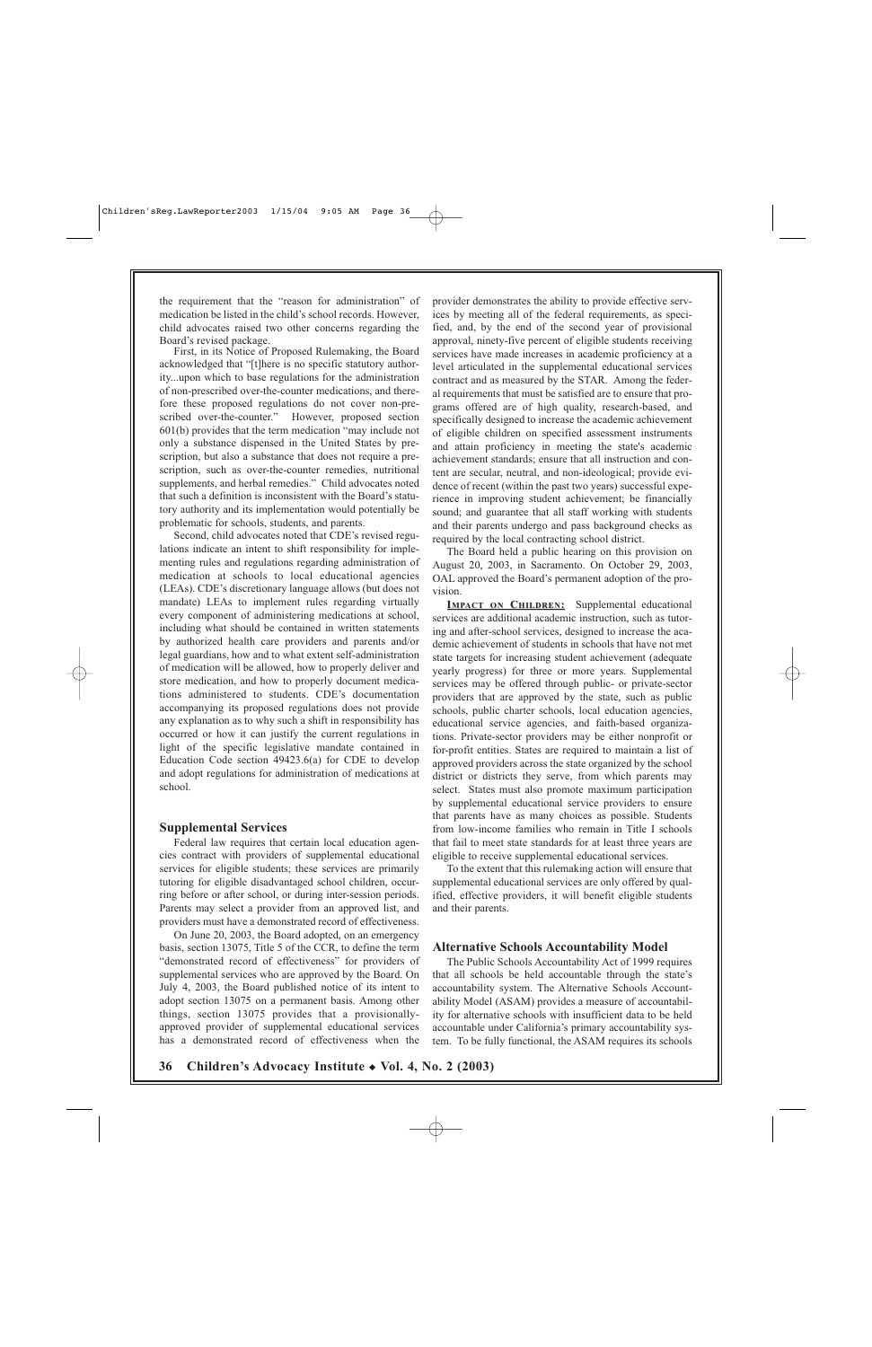the requirement that the "reason for administration" of medication be listed in the child's school records. However, child advocates raised two other concerns regarding the Board's revised package.

First, in its Notice of Proposed Rulemaking, the Board acknowledged that "[t]here is no specific statutory authority...upon which to base regulations for the administration of non-prescribed over-the-counter medications, and therefore these proposed regulations do not cover non-prescribed over-the-counter." However, proposed section 601(b) provides that the term medication "may include not only a substance dispensed in the United States by prescription, but also a substance that does not require a prescription, such as over-the-counter remedies, nutritional supplements, and herbal remedies." Child advocates noted that such a definition is inconsistent with the Board's statutory authority and its implementation would potentially be problematic for schools, students, and parents.

Second, child advocates noted that CDE's revised regulations indicate an intent to shift responsibility for implementing rules and regulations regarding administration of medication at schools to local educational agencies (LEAs). CDE's discretionary language allows (but does not mandate) LEAs to implement rules regarding virtually every component of administering medications at school, including what should be contained in written statements by authorized health care providers and parents and/or legal guardians, how and to what extent self-administration of medication will be allowed, how to properly deliver and store medication, and how to properly document medications administered to students. CDE's documentation accompanying its proposed regulations does not provide any explanation as to why such a shift in responsibility has occurred or how it can justify the current regulations in light of the specific legislative mandate contained in Education Code section 49423.6(a) for CDE to develop and adopt regulations for administration of medications at school.

## Supplemental Services

Federal law requires that certain local education agencies contract with providers of supplemental educational services for eligible students; these services are primarily tutoring for eligible disadvantaged school children, occurring before or after school, or during inter-session periods. Parents may select a provider from an approved list, and providers must have a demonstrated record of effectiveness.

On June 20, 2003, the Board adopted, on an emergency basis, section 13075, Title 5 of the CCR, to define the term "demonstrated record of effectiveness" for providers of supplemental services who are approved by the Board. On July 4, 2003, the Board published notice of its intent to adopt section 13075 on a permanent basis. Among other things, section 13075 provides that a provisionally-approved provider of supplemental educational services has a demonstrated record of effectiveness when the provider demonstrates the ability to provide effective services by meeting all of the federal requirements, as specified, and, by the end of the second year of provisional approval, ninety-five percent of eligible students receiving services have made increases in academic proficiency at a level articulated in the supplemental educational services contract and as measured by the STAR. Among the federal requirements that must be satisfied are to ensure that programs offered are of high quality, research-based, and specifically designed to increase the academic achievement of eligible children on specified assessment instruments and attain proficiency in meeting the state's academic achievement standards; ensure that all instruction and content are secular, neutral, and non-ideological; provide evidence of recent (within the past two years) successful experience in improving student achievement; be financially sound; and guarantee that all staff working with students and their parents undergo and pass background checks as required by the local contracting school district.

The Board held a public hearing on this provision on August 20, 2003, in Sacramento. On October 29, 2003, OAL approved the Board's permanent adoption of the provision.

**IMPACT ON CHILDREN:** Supplemental educational services are additional academic instruction, such as tutoring and after-school services, designed to increase the academic achievement of students in schools that have not met state targets for increasing student achievement (adequate yearly progress) for three or more years. Supplemental services may be offered through public- or private-sector providers that are approved by the state, such as public schools, public charter schools, local education agencies, educational service agencies, and faith-based organizations. Private-sector providers may be either nonprofit or for-profit entities. States are required to maintain a list of approved providers across the state organized by the school district or districts they serve, from which parents may select. States must also promote maximum participation by supplemental educational service providers to ensure that parents have as many choices as possible. Students from low-income families who remain in Title I schools that fail to meet state standards for at least three years are eligible to receive supplemental educational services.

To the extent that this rulemaking action will ensure that supplemental educational services are only offered by qualified, effective providers, it will benefit eligible students and their parents.

## Alternative Schools Accountability Model

The Public Schools Accountability Act of 1999 requires that all schools be held accountable through the state's accountability system. The Alternative Schools Accountability Model (ASAM) provides a measure of accountability for alternative schools with insufficient data to be held accountable under California's primary accountability system. To be fully functional, the ASAM requires its schools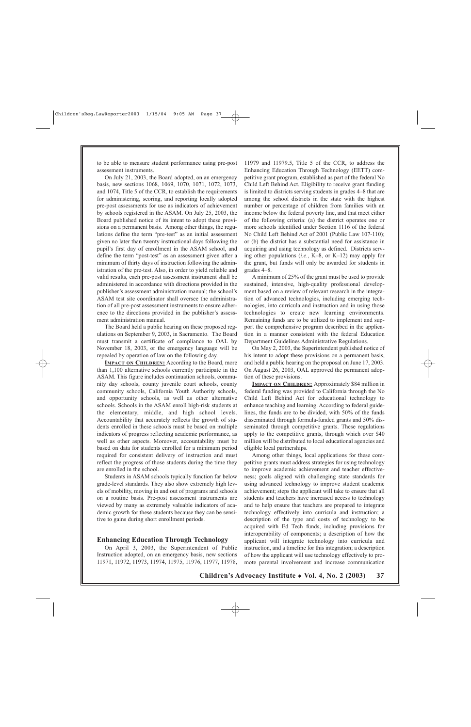to be able to measure student performance using pre-post assessment instruments.

On July 21, 2003, the Board adopted, on an emergency basis, new sections 1068, 1069, 1070, 1071, 1072, 1073, and 1074, Title 5 of the CCR, to establish the requirements for administering, scoring, and reporting locally adopted pre-post assessments for use as indicators of achievement by schools registered in the ASAM. On July 25, 2003, the Board published notice of its intent to adopt these provisions on a permanent basis. Among other things, the regulations define the term "pre-test" as an initial assessment given no later than twenty instructional days following the pupil's first day of enrollment in the ASAM school, and define the term "post-test" as an assessment given after a minimum of thirty days of instruction following the administration of the pre-test. Also, in order to yield reliable and valid results, each pre-post assessment instrument shall be administered in accordance with directions provided in the publisher's assessment administration manual; the school's ASAM test site coordinator shall oversee the administration of all pre-post assessment instruments to ensure adherence to the directions provided in the publisher's assessment administration manual.

The Board held a public hearing on these proposed regulations on September 9, 2003, in Sacramento. The Board must transmit a certificate of compliance to OAL by November 18, 2003, or the emergency language will be repealed by operation of law on the following day.

**IMPACT ON CHILDREN:** According to the Board, more than 1,100 alternative schools currently participate in the ASAM. This figure includes continuation schools, community day schools, county juvenile court schools, county community schools, California Youth Authority schools, and opportunity schools, as well as other alternative schools. Schools in the ASAM enroll high-risk students at the elementary, middle, and high school levels. Accountability that accurately reflects the growth of students enrolled in these schools must be based on multiple indicators of progress reflecting academic performance, as well as other aspects. Moreover, accountability must be based on data for students enrolled for a minimum period required for consistent delivery of instruction and must reflect the progress of those students during the time they are enrolled in the school.

Students in ASAM schools typically function far below grade-level standards. They also show extremely high levels of mobility, moving in and out of programs and schools on a routine basis. Pre-post assessment instruments are viewed by many as extremely valuable indicators of academic growth for these students because they can be sensitive to gains during short enrollment periods.

### Enhancing Education Through Technology

On April 3, 2003, the Superintendent of Public Instruction adopted, on an emergency basis, new sections 11971, 11972, 11973, 11974, 11975, 11976, 11977, 11978, 11979 and 11979.5, Title 5 of the CCR, to address the Enhancing Education Through Technology (EETT) competitive grant program, established as part of the federal No Child Left Behind Act. Eligibility to receive grant funding is limited to districts serving students in grades 4–8 that are among the school districts in the state with the highest number or percentage of children from families with an income below the federal poverty line, and that meet either of the following criteria: (a) the district operates one or more schools identified under Section 1116 of the federal No Child Left Behind Act of 2001 (Public Law 107-110); or (b) the district has a substantial need for assistance in acquiring and using technology as defined. Districts serving other populations (*i.e.*, K–8, or K–12) may apply for the grant, but funds will only be awarded for students in grades 4–8.

A minimum of 25% of the grant must be used to provide sustained, intensive, high-quality professional development based on a review of relevant research in the integration of advanced technologies, including emerging technologies, into curricula and instruction and in using those technologies to create new learning environments. Remaining funds are to be utilized to implement and support the comprehensive program described in the application in a manner consistent with the federal Education Department Guidelines Administrative Regulations.

On May 2, 2003, the Superintendent published notice of his intent to adopt these provisions on a permanent basis, and held a public hearing on the proposal on June 17, 2003. On August 26, 2003, OAL approved the permanent adoption of these provisions.

**IMPACT ON CHILDREN:** Approximately $84 million in federal funding was provided to California through the No Child Left Behind Act for educational technology to enhance teaching and learning. According to federal guidelines, the funds are to be divided, with 50% of the funds disseminated through formula-funded grants and 50% disseminated through competitive grants. These regulations apply to the competitive grants, through which over $40 million will be distributed to local educational agencies and eligible local partnerships.

Among other things, local applications for these competitive grants must address strategies for using technology to improve academic achievement and teacher effectiveness; goals aligned with challenging state standards for using advanced technology to improve student academic achievement; steps the applicant will take to ensure that all students and teachers have increased access to technology and to help ensure that teachers are prepared to integrate technology effectively into curricula and instruction; a description of the type and costs of technology to be acquired with Ed Tech funds, including provisions for interoperability of components; a description of how the applicant will integrate technology into curricula and instruction, and a timeline for this integration; a description of how the applicant will use technology effectively to promote parental involvement and increase communication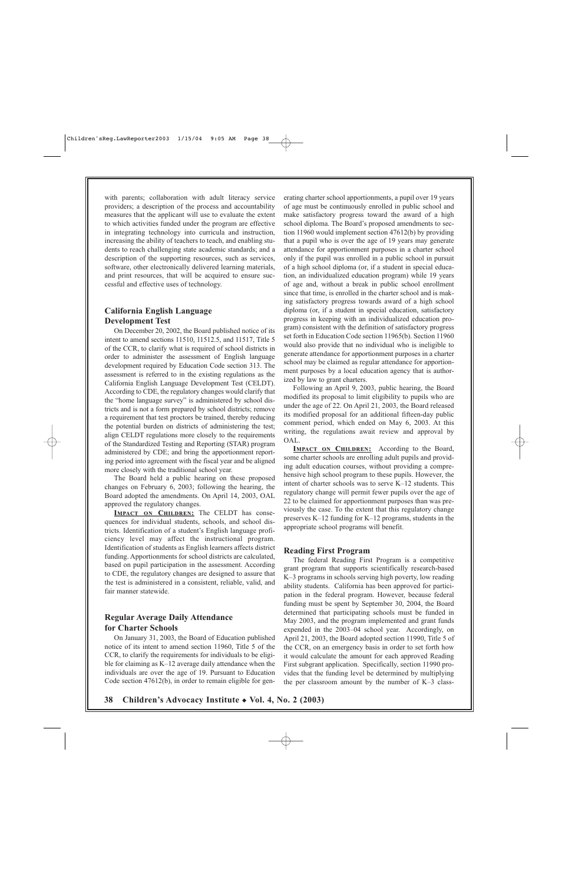with parents; collaboration with adult literacy service providers; a description of the process and accountability measures that the applicant will use to evaluate the extent to which activities funded under the program are effective in integrating technology into curricula and instruction, increasing the ability of teachers to teach, and enabling students to reach challenging state academic standards; and a description of the supporting resources, such as services, software, other electronically delivered learning materials, and print resources, that will be acquired to ensure successful and effective uses of technology.

### California English Language Development Test

On December 20, 2002, the Board published notice of its intent to amend sections 11510, 11512.5, and 11517, Title 5 of the CCR, to clarify what is required of school districts in order to administer the assessment of English language development required by Education Code section 313. The assessment is referred to in the existing regulations as the California English Language Development Test (CELDT). According to CDE, the regulatory changes would clarify that the "home language survey" is administered by school districts and is not a form prepared by school districts; remove a requirement that test proctors be trained, thereby reducing the potential burden on districts of administering the test; align CELDT regulations more closely to the requirements of the Standardized Testing and Reporting (STAR) program administered by CDE; and bring the apportionment reporting period into agreement with the fiscal year and be aligned more closely with the traditional school year.

The Board held a public hearing on these proposed changes on February 6, 2003; following the hearing, the Board adopted the amendments. On April 14, 2003, OAL approved the regulatory changes.

**IMPACT ON CHILDREN:** The CELDT has consequences for individual students, schools, and school districts. Identification of a student's English language proficiency level may affect the instructional program. Identification of students as English learners affects district funding. Apportionments for school districts are calculated, based on pupil participation in the assessment. According to CDE, the regulatory changes are designed to assure that the test is administered in a consistent, reliable, valid, and fair manner statewide.

### Regular Average Daily Attendance for Charter Schools

On January 31, 2003, the Board of Education published notice of its intent to amend section 11960, Title 5 of the CCR, to clarify the requirements for individuals to be eligible for claiming as K–12 average daily attendance when the individuals are over the age of 19. Pursuant to Education Code section 47612(b), in order to remain eligible for generating charter school apportionments, a pupil over 19 years of age must be continuously enrolled in public school and make satisfactory progress toward the award of a high school diploma. The Board's proposed amendments to section 11960 would implement section 47612(b) by providing that a pupil who is over the age of 19 years may generate attendance for apportionment purposes in a charter school only if the pupil was enrolled in a public school in pursuit of a high school diploma (or, if a student in special education, an individualized education program) while 19 years of age and, without a break in public school enrollment since that time, is enrolled in the charter school and is making satisfactory progress towards award of a high school diploma (or, if a student in special education, satisfactory progress in keeping with an individualized education program) consistent with the definition of satisfactory progress set forth in Education Code section 11965(b). Section 11960 would also provide that no individual who is ineligible to generate attendance for apportionment purposes in a charter school may be claimed as regular attendance for apportionment purposes by a local education agency that is authorized by law to grant charters.

Following an April 9, 2003, public hearing, the Board modified its proposal to limit eligibility to pupils who are under the age of 22. On April 21, 2003, the Board released its modified proposal for an additional fifteen-day public comment period, which ended on May 6, 2003. At this writing, the regulations await review and approval by OAL.

**IMPACT ON CHILDREN:** According to the Board, some charter schools are enrolling adult pupils and providing adult education courses, without providing a comprehensive high school program to these pupils. However, the intent of charter schools was to serve K–12 students. This regulatory change will permit fewer pupils over the age of 22 to be claimed for apportionment purposes than was previously the case. To the extent that this regulatory change preserves K–12 funding for K–12 programs, students in the appropriate school programs will benefit.

### Reading First Program

The federal Reading First Program is a competitive grant program that supports scientifically research-based K–3 programs in schools serving high poverty, low reading ability students. California has been approved for participation in the federal program. However, because federal funding must be spent by September 30, 2004, the Board determined that participating schools must be funded in May 2003, and the program implemented and grant funds expended in the 2003–04 school year. Accordingly, on April 21, 2003, the Board adopted section 11990, Title 5 of the CCR, on an emergency basis in order to set forth how it would calculate the amount for each approved Reading First subgrant application. Specifically, section 11990 provides that the funding level be determined by multiplying the per classroom amount by the number of K–3 class-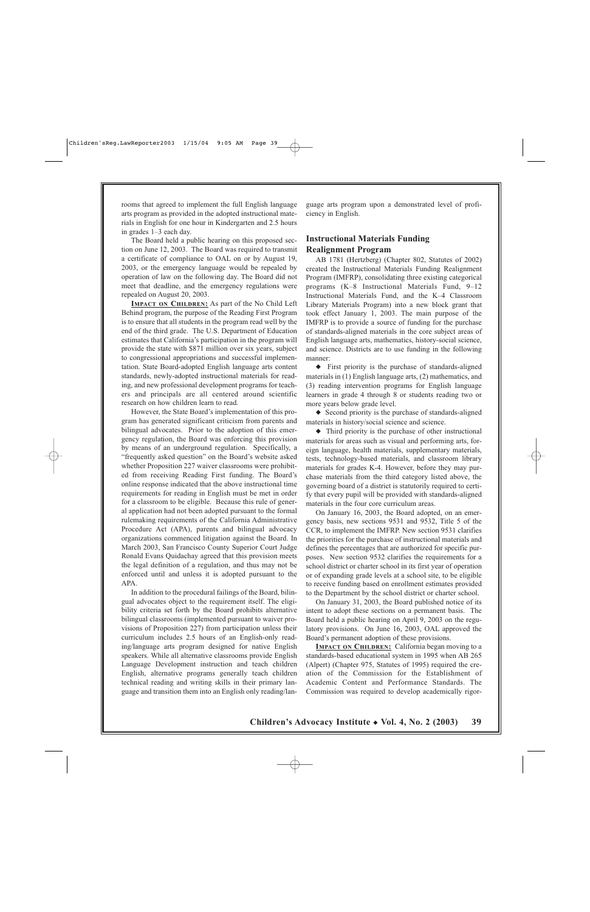rooms that agreed to implement the full English language arts program as provided in the adopted instructional materials in English for one hour in Kindergarten and 2.5 hours in grades 1–3 each day.

The Board held a public hearing on this proposed section on June 12, 2003. The Board was required to transmit a certificate of compliance to OAL on or by August 19, 2003, or the emergency language would be repealed by operation of law on the following day. The Board did not meet that deadline, and the emergency regulations were repealed on August 20, 2003.

**IMPACT ON CHILDREN:** As part of the No Child Left Behind program, the purpose of the Reading First Program is to ensure that all students in the program read well by the end of the third grade. The U.S. Department of Education estimates that California's participation in the program will provide the state with $871 million over six years, subject to congressional appropriations and successful implementation. State Board-adopted English language arts content standards, newly-adopted instructional materials for reading, and new professional development programs for teachers and principals are all centered around scientific research on how children learn to read.

However, the State Board's implementation of this program has generated significant criticism from parents and bilingual advocates. Prior to the adoption of this emergency regulation, the Board was enforcing this provision by means of an underground regulation. Specifically, a "frequently asked question" on the Board's website asked whether Proposition 227 waiver classrooms were prohibited from receiving Reading First funding. The Board's online response indicated that the above instructional time requirements for reading in English must be met in order for a classroom to be eligible. Because this rule of general application had not been adopted pursuant to the formal rulemaking requirements of the California Administrative Procedure Act (APA), parents and bilingual advocacy organizations commenced litigation against the Board. In March 2003, San Francisco County Superior Court Judge Ronald Evans Quidachay agreed that this provision meets the legal definition of a regulation, and thus may not be enforced until and unless it is adopted pursuant to the APA.

In addition to the procedural failings of the Board, bilingual advocates object to the requirement itself. The eligibility criteria set forth by the Board prohibits alternative bilingual classrooms (implemented pursuant to waiver provisions of Proposition 227) from participation unless their curriculum includes 2.5 hours of an English-only reading/language arts program designed for native English speakers. While all alternative classrooms provide English Language Development instruction and teach children English, alternative programs generally teach children technical reading and writing skills in their primary language and transition them into an English only reading/language arts program upon a demonstrated level of proficiency in English.

### Instructional Materials Funding Realignment Program

AB 1781 (Hertzberg) (Chapter 802, Statutes of 2002) created the Instructional Materials Funding Realignment Program (IMFRP), consolidating three existing categorical programs (K–8 Instructional Materials Fund, 9–12 Instructional Materials Fund, and the K–4 Classroom Library Materials Program) into a new block grant that took effect January 1, 2003. The main purpose of the IMFRP is to provide a source of funding for the purchase of standards-aligned materials in the core subject areas of English language arts, mathematics, history-social science, and science. Districts are to use funding in the following manner:

- First priority is the purchase of standards-aligned materials in (1) English language arts, (2) mathematics, and (3) reading intervention programs for English language learners in grade 4 through 8 or students reading two or more years below grade level.
- Second priority is the purchase of standards-aligned materials in history/social science and science.
- Third priority is the purchase of other instructional materials for areas such as visual and performing arts, foreign language, health materials, supplementary materials, tests, technology-based materials, and classroom library materials for grades K-4. However, before they may purchase materials from the third category listed above, the governing board of a district is statutorily required to certify that every pupil will be provided with standards-aligned materials in the four core curriculum areas.

On January 16, 2003, the Board adopted, on an emergency basis, new sections 9531 and 9532, Title 5 of the CCR, to implement the IMFRP. New section 9531 clarifies the priorities for the purchase of instructional materials and defines the percentages that are authorized for specific purposes. New section 9532 clarifies the requirements for a school district or charter school in its first year of operation or of expanding grade levels at a school site, to be eligible to receive funding based on enrollment estimates provided to the Department by the school district or charter school.

On January 31, 2003, the Board published notice of its intent to adopt these sections on a permanent basis. The Board held a public hearing on April 9, 2003 on the regulatory provisions. On June 16, 2003, OAL approved the Board's permanent adoption of these provisions.

**IMPACT ON CHILDREN:** California began moving to a standards-based educational system in 1995 when AB 265 (Alpert) (Chapter 975, Statutes of 1995) required the creation of the Commission for the Establishment of Academic Content and Performance Standards. The Commission was required to develop academically rigor-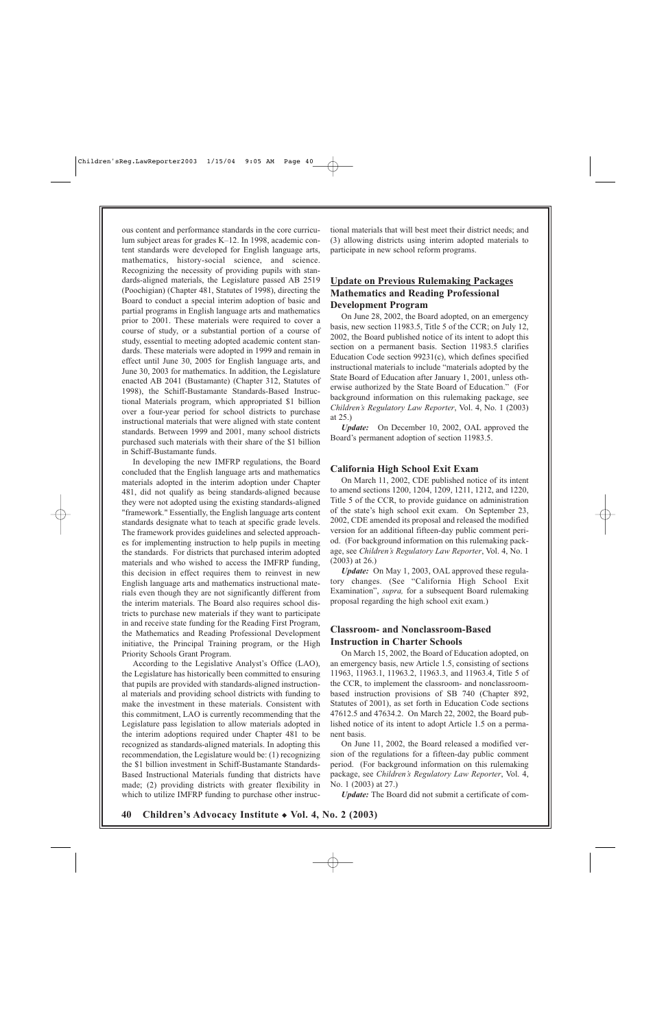ous content and performance standards in the core curriculum subject areas for grades K–12. In 1998, academic content standards were developed for English language arts, mathematics, history-social science, and science. Recognizing the necessity of providing pupils with standards-aligned materials, the Legislature passed AB 2519 (Poochigian) (Chapter 481, Statutes of 1998), directing the Board to conduct a special interim adoption of basic and partial programs in English language arts and mathematics prior to 2001. These materials were required to cover a course of study, or a substantial portion of a course of study, essential to meeting adopted academic content standards. These materials were adopted in 1999 and remain in effect until June 30, 2005 for English language arts, and June 30, 2003 for mathematics. In addition, the Legislature enacted AB 2041 (Bustamante) (Chapter 312, Statutes of 1998), the Schiff-Bustamante Standards-Based Instructional Materials program, which appropriated $1 billion over a four-year period for school districts to purchase instructional materials that were aligned with state content standards. Between 1999 and 2001, many school districts purchased such materials with their share of the $1 billion in Schiff-Bustamante funds.

In developing the new IMFRP regulations, the Board concluded that the English language arts and mathematics materials adopted in the interim adoption under Chapter 481, did not qualify as being standards-aligned because they were not adopted using the existing standards-aligned "framework." Essentially, the English language arts content standards designate what to teach at specific grade levels. The framework provides guidelines and selected approaches for implementing instruction to help pupils in meeting the standards. For districts that purchased interim adopted materials and who wished to access the IMFRP funding, this decision in effect requires them to reinvest in new English language arts and mathematics instructional materials even though they are not significantly different from the interim materials. The Board also requires school districts to purchase new materials if they want to participate in and receive state funding for the Reading First Program, the Mathematics and Reading Professional Development initiative, the Principal Training program, or the High Priority Schools Grant Program.

According to the Legislative Analyst's Office (LAO), the Legislature has historically been committed to ensuring that pupils are provided with standards-aligned instructional materials and providing school districts with funding to make the investment in these materials. Consistent with this commitment, LAO is currently recommending that the Legislature pass legislation to allow materials adopted in the interim adoptions required under Chapter 481 to be recognized as standards-aligned materials. In adopting this recommendation, the Legislature would be: (1) recognizing the $1 billion investment in Schiff-Bustamante Standards-Based Instructional Materials funding that districts have made; (2) providing districts with greater flexibility in which to utilize IMFRP funding to purchase other instructional materials that will best meet their district needs; and (3) allowing districts using interim adopted materials to participate in new school reform programs.

## Update on Previous Rulemaking Packages

### Mathematics and Reading Professional Development Program

On June 28, 2002, the Board adopted, on an emergency basis, new section 11983.5, Title 5 of the CCR; on July 12, 2002, the Board published notice of its intent to adopt this section on a permanent basis. Section 11983.5 clarifies Education Code section 99231(c), which defines specified instructional materials to include "materials adopted by the State Board of Education after January 1, 2001, unless otherwise authorized by the State Board of Education." (For background information on this rulemaking package, see *Children's Regulatory Law Reporter*, Vol. 4, No. 1 (2003) at 25.)

***Update:*** On December 10, 2002, OAL approved the Board's permanent adoption of section 11983.5.

### California High School Exit Exam

On March 11, 2002, CDE published notice of its intent to amend sections 1200, 1204, 1209, 1211, 1212, and 1220, Title 5 of the CCR, to provide guidance on administration of the state's high school exit exam. On September 23, 2002, CDE amended its proposal and released the modified version for an additional fifteen-day public comment period. (For background information on this rulemaking package, see *Children's Regulatory Law Reporter*, Vol. 4, No. 1 (2003) at 26.)

***Update:*** On May 1, 2003, OAL approved these regulatory changes. (See "California High School Exit Examination", *supra,* for a subsequent Board rulemaking proposal regarding the high school exit exam.)

### Classroom- and Nonclassroom-Based Instruction in Charter Schools

On March 15, 2002, the Board of Education adopted, on an emergency basis, new Article 1.5, consisting of sections 11963, 11963.1, 11963.2, 11963.3, and 11963.4, Title 5 of the CCR, to implement the classroom- and nonclassroom-based instruction provisions of SB 740 (Chapter 892, Statutes of 2001), as set forth in Education Code sections 47612.5 and 47634.2. On March 22, 2002, the Board published notice of its intent to adopt Article 1.5 on a permanent basis.

On June 11, 2002, the Board released a modified version of the regulations for a fifteen-day public comment period. (For background information on this rulemaking package, see *Children's Regulatory Law Reporter*, Vol. 4, No. 1 (2003) at 27.)

***Update:*** The Board did not submit a certificate of com-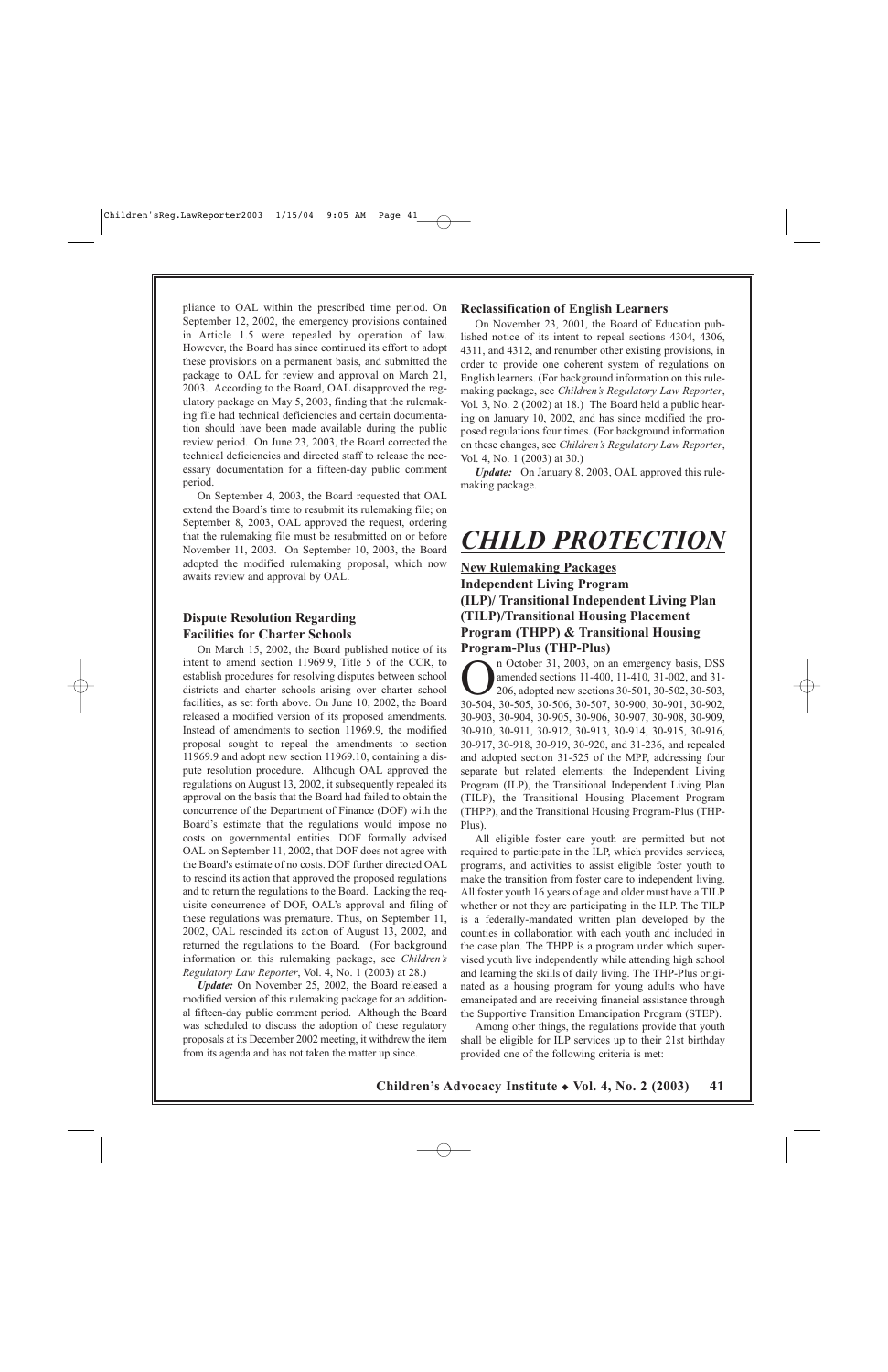pliance to OAL within the prescribed time period. On September 12, 2002, the emergency provisions contained in Article 1.5 were repealed by operation of law. However, the Board has since continued its effort to adopt these provisions on a permanent basis, and submitted the package to OAL for review and approval on March 21, 2003. According to the Board, OAL disapproved the regulatory package on May 5, 2003, finding that the rulemaking file had technical deficiencies and certain documentation should have been made available during the public review period. On June 23, 2003, the Board corrected the technical deficiencies and directed staff to release the necessary documentation for a fifteen-day public comment period.

On September 4, 2003, the Board requested that OAL extend the Board's time to resubmit its rulemaking file; on September 8, 2003, OAL approved the request, ordering that the rulemaking file must be resubmitted on or before November 11, 2003. On September 10, 2003, the Board adopted the modified rulemaking proposal, which now awaits review and approval by OAL.

### Dispute Resolution Regarding Facilities for Charter Schools

On March 15, 2002, the Board published notice of its intent to amend section 11969.9, Title 5 of the CCR, to establish procedures for resolving disputes between school districts and charter schools arising over charter school facilities, as set forth above. On June 10, 2002, the Board released a modified version of its proposed amendments. Instead of amendments to section 11969.9, the modified proposal sought to repeal the amendments to section 11969.9 and adopt new section 11969.10, containing a dispute resolution procedure. Although OAL approved the regulations on August 13, 2002, it subsequently repealed its approval on the basis that the Board had failed to obtain the concurrence of the Department of Finance (DOF) with the Board's estimate that the regulations would impose no costs on governmental entities. DOF formally advised OAL on September 11, 2002, that DOF does not agree with the Board's estimate of no costs. DOF further directed OAL to rescind its action that approved the proposed regulations and to return the regulations to the Board. Lacking the requisite concurrence of DOF, OAL's approval and filing of these regulations was premature. Thus, on September 11, 2002, OAL rescinded its action of August 13, 2002, and returned the regulations to the Board. (For background information on this rulemaking package, see *Children's Regulatory Law Reporter*, Vol. 4, No. 1 (2003) at 28.)

***Update:*** On November 25, 2002, the Board released a modified version of this rulemaking package for an additional fifteen-day public comment period. Although the Board was scheduled to discuss the adoption of these regulatory proposals at its December 2002 meeting, it withdrew the item from its agenda and has not taken the matter up since.

### Reclassification of English Learners

On November 23, 2001, the Board of Education published notice of its intent to repeal sections 4304, 4306, 4311, and 4312, and renumber other existing provisions, in order to provide one coherent system of regulations on English learners. (For background information on this rulemaking package, see *Children's Regulatory Law Reporter*, Vol. 3, No. 2 (2002) at 18.) The Board held a public hearing on January 10, 2002, and has since modified the proposed regulations four times. (For background information on these changes, see *Children's Regulatory Law Reporter*, Vol. 4, No. 1 (2003) at 30.)

***Update:*** On January 8, 2003, OAL approved this rulemaking package.

# *CHILD PROTECTION*

## New Rulemaking Packages

### Independent Living Program (ILP)/ Transitional Independent Living Plan (TILP)/Transitional Housing Placement Program (THPP) & Transitional Housing Program-Plus (THP-Plus)

On October 31, 2003, on an emergency basis, DSS amended sections 11-400, 11-410, 31-002, and 31-206, adopted new sections 30-501, 30-502, 30-503, 30-504, 30-505, 30-506, 30-507, 30-900, 30-901, 30-902, 30-903, 30-904, 30-905, 30-906, 30-907, 30-908, 30-909, 30-910, 30-911, 30-912, 30-913, 30-914, 30-915, 30-916, 30-917, 30-918, 30-919, 30-920, and 31-236, and repealed and adopted section 31-525 of the MPP, addressing four separate but related elements: the Independent Living Program (ILP), the Transitional Independent Living Plan (TILP), the Transitional Housing Placement Program (THPP), and the Transitional Housing Program-Plus (THP-Plus).

All eligible foster care youth are permitted but not required to participate in the ILP, which provides services, programs, and activities to assist eligible foster youth to make the transition from foster care to independent living. All foster youth 16 years of age and older must have a TILP whether or not they are participating in the ILP. The TILP is a federally-mandated written plan developed by the counties in collaboration with each youth and included in the case plan. The THPP is a program under which supervised youth live independently while attending high school and learning the skills of daily living. The THP-Plus originated as a housing program for young adults who have emancipated and are receiving financial assistance through the Supportive Transition Emancipation Program (STEP).

Among other things, the regulations provide that youth shall be eligible for ILP services up to their 21st birthday provided one of the following criteria is met: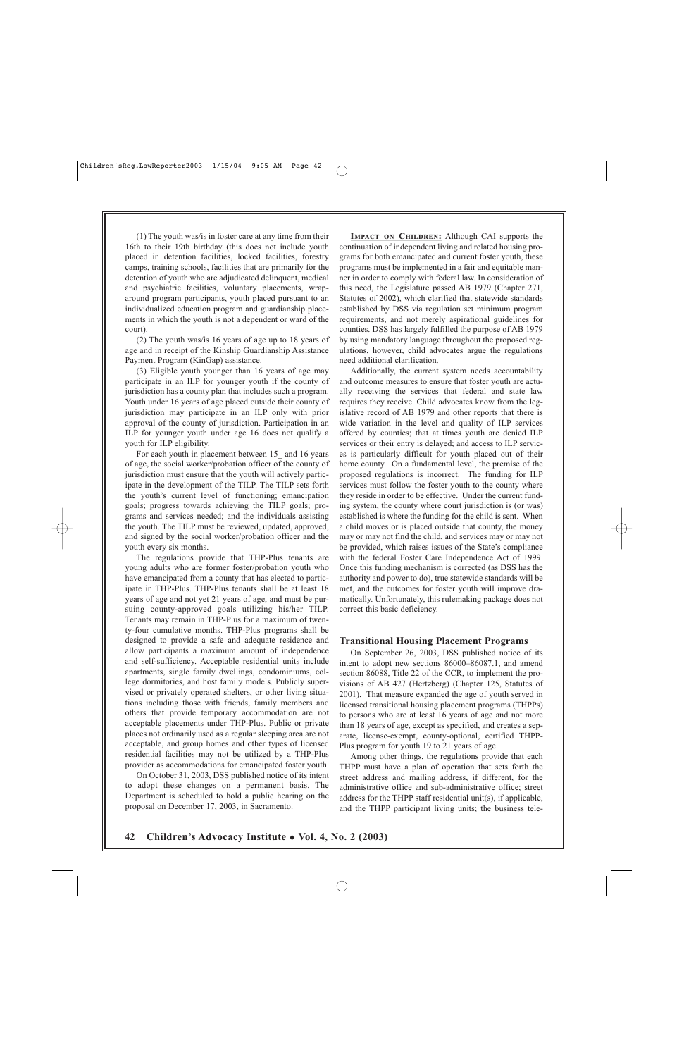(1) The youth was/is in foster care at any time from their 16th to their 19th birthday (this does not include youth placed in detention facilities, locked facilities, forestry camps, training schools, facilities that are primarily for the detention of youth who are adjudicated delinquent, medical and psychiatric facilities, voluntary placements, wraparound program participants, youth placed pursuant to an individualized education program and guardianship placements in which the youth is not a dependent or ward of the court).

(2) The youth was/is 16 years of age up to 18 years of age and in receipt of the Kinship Guardianship Assistance Payment Program (KinGap) assistance.

(3) Eligible youth younger than 16 years of age may participate in an ILP for younger youth if the county of jurisdiction has a county plan that includes such a program. Youth under 16 years of age placed outside their county of jurisdiction may participate in an ILP only with prior approval of the county of jurisdiction. Participation in an ILP for younger youth under age 16 does not qualify a youth for ILP eligibility.

For each youth in placement between 15_ and 16 years of age, the social worker/probation officer of the county of jurisdiction must ensure that the youth will actively participate in the development of the TILP. The TILP sets forth the youth's current level of functioning; emancipation goals; progress towards achieving the TILP goals; programs and services needed; and the individuals assisting the youth. The TILP must be reviewed, updated, approved, and signed by the social worker/probation officer and the youth every six months.

The regulations provide that THP-Plus tenants are young adults who are former foster/probation youth who have emancipated from a county that has elected to participate in THP-Plus. THP-Plus tenants shall be at least 18 years of age and not yet 21 years of age, and must be pursuing county-approved goals utilizing his/her TILP. Tenants may remain in THP-Plus for a maximum of twenty-four cumulative months. THP-Plus programs shall be designed to provide a safe and adequate residence and allow participants a maximum amount of independence and self-sufficiency. Acceptable residential units include apartments, single family dwellings, condominiums, college dormitories, and host family models. Publicly supervised or privately operated shelters, or other living situations including those with friends, family members and others that provide temporary accommodation are not acceptable placements under THP-Plus. Public or private places not ordinarily used as a regular sleeping area are not acceptable, and group homes and other types of licensed residential facilities may not be utilized by a THP-Plus provider as accommodations for emancipated foster youth.

On October 31, 2003, DSS published notice of its intent to adopt these changes on a permanent basis. The Department is scheduled to hold a public hearing on the proposal on December 17, 2003, in Sacramento.

**IMPACT ON CHILDREN:** Although CAI supports the continuation of independent living and related housing programs for both emancipated and current foster youth, these programs must be implemented in a fair and equitable manner in order to comply with federal law. In consideration of this need, the Legislature passed AB 1979 (Chapter 271, Statutes of 2002), which clarified that statewide standards established by DSS via regulation set minimum program requirements, and not merely aspirational guidelines for counties. DSS has largely fulfilled the purpose of AB 1979 by using mandatory language throughout the proposed regulations, however, child advocates argue the regulations need additional clarification.

Additionally, the current system needs accountability and outcome measures to ensure that foster youth are actually receiving the services that federal and state law requires they receive. Child advocates know from the legislative record of AB 1979 and other reports that there is wide variation in the level and quality of ILP services offered by counties; that at times youth are denied ILP services or their entry is delayed; and access to ILP services is particularly difficult for youth placed out of their home county. On a fundamental level, the premise of the proposed regulations is incorrect. The funding for ILP services must follow the foster youth to the county where they reside in order to be effective. Under the current funding system, the county where court jurisdiction is (or was) established is where the funding for the child is sent. When a child moves or is placed outside that county, the money may or may not find the child, and services may or may not be provided, which raises issues of the State's compliance with the federal Foster Care Independence Act of 1999. Once this funding mechanism is corrected (as DSS has the authority and power to do), true statewide standards will be met, and the outcomes for foster youth will improve dramatically. Unfortunately, this rulemaking package does not correct this basic deficiency.

### Transitional Housing Placement Programs

On September 26, 2003, DSS published notice of its intent to adopt new sections 86000–86087.1, and amend section 86088, Title 22 of the CCR, to implement the provisions of AB 427 (Hertzberg) (Chapter 125, Statutes of 2001). That measure expanded the age of youth served in licensed transitional housing placement programs (THPPs) to persons who are at least 16 years of age and not more than 18 years of age, except as specified, and creates a separate, license-exempt, county-optional, certified THPP-Plus program for youth 19 to 21 years of age.

Among other things, the regulations provide that each THPP must have a plan of operation that sets forth the street address and mailing address, if different, for the administrative office and sub-administrative office; street address for the THPP staff residential unit(s), if applicable, and the THPP participant living units; the business tele-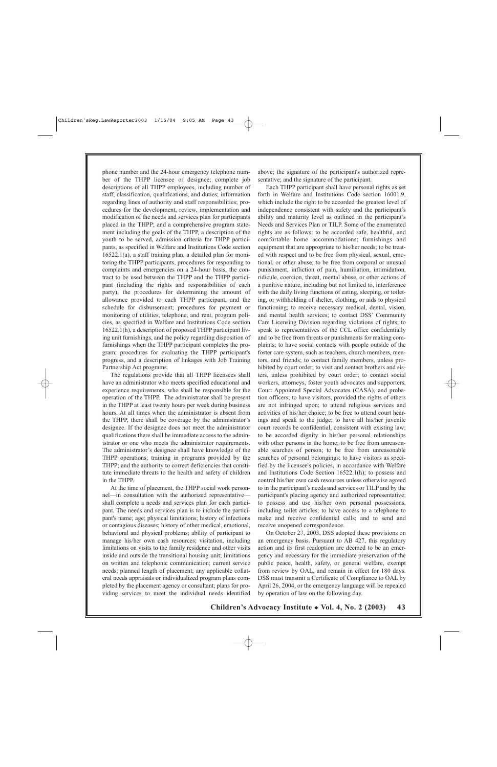phone number and the 24-hour emergency telephone number of the THPP licensee or designee; complete job descriptions of all THPP employees, including number of staff, classification, qualifications, and duties; information regarding lines of authority and staff responsibilities; procedures for the development, review, implementation and modification of the needs and services plan for participants placed in the THPP; and a comprehensive program statement including the goals of the THPP, a description of the youth to be served, admission criteria for THPP participants, as specified in Welfare and Institutions Code section 16522.1(a), a staff training plan, a detailed plan for monitoring the THPP participants, procedures for responding to complaints and emergencies on a 24-hour basis, the contract to be used between the THPP and the THPP participant (including the rights and responsibilities of each party), the procedures for determining the amount of allowance provided to each THPP participant, and the schedule for disbursement; procedures for payment or monitoring of utilities, telephone, and rent, program policies, as specified in Welfare and Institutions Code section 16522.1(h), a description of proposed THPP participant living unit furnishings, and the policy regarding disposition of furnishings when the THPP participant completes the program; procedures for evaluating the THPP participant's progress, and a description of linkages with Job Training Partnership Act programs.

The regulations provide that all THPP licensees shall have an administrator who meets specified educational and experience requirements, who shall be responsible for the operation of the THPP. The administrator shall be present in the THPP at least twenty hours per week during business hours. At all times when the administrator is absent from the THPP, there shall be coverage by the administrator's designee. If the designee does not meet the administrator qualifications there shall be immediate access to the administrator or one who meets the administrator requirements. The administrator's designee shall have knowledge of the THPP operations; training in programs provided by the THPP; and the authority to correct deficiencies that constitute immediate threats to the health and safety of children in the THPP.

At the time of placement, the THPP social work personnel—in consultation with the authorized representative—shall complete a needs and services plan for each participant. The needs and services plan is to include the participant's name; age; physical limitations; history of infections or contagious diseases; history of other medical, emotional, behavioral and physical problems; ability of participant to manage his/her own cash resources; visitation, including limitations on visits to the family residence and other visits inside and outside the transitional housing unit; limitations on written and telephonic communication; current service needs; planned length of placement; any applicable collateral needs appraisals or individualized program plans completed by the placement agency or consultant; plans for providing services to meet the individual needs identified above; the signature of the participant's authorized representative; and the signature of the participant.

Each THPP participant shall have personal rights as set forth in Welfare and Institutions Code section 16001.9, which include the right to be accorded the greatest level of independence consistent with safety and the participant's ability and maturity level as outlined in the participant's Needs and Services Plan or TILP. Some of the enumerated rights are as follows: to be accorded safe, healthful, and comfortable home accommodations; furnishings and equipment that are appropriate to his/her needs; to be treated with respect and to be free from physical, sexual, emotional, or other abuse; to be free from corporal or unusual punishment, infliction of pain, humiliation, intimidation, ridicule, coercion, threat, mental abuse, or other actions of a punitive nature, including but not limited to, interference with the daily living functions of eating, sleeping, or toileting, or withholding of shelter, clothing, or aids to physical functioning; to receive necessary medical, dental, vision, and mental health services; to contact DSS' Community Care Licensing Division regarding violations of rights; to speak to representatives of the CCL office confidentially and to be free from threats or punishments for making complaints; to have social contacts with people outside of the foster care system, such as teachers, church members, mentors, and friends; to contact family members, unless prohibited by court order; to visit and contact brothers and sisters, unless prohibited by court order; to contact social workers, attorneys, foster youth advocates and supporters, Court Appointed Special Advocates (CASA), and probation officers; to have visitors, provided the rights of others are not infringed upon; to attend religious services and activities of his/her choice; to be free to attend court hearings and speak to the judge; to have all his/her juvenile court records be confidential, consistent with existing law; to be accorded dignity in his/her personal relationships with other persons in the home; to be free from unreasonable searches of person; to be free from unreasonable searches of personal belongings; to have visitors as specified by the licensee's policies, in accordance with Welfare and Institutions Code Section 16522.1(h); to possess and control his/her own cash resources unless otherwise agreed to in the participant's needs and services or TILP and by the participant's placing agency and authorized representative; to possess and use his/her own personal possessions, including toilet articles; to have access to a telephone to make and receive confidential calls; and to send and receive unopened correspondence.

On October 27, 2003, DSS adopted these provisions on an emergency basis. Pursuant to AB 427, this regulatory action and its first readoption are deemed to be an emergency and necessary for the immediate preservation of the public peace, health, safety, or general welfare, exempt from review by OAL, and remain in effect for 180 days. DSS must transmit a Certificate of Compliance to OAL by April 26, 2004, or the emergency language will be repealed by operation of law on the following day.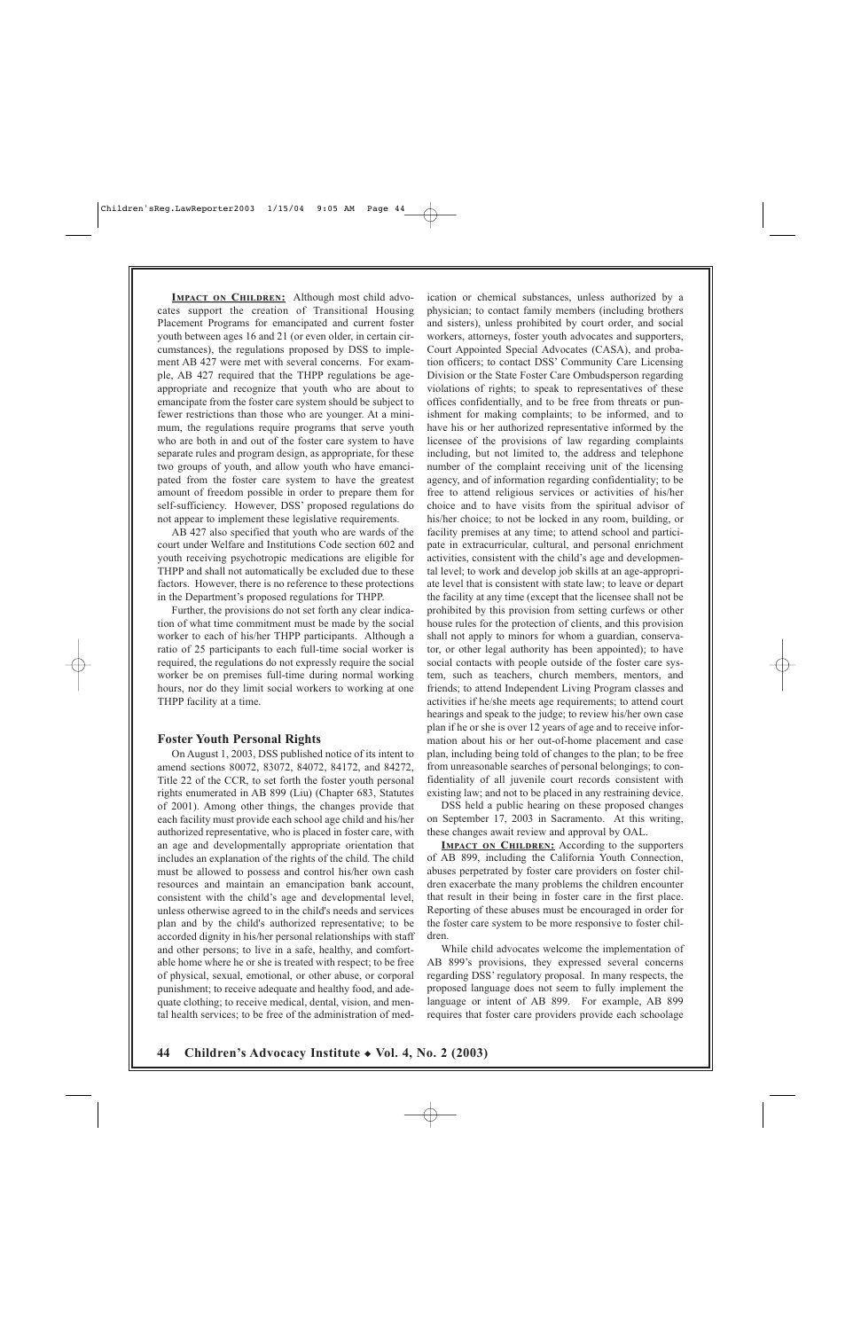**IMPACT ON CHILDREN:** Although most child advocates support the creation of Transitional Housing Placement Programs for emancipated and current foster youth between ages 16 and 21 (or even older, in certain circumstances), the regulations proposed by DSS to implement AB 427 were met with several concerns. For example, AB 427 required that the THPP regulations be age-appropriate and recognize that youth who are about to emancipate from the foster care system should be subject to fewer restrictions than those who are younger. At a minimum, the regulations require programs that serve youth who are both in and out of the foster care system to have separate rules and program design, as appropriate, for these two groups of youth, and allow youth who have emancipated from the foster care system to have the greatest amount of freedom possible in order to prepare them for self-sufficiency. However, DSS' proposed regulations do not appear to implement these legislative requirements.

AB 427 also specified that youth who are wards of the court under Welfare and Institutions Code section 602 and youth receiving psychotropic medications are eligible for THPP and shall not automatically be excluded due to these factors. However, there is no reference to these protections in the Department's proposed regulations for THPP.

Further, the provisions do not set forth any clear indication of what time commitment must be made by the social worker to each of his/her THPP participants. Although a ratio of 25 participants to each full-time social worker is required, the regulations do not expressly require the social worker be on premises full-time during normal working hours, nor do they limit social workers to working at one THPP facility at a time.

### Foster Youth Personal Rights

On August 1, 2003, DSS published notice of its intent to amend sections 80072, 83072, 84072, 84172, and 84272, Title 22 of the CCR, to set forth the foster youth personal rights enumerated in AB 899 (Liu) (Chapter 683, Statutes of 2001). Among other things, the changes provide that each facility must provide each school age child and his/her authorized representative, who is placed in foster care, with an age and developmentally appropriate orientation that includes an explanation of the rights of the child. The child must be allowed to possess and control his/her own cash resources and maintain an emancipation bank account, consistent with the child's age and developmental level, unless otherwise agreed to in the child's needs and services plan and by the child's authorized representative; to be accorded dignity in his/her personal relationships with staff and other persons; to live in a safe, healthy, and comfortable home where he or she is treated with respect; to be free of physical, sexual, emotional, or other abuse, or corporal punishment; to receive adequate and healthy food, and adequate clothing; to receive medical, dental, vision, and mental health services; to be free of the administration of medication or chemical substances, unless authorized by a physician; to contact family members (including brothers and sisters), unless prohibited by court order, and social workers, attorneys, foster youth advocates and supporters, Court Appointed Special Advocates (CASA), and probation officers; to contact DSS' Community Care Licensing Division or the State Foster Care Ombudsperson regarding violations of rights; to speak to representatives of these offices confidentially, and to be free from threats or punishment for making complaints; to be informed, and to have his or her authorized representative informed by the licensee of the provisions of law regarding complaints including, but not limited to, the address and telephone number of the complaint receiving unit of the licensing agency, and of information regarding confidentiality; to be free to attend religious services or activities of his/her choice and to have visits from the spiritual advisor of his/her choice; to not be locked in any room, building, or facility premises at any time; to attend school and participate in extracurricular, cultural, and personal enrichment activities, consistent with the child's age and developmental level; to work and develop job skills at an age-appropriate level that is consistent with state law; to leave or depart the facility at any time (except that the licensee shall not be prohibited by this provision from setting curfews or other house rules for the protection of clients, and this provision shall not apply to minors for whom a guardian, conservator, or other legal authority has been appointed); to have social contacts with people outside of the foster care system, such as teachers, church members, mentors, and friends; to attend Independent Living Program classes and activities if he/she meets age requirements; to attend court hearings and speak to the judge; to review his/her own case plan if he or she is over 12 years of age and to receive information about his or her out-of-home placement and case plan, including being told of changes to the plan; to be free from unreasonable searches of personal belongings; to confidentiality of all juvenile court records consistent with existing law; and not to be placed in any restraining device.

DSS held a public hearing on these proposed changes on September 17, 2003 in Sacramento. At this writing, these changes await review and approval by OAL.

**IMPACT ON CHILDREN:** According to the supporters of AB 899, including the California Youth Connection, abuses perpetrated by foster care providers on foster children exacerbate the many problems the children encounter that result in their being in foster care in the first place. Reporting of these abuses must be encouraged in order for the foster care system to be more responsive to foster children.

While child advocates welcome the implementation of AB 899's provisions, they expressed several concerns regarding DSS' regulatory proposal. In many respects, the proposed language does not seem to fully implement the language or intent of AB 899. For example, AB 899 requires that foster care providers provide each schoolage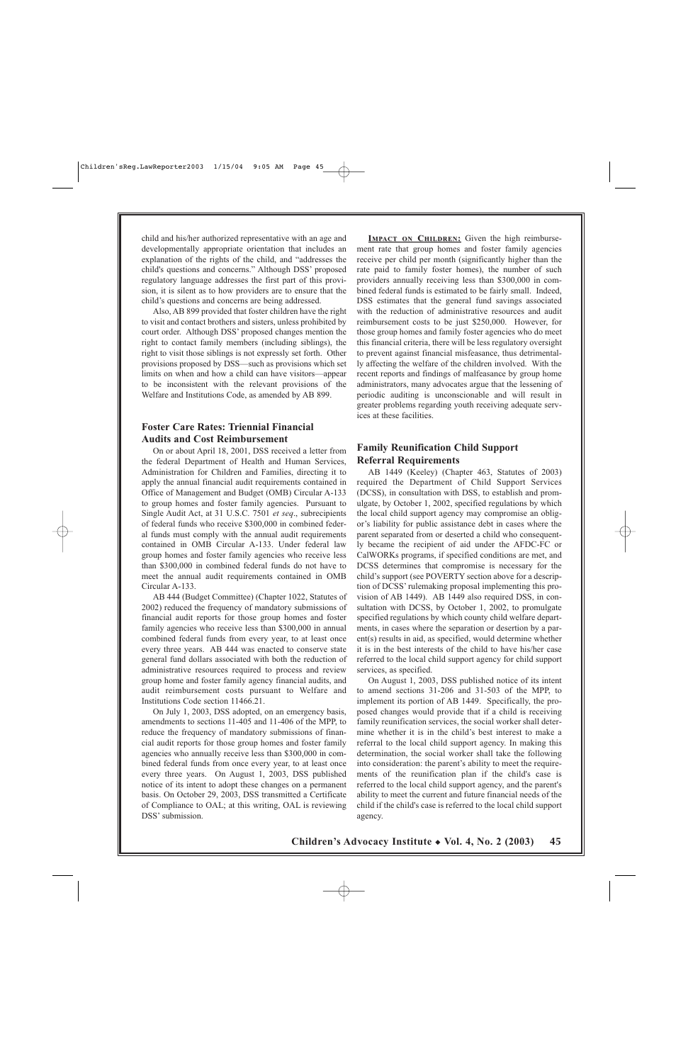child and his/her authorized representative with an age and developmentally appropriate orientation that includes an explanation of the rights of the child, and "addresses the child's questions and concerns." Although DSS' proposed regulatory language addresses the first part of this provision, it is silent as to how providers are to ensure that the child's questions and concerns are being addressed.

Also, AB 899 provided that foster children have the right to visit and contact brothers and sisters, unless prohibited by court order. Although DSS' proposed changes mention the right to contact family members (including siblings), the right to visit those siblings is not expressly set forth. Other provisions proposed by DSS—such as provisions which set limits on when and how a child can have visitors—appear to be inconsistent with the relevant provisions of the Welfare and Institutions Code, as amended by AB 899.

### Foster Care Rates: Triennial Financial Audits and Cost Reimbursement

On or about April 18, 2001, DSS received a letter from the federal Department of Health and Human Services, Administration for Children and Families, directing it to apply the annual financial audit requirements contained in Office of Management and Budget (OMB) Circular A-133 to group homes and foster family agencies. Pursuant to Single Audit Act, at 31 U.S.C. 7501 *et seq*., subrecipients of federal funds who receive $300,000 in combined federal funds must comply with the annual audit requirements contained in OMB Circular A-133. Under federal law group homes and foster family agencies who receive less than $300,000 in combined federal funds do not have to meet the annual audit requirements contained in OMB Circular A-133.

AB 444 (Budget Committee) (Chapter 1022, Statutes of 2002) reduced the frequency of mandatory submissions of financial audit reports for those group homes and foster family agencies who receive less than $300,000 in annual combined federal funds from every year, to at least once every three years. AB 444 was enacted to conserve state general fund dollars associated with both the reduction of administrative resources required to process and review group home and foster family agency financial audits, and audit reimbursement costs pursuant to Welfare and Institutions Code section 11466.21.

On July 1, 2003, DSS adopted, on an emergency basis, amendments to sections 11-405 and 11-406 of the MPP, to reduce the frequency of mandatory submissions of financial audit reports for those group homes and foster family agencies who annually receive less than $300,000 in combined federal funds from once every year, to at least once every three years. On August 1, 2003, DSS published notice of its intent to adopt these changes on a permanent basis. On October 29, 2003, DSS transmitted a Certificate of Compliance to OAL; at this writing, OAL is reviewing DSS' submission.

**IMPACT ON CHILDREN:** Given the high reimbursement rate that group homes and foster family agencies receive per child per month (significantly higher than the rate paid to family foster homes), the number of such providers annually receiving less than $300,000 in combined federal funds is estimated to be fairly small. Indeed, DSS estimates that the general fund savings associated with the reduction of administrative resources and audit reimbursement costs to be just $250,000. However, for those group homes and family foster agencies who do meet this financial criteria, there will be less regulatory oversight to prevent against financial misfeasance, thus detrimentally affecting the welfare of the children involved. With the recent reports and findings of malfeasance by group home administrators, many advocates argue that the lessening of periodic auditing is unconscionable and will result in greater problems regarding youth receiving adequate services at these facilities.

### Family Reunification Child Support Referral Requirements

AB 1449 (Keeley) (Chapter 463, Statutes of 2003) required the Department of Child Support Services (DCSS), in consultation with DSS, to establish and promulgate, by October 1, 2002, specified regulations by which the local child support agency may compromise an obligor's liability for public assistance debt in cases where the parent separated from or deserted a child who consequently became the recipient of aid under the AFDC-FC or CalWORKs programs, if specified conditions are met, and DCSS determines that compromise is necessary for the child's support (see POVERTY section above for a description of DCSS' rulemaking proposal implementing this provision of AB 1449). AB 1449 also required DSS, in consultation with DCSS, by October 1, 2002, to promulgate specified regulations by which county child welfare departments, in cases where the separation or desertion by a parent(s) results in aid, as specified, would determine whether it is in the best interests of the child to have his/her case referred to the local child support agency for child support services, as specified.

On August 1, 2003, DSS published notice of its intent to amend sections 31-206 and 31-503 of the MPP, to implement its portion of AB 1449. Specifically, the proposed changes would provide that if a child is receiving family reunification services, the social worker shall determine whether it is in the child's best interest to make a referral to the local child support agency. In making this determination, the social worker shall take the following into consideration: the parent's ability to meet the requirements of the reunification plan if the child's case is referred to the local child support agency, and the parent's ability to meet the current and future financial needs of the child if the child's case is referred to the local child support agency.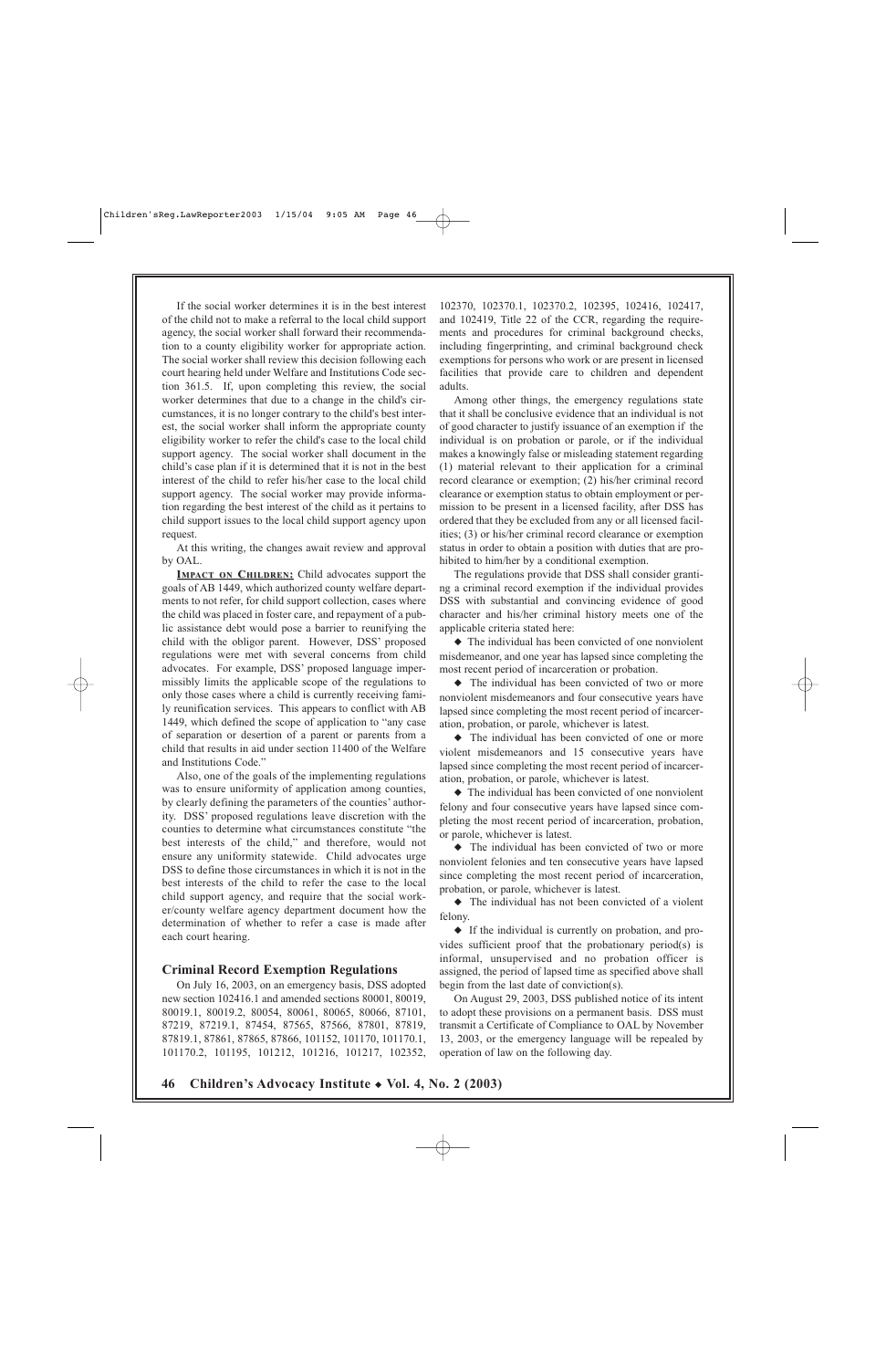If the social worker determines it is in the best interest of the child not to make a referral to the local child support agency, the social worker shall forward their recommendation to a county eligibility worker for appropriate action. The social worker shall review this decision following each court hearing held under Welfare and Institutions Code section 361.5. If, upon completing this review, the social worker determines that due to a change in the child's circumstances, it is no longer contrary to the child's best interest, the social worker shall inform the appropriate county eligibility worker to refer the child's case to the local child support agency. The social worker shall document in the child's case plan if it is determined that it is not in the best interest of the child to refer his/her case to the local child support agency. The social worker may provide information regarding the best interest of the child as it pertains to child support issues to the local child support agency upon request.

At this writing, the changes await review and approval by OAL.

**IMPACT ON CHILDREN:** Child advocates support the goals of AB 1449, which authorized county welfare departments to not refer, for child support collection, cases where the child was placed in foster care, and repayment of a public assistance debt would pose a barrier to reunifying the child with the obligor parent. However, DSS' proposed regulations were met with several concerns from child advocates. For example, DSS' proposed language impermissibly limits the applicable scope of the regulations to only those cases where a child is currently receiving family reunification services. This appears to conflict with AB 1449, which defined the scope of application to "any case of separation or desertion of a parent or parents from a child that results in aid under section 11400 of the Welfare and Institutions Code."

Also, one of the goals of the implementing regulations was to ensure uniformity of application among counties, by clearly defining the parameters of the counties' authority. DSS' proposed regulations leave discretion with the counties to determine what circumstances constitute "the best interests of the child," and therefore, would not ensure any uniformity statewide. Child advocates urge DSS to define those circumstances in which it is not in the best interests of the child to refer the case to the local child support agency, and require that the social worker/county welfare agency department document how the determination of whether to refer a case is made after each court hearing.

### Criminal Record Exemption Regulations

On July 16, 2003, on an emergency basis, DSS adopted new section 102416.1 and amended sections 80001, 80019, 80019.1, 80019.2, 80054, 80061, 80065, 80066, 87101, 87219, 87219.1, 87454, 87565, 87566, 87801, 87819, 87819.1, 87861, 87865, 87866, 101152, 101170, 101170.1, 101170.2, 101195, 101212, 101216, 101217, 102352, 102370, 102370.1, 102370.2, 102395, 102416, 102417, and 102419, Title 22 of the CCR, regarding the requirements and procedures for criminal background checks, including fingerprinting, and criminal background check exemptions for persons who work or are present in licensed facilities that provide care to children and dependent adults.

Among other things, the emergency regulations state that it shall be conclusive evidence that an individual is not of good character to justify issuance of an exemption if the individual is on probation or parole, or if the individual makes a knowingly false or misleading statement regarding (1) material relevant to their application for a criminal record clearance or exemption; (2) his/her criminal record clearance or exemption status to obtain employment or permission to be present in a licensed facility, after DSS has ordered that they be excluded from any or all licensed facilities; (3) or his/her criminal record clearance or exemption status in order to obtain a position with duties that are prohibited to him/her by a conditional exemption.

The regulations provide that DSS shall consider granting a criminal record exemption if the individual provides DSS with substantial and convincing evidence of good character and his/her criminal history meets one of the applicable criteria stated here:

◆ The individual has been convicted of one nonviolent misdemeanor, and one year has lapsed since completing the most recent period of incarceration or probation.

◆ The individual has been convicted of two or more nonviolent misdemeanors and four consecutive years have lapsed since completing the most recent period of incarceration, probation, or parole, whichever is latest.

◆ The individual has been convicted of one or more violent misdemeanors and 15 consecutive years have lapsed since completing the most recent period of incarceration, probation, or parole, whichever is latest.

◆ The individual has been convicted of one nonviolent felony and four consecutive years have lapsed since completing the most recent period of incarceration, probation, or parole, whichever is latest.

◆ The individual has been convicted of two or more nonviolent felonies and ten consecutive years have lapsed since completing the most recent period of incarceration, probation, or parole, whichever is latest.

◆ The individual has not been convicted of a violent felony.

◆ If the individual is currently on probation, and provides sufficient proof that the probationary period(s) is informal, unsupervised and no probation officer is assigned, the period of lapsed time as specified above shall begin from the last date of conviction(s).

On August 29, 2003, DSS published notice of its intent to adopt these provisions on a permanent basis. DSS must transmit a Certificate of Compliance to OAL by November 13, 2003, or the emergency language will be repealed by operation of law on the following day.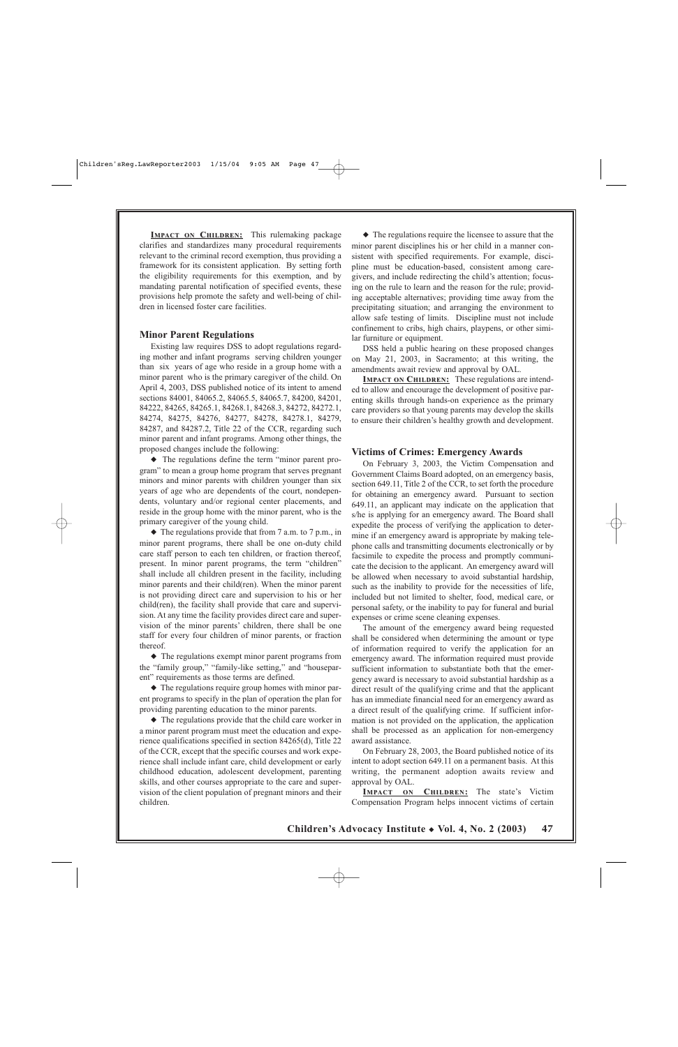**IMPACT ON CHILDREN:** This rulemaking package clarifies and standardizes many procedural requirements relevant to the criminal record exemption, thus providing a framework for its consistent application. By setting forth the eligibility requirements for this exemption, and by mandating parental notification of specified events, these provisions help promote the safety and well-being of children in licensed foster care facilities.

### Minor Parent Regulations

Existing law requires DSS to adopt regulations regarding mother and infant programs serving children younger than six years of age who reside in a group home with a minor parent who is the primary caregiver of the child. On April 4, 2003, DSS published notice of its intent to amend sections 84001, 84065.2, 84065.5, 84065.7, 84200, 84201, 84222, 84265, 84265.1, 84268.1, 84268.3, 84272, 84272.1, 84274, 84275, 84276, 84277, 84278, 84278.1, 84279, 84287, and 84287.2, Title 22 of the CCR, regarding such minor parent and infant programs. Among other things, the proposed changes include the following:

◆ The regulations define the term "minor parent program" to mean a group home program that serves pregnant minors and minor parents with children younger than six years of age who are dependents of the court, nondependents, voluntary and/or regional center placements, and reside in the group home with the minor parent, who is the primary caregiver of the young child.

◆ The regulations provide that from 7 a.m. to 7 p.m., in minor parent programs, there shall be one on-duty child care staff person to each ten children, or fraction thereof, present. In minor parent programs, the term "children" shall include all children present in the facility, including minor parents and their child(ren). When the minor parent is not providing direct care and supervision to his or her child(ren), the facility shall provide that care and supervision. At any time the facility provides direct care and supervision of the minor parents' children, there shall be one staff for every four children of minor parents, or fraction thereof.

◆ The regulations exempt minor parent programs from the "family group," "family-like setting," and "houseparent" requirements as those terms are defined.

◆ The regulations require group homes with minor parent programs to specify in the plan of operation the plan for providing parenting education to the minor parents.

◆ The regulations provide that the child care worker in a minor parent program must meet the education and experience qualifications specified in section 84265(d), Title 22 of the CCR, except that the specific courses and work experience shall include infant care, child development or early childhood education, adolescent development, parenting skills, and other courses appropriate to the care and supervision of the client population of pregnant minors and their children.

◆ The regulations require the licensee to assure that the minor parent disciplines his or her child in a manner consistent with specified requirements. For example, discipline must be education-based, consistent among caregivers, and include redirecting the child's attention; focusing on the rule to learn and the reason for the rule; providing acceptable alternatives; providing time away from the precipitating situation; and arranging the environment to allow safe testing of limits. Discipline must not include confinement to cribs, high chairs, playpens, or other similar furniture or equipment.

DSS held a public hearing on these proposed changes on May 21, 2003, in Sacramento; at this writing, the amendments await review and approval by OAL.

**IMPACT ON CHILDREN:** These regulations are intended to allow and encourage the development of positive parenting skills through hands-on experience as the primary care providers so that young parents may develop the skills to ensure their children's healthy growth and development.

### Victims of Crimes: Emergency Awards

On February 3, 2003, the Victim Compensation and Government Claims Board adopted, on an emergency basis, section 649.11, Title 2 of the CCR, to set forth the procedure for obtaining an emergency award. Pursuant to section 649.11, an applicant may indicate on the application that s/he is applying for an emergency award. The Board shall expedite the process of verifying the application to determine if an emergency award is appropriate by making telephone calls and transmitting documents electronically or by facsimile to expedite the process and promptly communicate the decision to the applicant. An emergency award will be allowed when necessary to avoid substantial hardship, such as the inability to provide for the necessities of life, included but not limited to shelter, food, medical care, or personal safety, or the inability to pay for funeral and burial expenses or crime scene cleaning expenses.

The amount of the emergency award being requested shall be considered when determining the amount or type of information required to verify the application for an emergency award. The information required must provide sufficient information to substantiate both that the emergency award is necessary to avoid substantial hardship as a direct result of the qualifying crime and that the applicant has an immediate financial need for an emergency award as a direct result of the qualifying crime. If sufficient information is not provided on the application, the application shall be processed as an application for non-emergency award assistance.

On February 28, 2003, the Board published notice of its intent to adopt section 649.11 on a permanent basis. At this writing, the permanent adoption awaits review and approval by OAL.

**IMPACT ON CHILDREN:** The state's Victim Compensation Program helps innocent victims of certain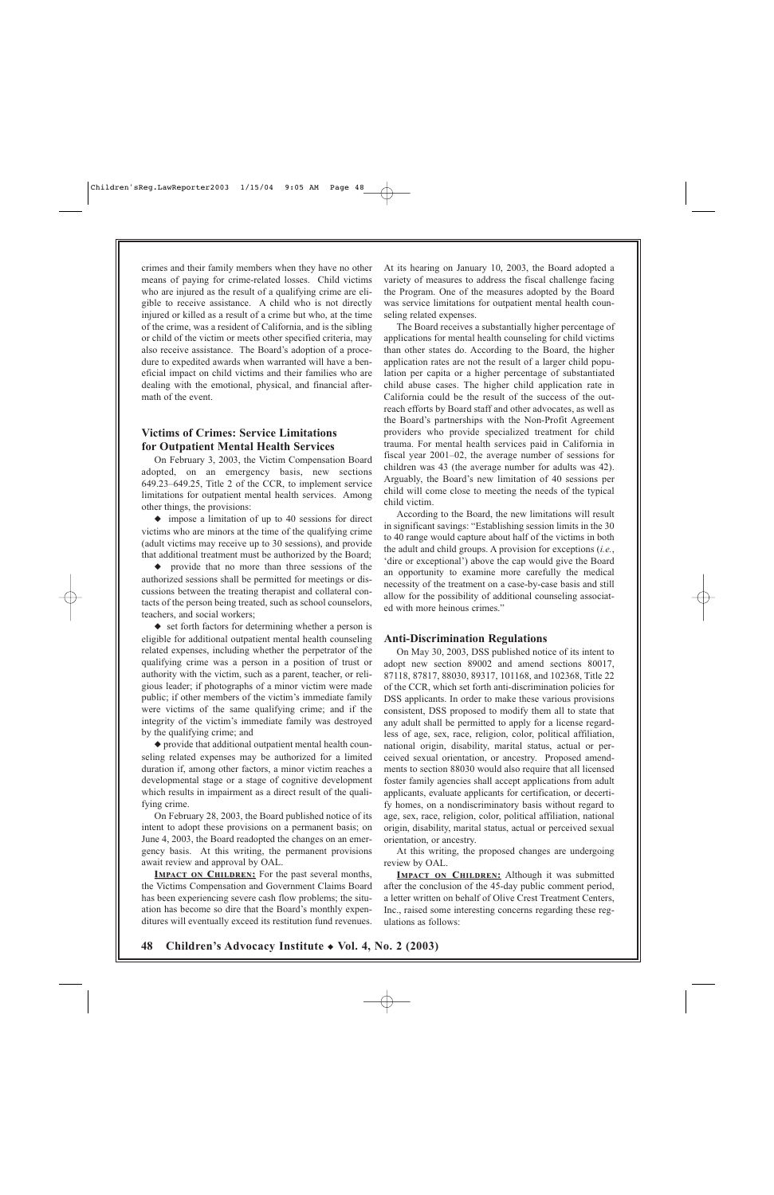crimes and their family members when they have no other means of paying for crime-related losses. Child victims who are injured as the result of a qualifying crime are eligible to receive assistance. A child who is not directly injured or killed as a result of a crime but who, at the time of the crime, was a resident of California, and is the sibling or child of the victim or meets other specified criteria, may also receive assistance. The Board's adoption of a procedure to expedited awards when warranted will have a beneficial impact on child victims and their families who are dealing with the emotional, physical, and financial aftermath of the event.

### Victims of Crimes: Service Limitations for Outpatient Mental Health Services

On February 3, 2003, the Victim Compensation Board adopted, on an emergency basis, new sections 649.23–649.25, Title 2 of the CCR, to implement service limitations for outpatient mental health services. Among other things, the provisions:

- impose a limitation of up to 40 sessions for direct victims who are minors at the time of the qualifying crime (adult victims may receive up to 30 sessions), and provide that additional treatment must be authorized by the Board;
- provide that no more than three sessions of the authorized sessions shall be permitted for meetings or discussions between the treating therapist and collateral contacts of the person being treated, such as school counselors, teachers, and social workers;
- set forth factors for determining whether a person is eligible for additional outpatient mental health counseling related expenses, including whether the perpetrator of the qualifying crime was a person in a position of trust or authority with the victim, such as a parent, teacher, or religious leader; if photographs of a minor victim were made public; if other members of the victim's immediate family were victims of the same qualifying crime; and if the integrity of the victim's immediate family was destroyed by the qualifying crime; and
- provide that additional outpatient mental health counseling related expenses may be authorized for a limited duration if, among other factors, a minor victim reaches a developmental stage or a stage of cognitive development which results in impairment as a direct result of the qualifying crime.

On February 28, 2003, the Board published notice of its intent to adopt these provisions on a permanent basis; on June 4, 2003, the Board readopted the changes on an emergency basis. At this writing, the permanent provisions await review and approval by OAL.

**IMPACT ON CHILDREN:** For the past several months, the Victims Compensation and Government Claims Board has been experiencing severe cash flow problems; the situation has become so dire that the Board's monthly expenditures will eventually exceed its restitution fund revenues. At its hearing on January 10, 2003, the Board adopted a variety of measures to address the fiscal challenge facing the Program. One of the measures adopted by the Board was service limitations for outpatient mental health counseling related expenses.

The Board receives a substantially higher percentage of applications for mental health counseling for child victims than other states do. According to the Board, the higher application rates are not the result of a larger child population per capita or a higher percentage of substantiated child abuse cases. The higher child application rate in California could be the result of the success of the outreach efforts by Board staff and other advocates, as well as the Board's partnerships with the Non-Profit Agreement providers who provide specialized treatment for child trauma. For mental health services paid in California in fiscal year 2001–02, the average number of sessions for children was 43 (the average number for adults was 42). Arguably, the Board's new limitation of 40 sessions per child will come close to meeting the needs of the typical child victim.

According to the Board, the new limitations will result in significant savings: "Establishing session limits in the 30 to 40 range would capture about half of the victims in both the adult and child groups. A provision for exceptions (*i.e.*, 'dire or exceptional') above the cap would give the Board an opportunity to examine more carefully the medical necessity of the treatment on a case-by-case basis and still allow for the possibility of additional counseling associated with more heinous crimes."

### Anti-Discrimination Regulations

On May 30, 2003, DSS published notice of its intent to adopt new section 89002 and amend sections 80017, 87118, 87817, 88030, 89317, 101168, and 102368, Title 22 of the CCR, which set forth anti-discrimination policies for DSS applicants. In order to make these various provisions consistent, DSS proposed to modify them all to state that any adult shall be permitted to apply for a license regardless of age, sex, race, religion, color, political affiliation, national origin, disability, marital status, actual or perceived sexual orientation, or ancestry. Proposed amendments to section 88030 would also require that all licensed foster family agencies shall accept applications from adult applicants, evaluate applicants for certification, or decertify homes, on a nondiscriminatory basis without regard to age, sex, race, religion, color, political affiliation, national origin, disability, marital status, actual or perceived sexual orientation, or ancestry.

At this writing, the proposed changes are undergoing review by OAL.

**IMPACT ON CHILDREN:** Although it was submitted after the conclusion of the 45-day public comment period, a letter written on behalf of Olive Crest Treatment Centers, Inc., raised some interesting concerns regarding these regulations as follows: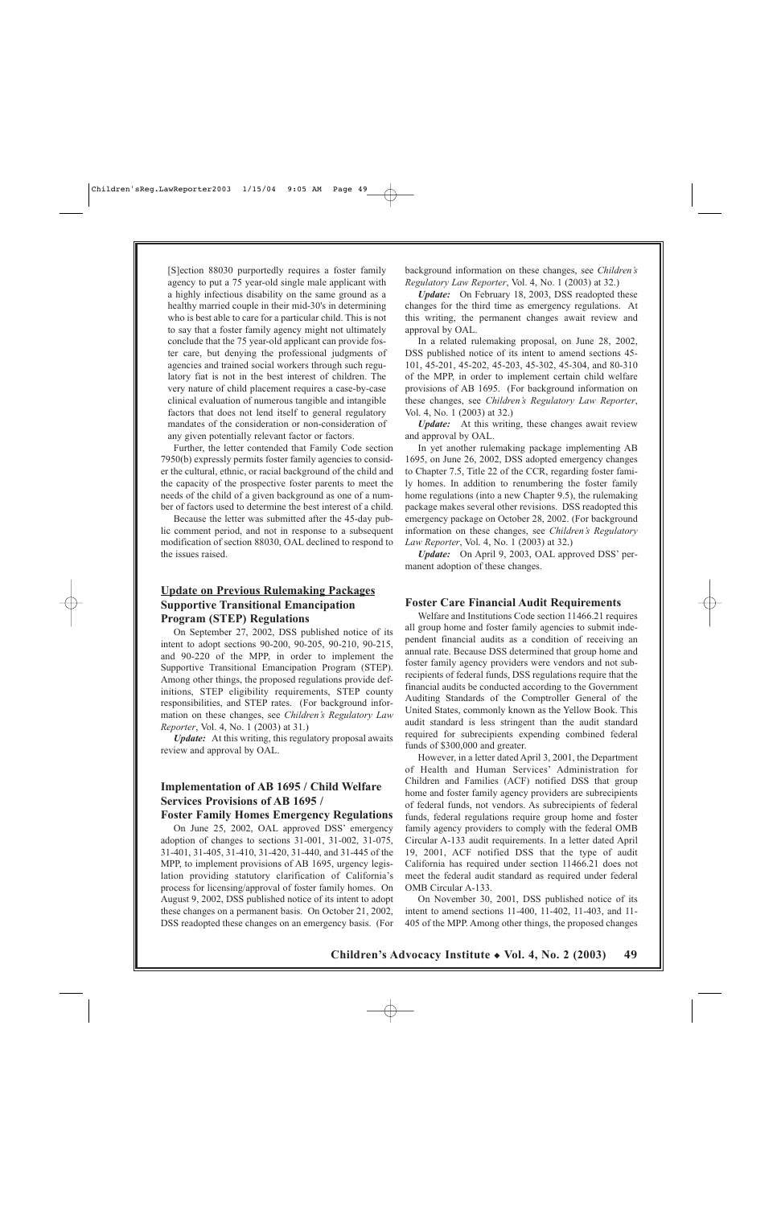[S]ection 88030 purportedly requires a foster family agency to put a 75 year-old single male applicant with a highly infectious disability on the same ground as a healthy married couple in their mid-30's in determining who is best able to care for a particular child. This is not to say that a foster family agency might not ultimately conclude that the 75 year-old applicant can provide foster care, but denying the professional judgments of agencies and trained social workers through such regulatory fiat is not in the best interest of children. The very nature of child placement requires a case-by-case clinical evaluation of numerous tangible and intangible factors that does not lend itself to general regulatory mandates of the consideration or non-consideration of any given potentially relevant factor or factors.

Further, the letter contended that Family Code section 7950(b) expressly permits foster family agencies to consider the cultural, ethnic, or racial background of the child and the capacity of the prospective foster parents to meet the needs of the child of a given background as one of a number of factors used to determine the best interest of a child.

Because the letter was submitted after the 45-day public comment period, and not in response to a subsequent modification of section 88030, OAL declined to respond to the issues raised.

## Update on Previous Rulemaking Packages

### Supportive Transitional Emancipation Program (STEP) Regulations

On September 27, 2002, DSS published notice of its intent to adopt sections 90-200, 90-205, 90-210, 90-215, and 90-220 of the MPP, in order to implement the Supportive Transitional Emancipation Program (STEP). Among other things, the proposed regulations provide definitions, STEP eligibility requirements, STEP county responsibilities, and STEP rates. (For background information on these changes, see *Children's Regulatory Law Reporter*, Vol. 4, No. 1 (2003) at 31.)

***Update:*** At this writing, this regulatory proposal awaits review and approval by OAL.

### Implementation of AB 1695 / Child Welfare Services Provisions of AB 1695 / Foster Family Homes Emergency Regulations

On June 25, 2002, OAL approved DSS' emergency adoption of changes to sections 31-001, 31-002, 31-075, 31-401, 31-405, 31-410, 31-420, 31-440, and 31-445 of the MPP, to implement provisions of AB 1695, urgency legislation providing statutory clarification of California's process for licensing/approval of foster family homes. On August 9, 2002, DSS published notice of its intent to adopt these changes on a permanent basis. On October 21, 2002, DSS readopted these changes on an emergency basis. (For background information on these changes, see *Children's Regulatory Law Reporter*, Vol. 4, No. 1 (2003) at 32.)

***Update:*** On February 18, 2003, DSS readopted these changes for the third time as emergency regulations. At this writing, the permanent changes await review and approval by OAL.

In a related rulemaking proposal, on June 28, 2002, DSS published notice of its intent to amend sections 45-101, 45-201, 45-202, 45-203, 45-302, 45-304, and 80-310 of the MPP, in order to implement certain child welfare provisions of AB 1695. (For background information on these changes, see *Children's Regulatory Law Reporter*, Vol. 4, No. 1 (2003) at 32.)

***Update:*** At this writing, these changes await review and approval by OAL.

In yet another rulemaking package implementing AB 1695, on June 26, 2002, DSS adopted emergency changes to Chapter 7.5, Title 22 of the CCR, regarding foster family homes. In addition to renumbering the foster family home regulations (into a new Chapter 9.5), the rulemaking package makes several other revisions. DSS readopted this emergency package on October 28, 2002. (For background information on these changes, see *Children's Regulatory Law Reporter*, Vol. 4, No. 1 (2003) at 32.)

***Update:*** On April 9, 2003, OAL approved DSS' permanent adoption of these changes.

### Foster Care Financial Audit Requirements

Welfare and Institutions Code section 11466.21 requires all group home and foster family agencies to submit independent financial audits as a condition of receiving an annual rate. Because DSS determined that group home and foster family agency providers were vendors and not subrecipients of federal funds, DSS regulations require that the financial audits be conducted according to the Government Auditing Standards of the Comptroller General of the United States, commonly known as the Yellow Book. This audit standard is less stringent than the audit standard required for subrecipients expending combined federal funds of $300,000 and greater.

However, in a letter dated April 3, 2001, the Department of Health and Human Services' Administration for Children and Families (ACF) notified DSS that group home and foster family agency providers are subrecipients of federal funds, not vendors. As subrecipients of federal funds, federal regulations require group home and foster family agency providers to comply with the federal OMB Circular A-133 audit requirements. In a letter dated April 19, 2001, ACF notified DSS that the type of audit California has required under section 11466.21 does not meet the federal audit standard as required under federal OMB Circular A-133.

On November 30, 2001, DSS published notice of its intent to amend sections 11-400, 11-402, 11-403, and 11-405 of the MPP. Among other things, the proposed changes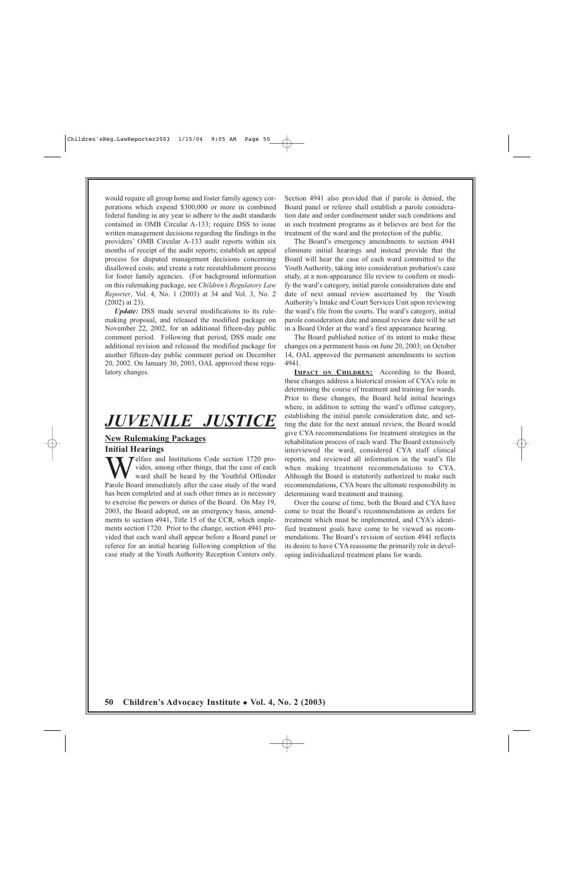would require all group home and foster family agency corporations which expend $300,000 or more in combined federal funding in any year to adhere to the audit standards contained in OMB Circular A-133; require DSS to issue written management decisions regarding the findings in the providers' OMB Circular A-133 audit reports within six months of receipt of the audit reports; establish an appeal process for disputed management decisions concerning disallowed costs; and create a rate reestablishment process for foster family agencies. (For background information on this rulemaking package, see *Children's Regulatory Law Reporter*, Vol. 4, No. 1 (2003) at 34 and Vol. 3, No. 2 (2002) at 23).

***Update:*** DSS made several modifications to its rulemaking proposal, and released the modified package on November 22, 2002, for an additional fifteen-day public comment period. Following that period, DSS made one additional revision and released the modified package for another fifteen-day public comment period on December 20, 2002. On January 30, 2003, OAL approved these regulatory changes.

# *JUVENILE JUSTICE*

## New Rulemaking Packages

### Initial Hearings

Welfare and Institutions Code section 1720 provides, among other things, that the case of each ward shall be heard by the Youthful Offender Parole Board immediately after the case study of the ward has been completed and at such other times as is necessary to exercise the powers or duties of the Board. On May 19, 2003, the Board adopted, on an emergency basis, amendments to section 4941, Title 15 of the CCR, which implements section 1720. Prior to the change, section 4941 provided that each ward shall appear before a Board panel or referee for an initial hearing following completion of the case study at the Youth Authority Reception Centers only. Section 4941 also provided that if parole is denied, the Board panel or referee shall establish a parole consideration date and order confinement under such conditions and in such treatment programs as it believes are best for the treatment of the ward and the protection of the public.

The Board's emergency amendments to section 4941 eliminate initial hearings and instead provide that the Board will hear the case of each ward committed to the Youth Authority, taking into consideration probation's case study, at a non-appearance file review to confirm or modify the ward's category, initial parole consideration date and date of next annual review ascertained by the Youth Authority's Intake and Court Services Unit upon reviewing the ward's file from the courts. The ward's category, initial parole consideration date and annual review date will be set in a Board Order at the ward's first appearance hearing.

The Board published notice of its intent to make these changes on a permanent basis on June 20, 2003; on October 14, OAL approved the permanent amendments to section 4941.

**IMPACT ON CHILDREN:** According to the Board, these changes address a historical erosion of CYA's role in determining the course of treatment and training for wards. Prior to these changes, the Board held initial hearings where, in addition to setting the ward's offense category, establishing the initial parole consideration date, and setting the date for the next annual review, the Board would give CYA recommendations for treatment strategies in the rehabilitation process of each ward. The Board extensively interviewed the ward, considered CYA staff clinical reports, and reviewed all information in the ward's file when making treatment recommendations to CYA. Although the Board is statutorily authorized to make such recommendations, CYA bears the ultimate responsibility in determining ward treatment and training.

Over the course of time, both the Board and CYA have come to treat the Board's recommendations as orders for treatment which must be implemented, and CYA's identified treatment goals have come to be viewed as recommendations. The Board's revision of section 4941 reflects its desire to have CYA reassume the primarily role in developing individualized treatment plans for wards.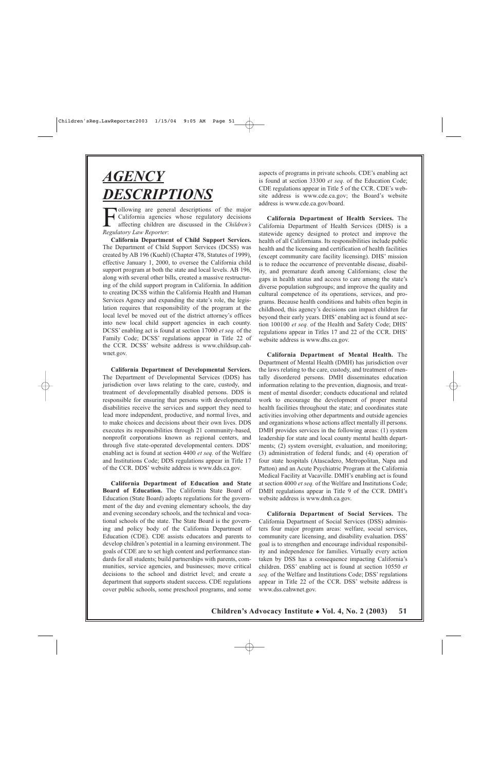# *AGENCY DESCRIPTIONS*

Following are general descriptions of the major California agencies whose regulatory decisions affecting children are discussed in the *Children's Regulatory Law Reporter*:

**California Department of Child Support Services.** The Department of Child Support Services (DCSS) was created by AB 196 (Kuehl) (Chapter 478, Statutes of 1999), effective January 1, 2000, to oversee the California child support program at both the state and local levels. AB 196, along with several other bills, created a massive restructuring of the child support program in California. In addition to creating DCSS within the California Health and Human Services Agency and expanding the state's role, the legislation requires that responsibility of the program at the local level be moved out of the district attorney's offices into new local child support agencies in each county. DCSS' enabling act is found at section 17000 *et seq.* of the Family Code; DCSS' regulations appear in Title 22 of the CCR. DCSS' website address is www.childsup.cahwnet.gov.

**California Department of Developmental Services.** The Department of Developmental Services (DDS) has jurisdiction over laws relating to the care, custody, and treatment of developmentally disabled persons. DDS is responsible for ensuring that persons with developmental disabilities receive the services and support they need to lead more independent, productive, and normal lives, and to make choices and decisions about their own lives. DDS executes its responsibilities through 21 community-based, nonprofit corporations known as regional centers, and through five state-operated developmental centers. DDS' enabling act is found at section 4400 *et seq.* of the Welfare and Institutions Code; DDS regulations appear in Title 17 of the CCR. DDS' website address is www.dds.ca.gov.

**California Department of Education and State Board of Education.** The California State Board of Education (State Board) adopts regulations for the government of the day and evening elementary schools, the day and evening secondary schools, and the technical and vocational schools of the state. The State Board is the governing and policy body of the California Department of Education (CDE). CDE assists educators and parents to develop children's potential in a learning environment. The goals of CDE are to set high content and performance standards for all students; build partnerships with parents, communities, service agencies, and businesses; move critical decisions to the school and district level; and create a department that supports student success. CDE regulations cover public schools, some preschool programs, and some aspects of programs in private schools. CDE's enabling act is found at section 33300 *et seq.* of the Education Code; CDE regulations appear in Title 5 of the CCR. CDE's website address is www.cde.ca.gov; the Board's website address is www.cde.ca.gov/board.

**California Department of Health Services.** The California Department of Health Services (DHS) is a statewide agency designed to protect and improve the health of all Californians. Its responsibilities include public health and the licensing and certification of health facilities (except community care facility licensing). DHS' mission is to reduce the occurrence of preventable disease, disability, and premature death among Californians; close the gaps in health status and access to care among the state's diverse population subgroups; and improve the quality and cultural competence of its operations, services, and programs. Because health conditions and habits often begin in childhood, this agency's decisions can impact children far beyond their early years. DHS' enabling act is found at section 100100 *et seq.* of the Health and Safety Code; DHS' regulations appear in Titles 17 and 22 of the CCR. DHS' website address is www.dhs.ca.gov.

**California Department of Mental Health.** The Department of Mental Health (DMH) has jurisdiction over the laws relating to the care, custody, and treatment of mentally disordered persons. DMH disseminates education information relating to the prevention, diagnosis, and treatment of mental disorder; conducts educational and related work to encourage the development of proper mental health facilities throughout the state; and coordinates state activities involving other departments and outside agencies and organizations whose actions affect mentally ill persons. DMH provides services in the following areas: (1) system leadership for state and local county mental health departments; (2) system oversight, evaluation, and monitoring; (3) administration of federal funds; and (4) operation of four state hospitals (Atascadero, Metropolitan, Napa and Patton) and an Acute Psychiatric Program at the California Medical Facility at Vacaville. DMH's enabling act is found at section 4000 *et seq.* of the Welfare and Institutions Code; DMH regulations appear in Title 9 of the CCR. DMH's website address is www.dmh.ca.gov.

**California Department of Social Services.** The California Department of Social Services (DSS) administers four major program areas: welfare, social services, community care licensing, and disability evaluation. DSS' goal is to strengthen and encourage individual responsibility and independence for families. Virtually every action taken by DSS has a consequence impacting California's children. DSS' enabling act is found at section 10550 *et seq.* of the Welfare and Institutions Code; DSS' regulations appear in Title 22 of the CCR. DSS' website address is www.dss.cahwnet.gov.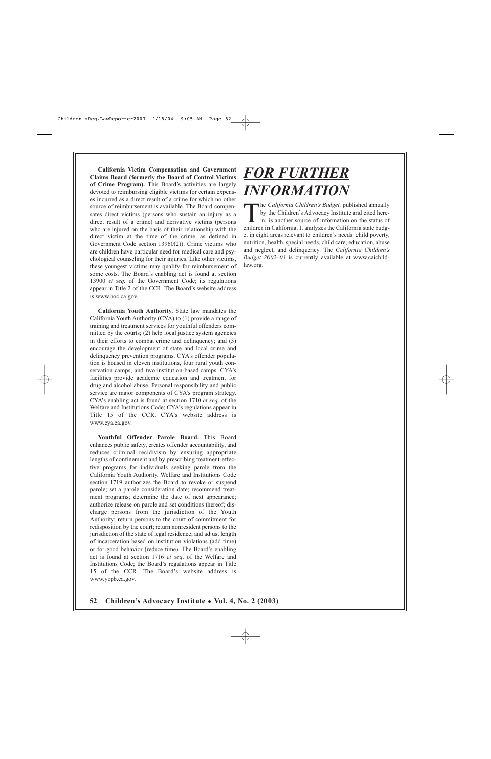**California Victim Compensation and Government Claims Board (formerly the Board of Control Victims of Crime Program).** This Board's activities are largely devoted to reimbursing eligible victims for certain expenses incurred as a direct result of a crime for which no other source of reimbursement is available. The Board compensates direct victims (persons who sustain an injury as a direct result of a crime) and derivative victims (persons who are injured on the basis of their relationship with the direct victim at the time of the crime, as defined in Government Code section 13960(2)). Crime victims who are children have particular need for medical care and psychological counseling for their injuries. Like other victims, these youngest victims may qualify for reimbursement of some costs. The Board's enabling act is found at section 13900 *et seq.* of the Government Code; its regulations appear in Title 2 of the CCR. The Board's website address is www.boc.ca.gov.

**California Youth Authority.** State law mandates the California Youth Authority (CYA) to (1) provide a range of training and treatment services for youthful offenders committed by the courts; (2) help local justice system agencies in their efforts to combat crime and delinquency; and (3) encourage the development of state and local crime and delinquency prevention programs. CYA's offender population is housed in eleven institutions, four rural youth conservation camps, and two institution-based camps. CYA's facilities provide academic education and treatment for drug and alcohol abuse. Personal responsibility and public service are major components of CYA's program strategy. CYA's enabling act is found at section 1710 *et seq*. of the Welfare and Institutions Code; CYA's regulations appear in Title 15 of the CCR. CYA's website address is www.cya.ca.gov.

**Youthful Offender Parole Board.** This Board enhances public safety, creates offender accountability, and reduces criminal recidivism by ensuring appropriate lengths of confinement and by prescribing treatment-effective programs for individuals seeking parole from the California Youth Authority. Welfare and Institutions Code section 1719 authorizes the Board to revoke or suspend parole; set a parole consideration date; recommend treatment programs; determine the date of next appearance; authorize release on parole and set conditions thereof; discharge persons from the jurisdiction of the Youth Authority; return persons to the court of commitment for redisposition by the court; return nonresident persons to the jurisdiction of the state of legal residence; and adjust length of incarceration based on institution violations (add time) or for good behavior (reduce time). The Board's enabling act is found at section 1716 *et seq.* of the Welfare and Institutions Code; the Board's regulations appear in Title 15 of the CCR. The Board's website address is www.yopb.ca.gov.

# *FOR FURTHER INFORMATION*

The *California Children's Budget,* published annually by the Children's Advocacy Institute and cited herein, is another source of information on the status of children in California. It analyzes the California state budget in eight areas relevant to children's needs: child poverty, nutrition, health, special needs, child care, education, abuse and neglect, and delinquency. The *California Children's Budget 2002–03* is currently available at www.caichildlaw.org.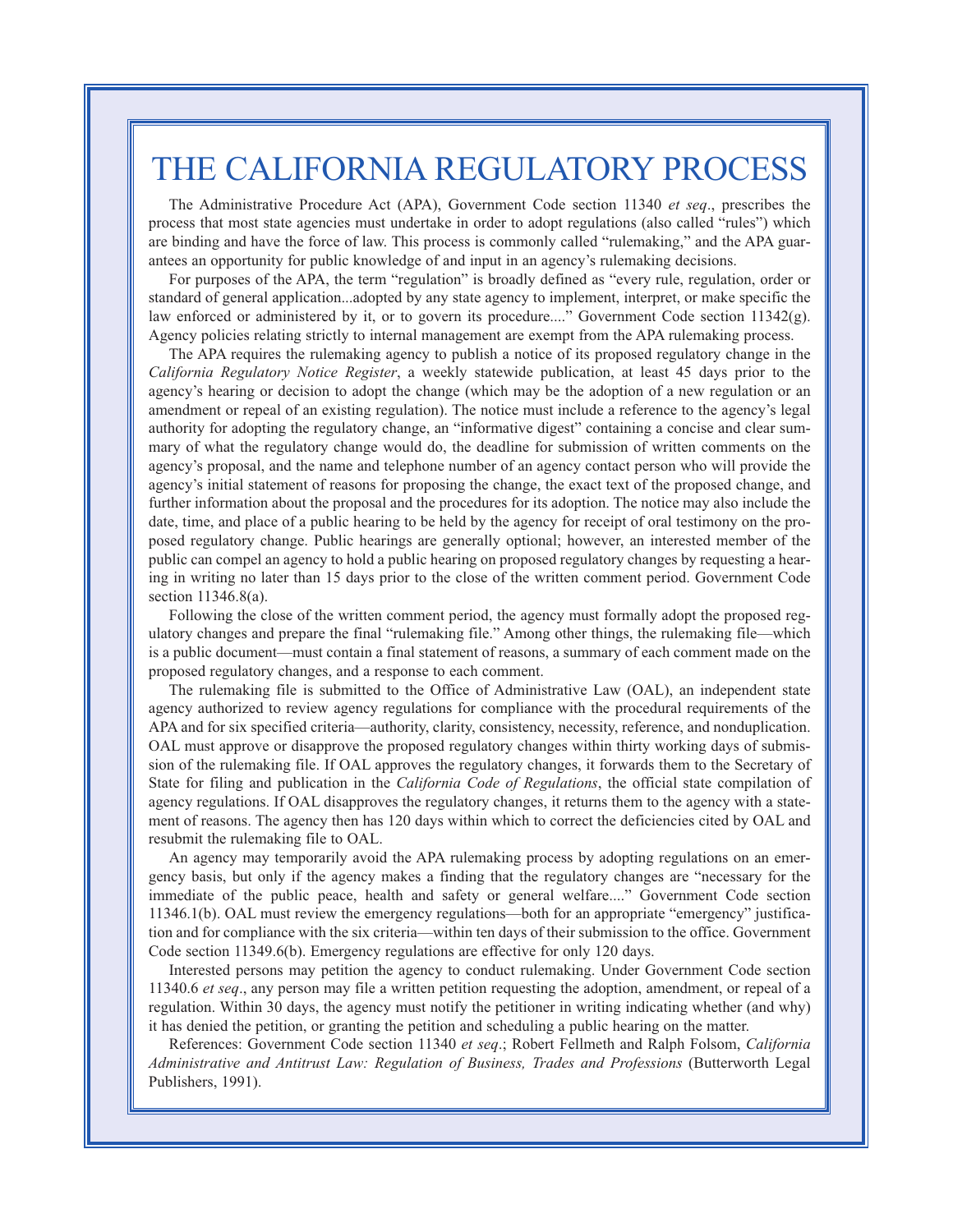# THE CALIFORNIA REGULATORY PROCESS

The Administrative Procedure Act (APA), Government Code section 11340 *et seq*., prescribes the process that most state agencies must undertake in order to adopt regulations (also called "rules") which are binding and have the force of law. This process is commonly called "rulemaking," and the APA guarantees an opportunity for public knowledge of and input in an agency's rulemaking decisions.

For purposes of the APA, the term "regulation" is broadly defined as "every rule, regulation, order or standard of general application...adopted by any state agency to implement, interpret, or make specific the law enforced or administered by it, or to govern its procedure...." Government Code section 11342(g). Agency policies relating strictly to internal management are exempt from the APA rulemaking process.

The APA requires the rulemaking agency to publish a notice of its proposed regulatory change in the *California Regulatory Notice Register*, a weekly statewide publication, at least 45 days prior to the agency's hearing or decision to adopt the change (which may be the adoption of a new regulation or an amendment or repeal of an existing regulation). The notice must include a reference to the agency's legal authority for adopting the regulatory change, an "informative digest" containing a concise and clear summary of what the regulatory change would do, the deadline for submission of written comments on the agency's proposal, and the name and telephone number of an agency contact person who will provide the agency's initial statement of reasons for proposing the change, the exact text of the proposed change, and further information about the proposal and the procedures for its adoption. The notice may also include the date, time, and place of a public hearing to be held by the agency for receipt of oral testimony on the proposed regulatory change. Public hearings are generally optional; however, an interested member of the public can compel an agency to hold a public hearing on proposed regulatory changes by requesting a hearing in writing no later than 15 days prior to the close of the written comment period. Government Code section 11346.8(a).

Following the close of the written comment period, the agency must formally adopt the proposed regulatory changes and prepare the final "rulemaking file." Among other things, the rulemaking file—which is a public document—must contain a final statement of reasons, a summary of each comment made on the proposed regulatory changes, and a response to each comment.

The rulemaking file is submitted to the Office of Administrative Law (OAL), an independent state agency authorized to review agency regulations for compliance with the procedural requirements of the APA and for six specified criteria—authority, clarity, consistency, necessity, reference, and nonduplication. OAL must approve or disapprove the proposed regulatory changes within thirty working days of submission of the rulemaking file. If OAL approves the regulatory changes, it forwards them to the Secretary of State for filing and publication in the *California Code of Regulations*, the official state compilation of agency regulations. If OAL disapproves the regulatory changes, it returns them to the agency with a statement of reasons. The agency then has 120 days within which to correct the deficiencies cited by OAL and resubmit the rulemaking file to OAL.

An agency may temporarily avoid the APA rulemaking process by adopting regulations on an emergency basis, but only if the agency makes a finding that the regulatory changes are "necessary for the immediate of the public peace, health and safety or general welfare...." Government Code section 11346.1(b). OAL must review the emergency regulations—both for an appropriate "emergency" justification and for compliance with the six criteria—within ten days of their submission to the office. Government Code section 11349.6(b). Emergency regulations are effective for only 120 days.

Interested persons may petition the agency to conduct rulemaking. Under Government Code section 11340.6 *et seq*., any person may file a written petition requesting the adoption, amendment, or repeal of a regulation. Within 30 days, the agency must notify the petitioner in writing indicating whether (and why) it has denied the petition, or granting the petition and scheduling a public hearing on the matter.

References: Government Code section 11340 *et seq*.; Robert Fellmeth and Ralph Folsom, *California Administrative and Antitrust Law: Regulation of Business, Trades and Professions* (Butterworth Legal Publishers, 1991).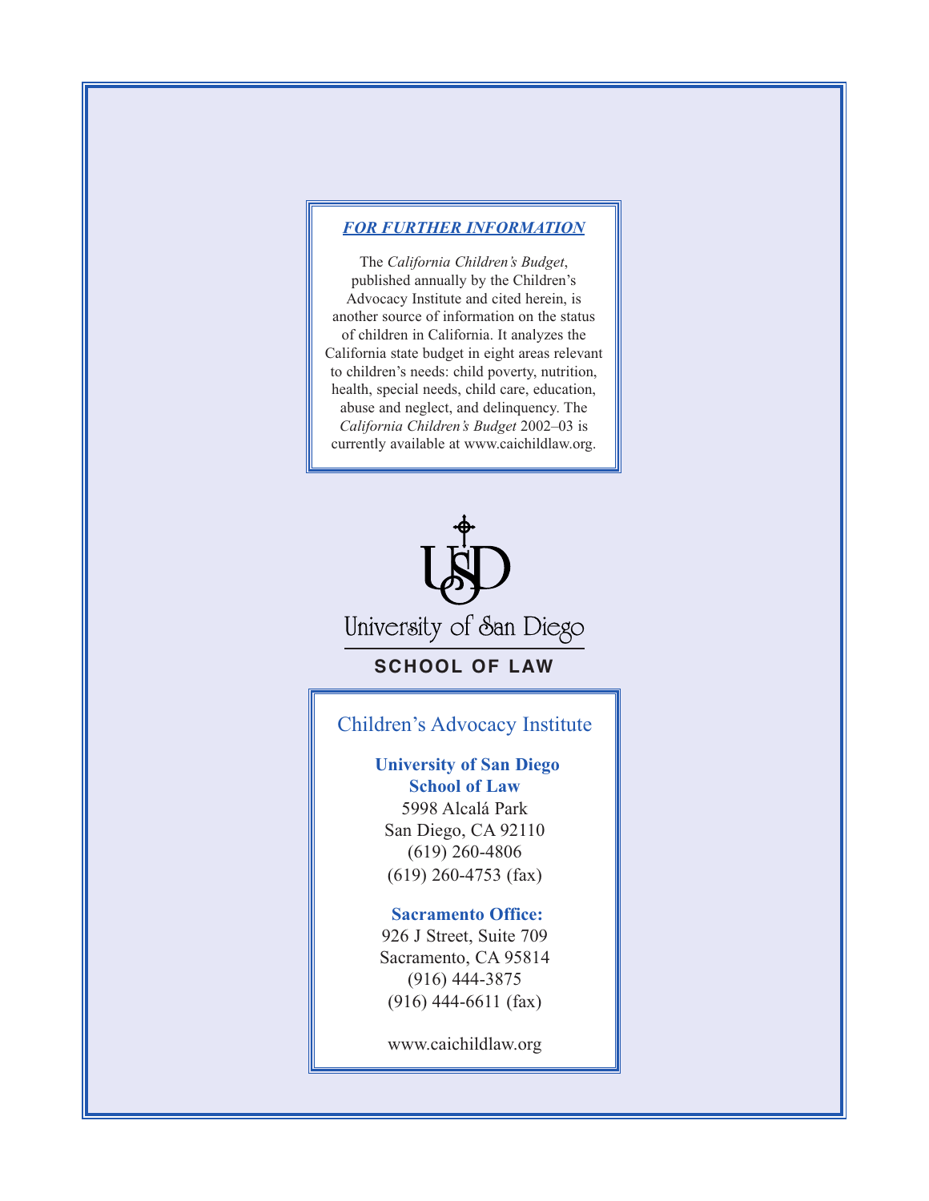***FOR FURTHER INFORMATION***

The *California Children's Budget*, published annually by the Children's Advocacy Institute and cited herein, is another source of information on the status of children in California. It analyzes the California state budget in eight areas relevant to children's needs: child poverty, nutrition, health, special needs, child care, education, abuse and neglect, and delinquency. The *California Children's Budget* 2002–03 is currently available at www.caichildlaw.org.

University of San Diego

**SCHOOL OF LAW**

Children's Advocacy Institute

**University of San Diego**
**School of Law**
5998 Alcalá Park
San Diego, CA 92110
(619) 260-4806
(619) 260-4753 (fax)

**Sacramento Office:**
926 J Street, Suite 709
Sacramento, CA 95814
(916) 444-3875
(916) 444-6611 (fax)

www.caichildlaw.org